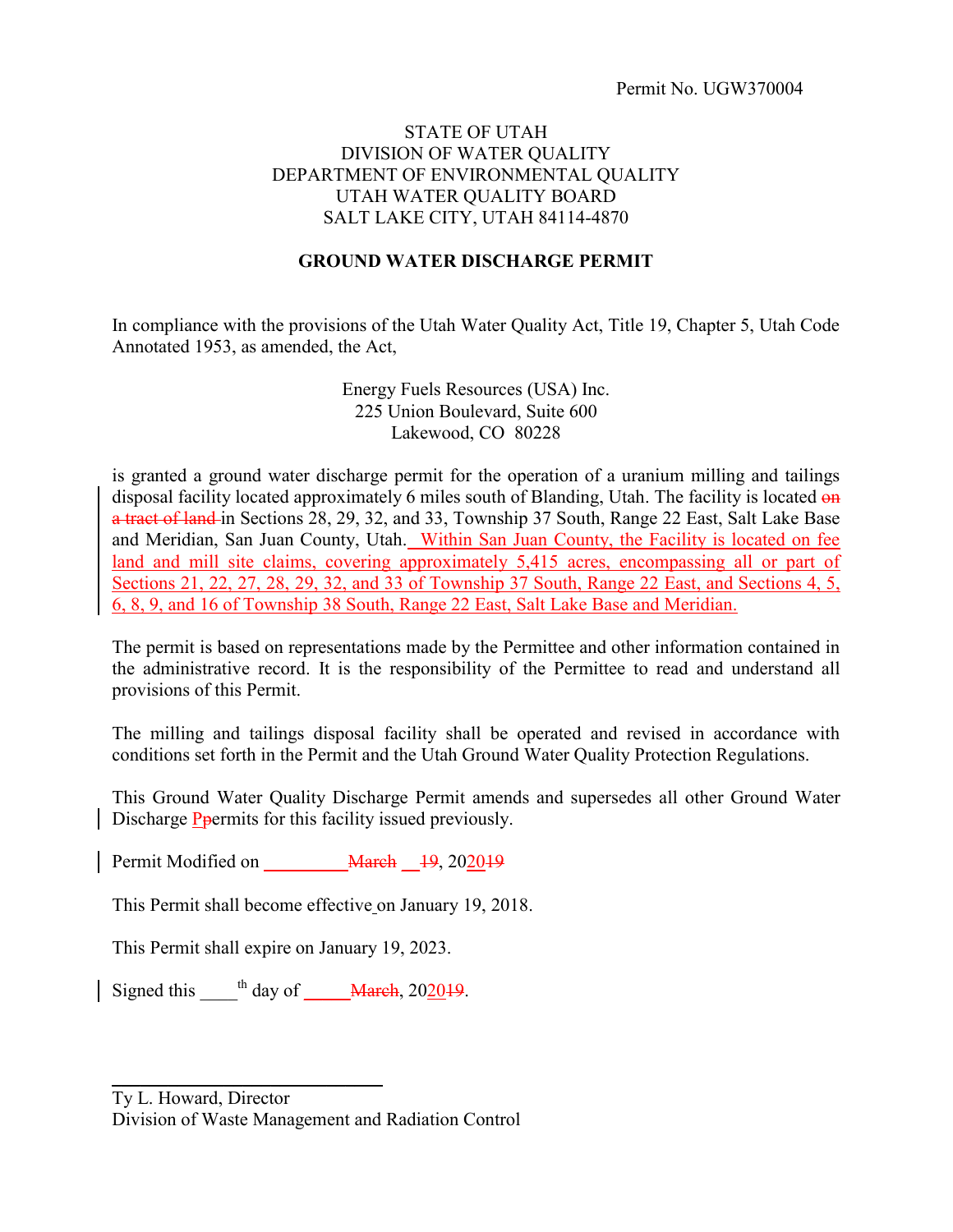Permit No. UGW370004

STATE OF UTAH
DIVISION OF WATER QUALITY
DEPARTMENT OF ENVIRONMENTAL QUALITY
UTAH WATER QUALITY BOARD
SALT LAKE CITY, UTAH 84114-4870

**GROUND WATER DISCHARGE PERMIT**

In compliance with the provisions of the Utah Water Quality Act, Title 19, Chapter 5, Utah Code Annotated 1953, as amended, the Act,

Energy Fuels Resources (USA) Inc.
225 Union Boulevard, Suite 600
Lakewood, CO 80228

is granted a ground water discharge permit for the operation of a uranium milling and tailings disposal facility located approximately 6 miles south of Blanding, Utah. The facility is located ~~on a tract of land~~ in Sections 28, 29, 32, and 33, Township 37 South, Range 22 East, Salt Lake Base and Meridian, San Juan County, Utah. Within San Juan County, the Facility is located on fee land and mill site claims, covering approximately 5,415 acres, encompassing all or part of Sections 21, 22, 27, 28, 29, 32, and 33 of Township 37 South, Range 22 East, and Sections 4, 5, 6, 8, 9, and 16 of Township 38 South, Range 22 East, Salt Lake Base and Meridian.

The permit is based on representations made by the Permittee and other information contained in the administrative record. It is the responsibility of the Permittee to read and understand all provisions of this Permit.

The milling and tailings disposal facility shall be operated and revised in accordance with conditions set forth in the Permit and the Utah Ground Water Quality Protection Regulations.

This Ground Water Quality Discharge Permit amends and supersedes all other Ground Water Discharge P~~p~~ermits for this facility issued previously.

Permit Modified on __________ ~~March~~ __ ~~19~~, 2020~~19~~

This Permit shall become effective on January 19, 2018.

This Permit shall expire on January 19, 2023.

Signed this ____th day of _____ ~~March~~, 2020~~19~~.

_______________________________
Ty L. Howard, Director
Division of Waste Management and Radiation Control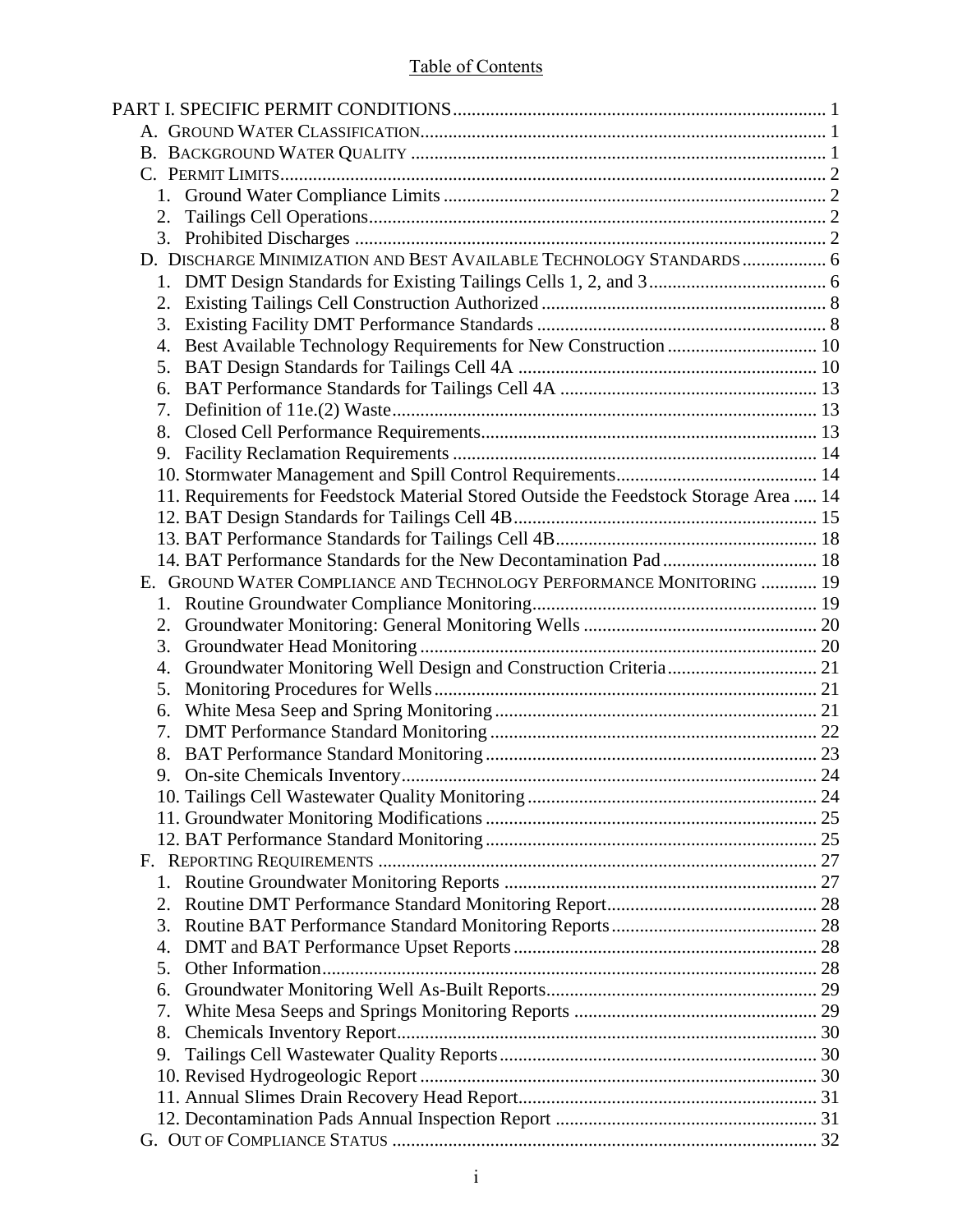# Table of Contents

PART I. SPECIFIC PERMIT CONDITIONS ........................................................................... 1

- A. GROUND WATER CLASSIFICATION ........................................................................... 1
- B. BACKGROUND WATER QUALITY ........................................................................... 1
- C. PERMIT LIMITS ........................................................................... 2
  1. Ground Water Compliance Limits ........................................................................... 2
  2. Tailings Cell Operations ........................................................................... 2
  3. Prohibited Discharges ........................................................................... 2
- D. DISCHARGE MINIMIZATION AND BEST AVAILABLE TECHNOLOGY STANDARDS ................. 6
  1. DMT Design Standards for Existing Tailings Cells 1, 2, and 3 ........................................ 6
  2. Existing Tailings Cell Construction Authorized ........................................................... 8
  3. Existing Facility DMT Performance Standards ........................................................... 8
  4. Best Available Technology Requirements for New Construction ................................ 10
  5. BAT Design Standards for Tailings Cell 4A ........................................................... 10
  6. BAT Performance Standards for Tailings Cell 4A ........................................................... 13
  7. Definition of 11e.(2) Waste ........................................................................... 13
  8. Closed Cell Performance Requirements ........................................................................... 13
  9. Facility Reclamation Requirements ........................................................................... 14
  10. Stormwater Management and Spill Control Requirements ........................................... 14
  11. Requirements for Feedstock Material Stored Outside the Feedstock Storage Area ..... 14
  12. BAT Design Standards for Tailings Cell 4B ........................................................... 15
  13. BAT Performance Standards for Tailings Cell 4B ........................................................... 18
  14. BAT Performance Standards for the New Decontamination Pad ................................ 18
- E. GROUND WATER COMPLIANCE AND TECHNOLOGY PERFORMANCE MONITORING ............ 19
  1. Routine Groundwater Compliance Monitoring ........................................................... 19
  2. Groundwater Monitoring: General Monitoring Wells ........................................................... 20
  3. Groundwater Head Monitoring ........................................................................... 20
  4. Groundwater Monitoring Well Design and Construction Criteria ................................ 21
  5. Monitoring Procedures for Wells ........................................................................... 21
  6. White Mesa Seep and Spring Monitoring ........................................................................... 21
  7. DMT Performance Standard Monitoring ........................................................................... 22
  8. BAT Performance Standard Monitoring ........................................................................... 23
  9. On-site Chemicals Inventory ........................................................................... 24
  10. Tailings Cell Wastewater Quality Monitoring ........................................................... 24
  11. Groundwater Monitoring Modifications ........................................................................... 25
  12. BAT Performance Standard Monitoring ........................................................................... 25
- F. REPORTING REQUIREMENTS ........................................................................... 27
  1. Routine Groundwater Monitoring Reports ........................................................................... 27
  2. Routine DMT Performance Standard Monitoring Report ............................................ 28
  3. Routine BAT Performance Standard Monitoring Reports ............................................ 28
  4. DMT and BAT Performance Upset Reports ........................................................................... 28
  5. Other Information ........................................................................... 28
  6. Groundwater Monitoring Well As-Built Reports ........................................................... 29
  7. White Mesa Seeps and Springs Monitoring Reports ........................................................... 29
  8. Chemicals Inventory Report ........................................................................... 30
  9. Tailings Cell Wastewater Quality Reports ........................................................................... 30
  10. Revised Hydrogeologic Report ........................................................................... 30
  11. Annual Slimes Drain Recovery Head Report ........................................................... 31
  12. Decontamination Pads Annual Inspection Report ........................................................... 31
- G. OUT OF COMPLIANCE STATUS ........................................................................... 32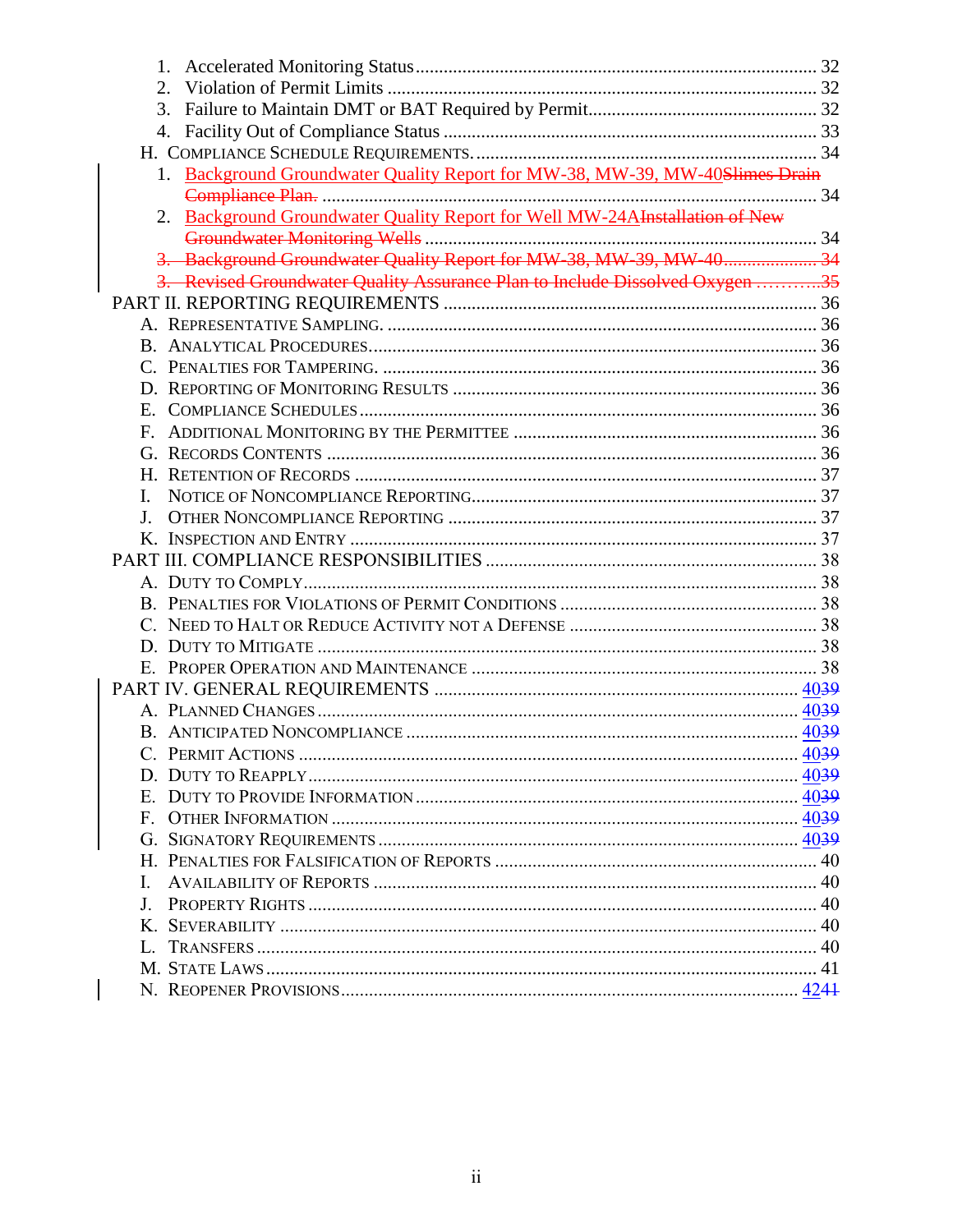1. Accelerated Monitoring Status ........................................................................ 32
2. Violation of Permit Limits ................................................................................ 32
3. Failure to Maintain DMT or BAT Required by Permit.................................... 32
4. Facility Out of Compliance Status ................................................................... 33

H. Compliance Schedule Requirements. ......................................................................... 34

1. Background Groundwater Quality Report for MW-38, MW-39, MW-40~~Slimes Drain Compliance Plan.~~ ........................................................................................ 34
2. Background Groundwater Quality Report for Well MW-24A~~Installation of New Groundwater Monitoring Wells~~ .............................................................................. 34
3. ~~Background Groundwater Quality Report for MW-38, MW-39, MW-40.................... 34~~
3. ~~Revised Groundwater Quality Assurance Plan to Include Dissolved Oxygen ...........35~~

PART II. REPORTING REQUIREMENTS ......................................................................... 36

A. Representative Sampling. ........................................................................................... 36
B. Analytical Procedures................................................................................................. 36
C. Penalties for Tampering. ............................................................................................ 36
D. Reporting of Monitoring Results ............................................................................... 36
E. Compliance Schedules ................................................................................................. 36
F. Additional Monitoring by the Permittee .................................................................... 36
G. Records Contents ........................................................................................................ 36
H. Retention of Records .................................................................................................. 37
I. Notice of Noncompliance Reporting.......................................................................... 37
J. Other Noncompliance Reporting ............................................................................... 37
K. Inspection and Entry .................................................................................................. 37

PART III. COMPLIANCE RESPONSIBILITIES ................................................................ 38

A. Duty to Comply............................................................................................................ 38
B. Penalties for Violations of Permit Conditions .......................................................... 38
C. Need to Halt or Reduce Activity not a Defense ........................................................ 38
D. Duty to Mitigate .......................................................................................................... 38
E. Proper Operation and Maintenance ......................................................................... 38

PART IV. GENERAL REQUIREMENTS ........................................................................ 40~~39~~

A. Planned Changes ......................................................................................................... 40~~39~~
B. Anticipated Noncompliance ....................................................................................... 40~~39~~
C. Permit Actions ............................................................................................................. 40~~39~~
D. Duty to Reapply........................................................................................................... 40~~39~~
E. Duty to Provide Information ...................................................................................... 40~~39~~
F. Other Information ....................................................................................................... 40~~39~~
G. Signatory Requirements ............................................................................................. 40~~39~~
H. Penalties for Falsification of Reports ........................................................................ 40
I. Availability of Reports ............................................................................................... 40
J. Property Rights ............................................................................................................ 40
K. Severability .................................................................................................................. 40
L. Transfers ...................................................................................................................... 40
M. State Laws .................................................................................................................... 41
N. Reopener Provisions.................................................................................................... 42~~41~~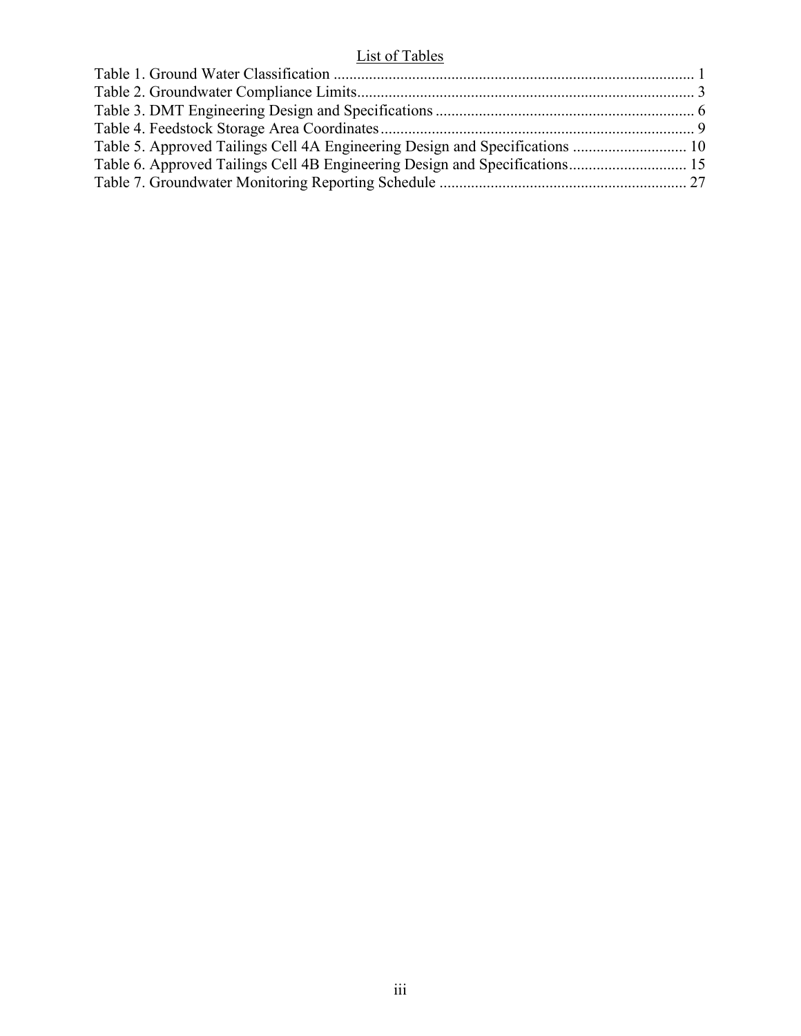## List of Tables

Table 1. Ground Water Classification ............................................................................................ 1
Table 2. Groundwater Compliance Limits...................................................................................... 3
Table 3. DMT Engineering Design and Specifications .................................................................. 6
Table 4. Feedstock Storage Area Coordinates ................................................................................ 9
Table 5. Approved Tailings Cell 4A Engineering Design and Specifications ............................. 10
Table 6. Approved Tailings Cell 4B Engineering Design and Specifications.............................. 15
Table 7. Groundwater Monitoring Reporting Schedule ............................................................... 27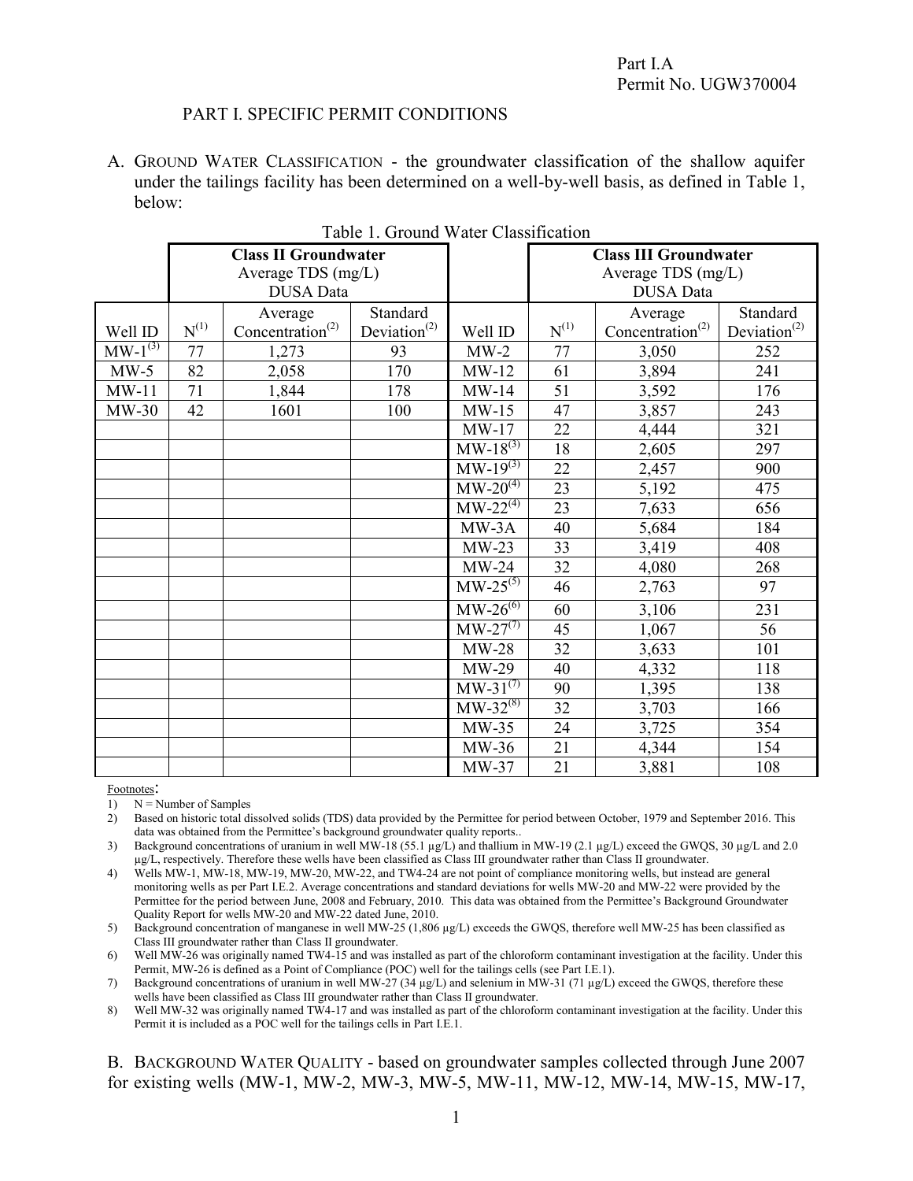Part I.A
Permit No. UGW370004

PART I. SPECIFIC PERMIT CONDITIONS

A. GROUND WATER CLASSIFICATION - the groundwater classification of the shallow aquifer under the tailings facility has been determined on a well-by-well basis, as defined in Table 1, below:

Table 1. Ground Water Classification

| | Class II Groundwater Average TDS (mg/L) DUSA Data | | | | Class III Groundwater Average TDS (mg/L) DUSA Data | | |
|---|---|---|---|---|---|---|---|
| Well ID | N(1) | Average Concentration(2) | Standard Deviation(2) | Well ID | N(1) | Average Concentration(2) | Standard Deviation(2) |
| MW-1(3) | 77 | 1,273 | 93 | MW-2 | 77 | 3,050 | 252 |
| MW-5 | 82 | 2,058 | 170 | MW-12 | 61 | 3,894 | 241 |
| MW-11 | 71 | 1,844 | 178 | MW-14 | 51 | 3,592 | 176 |
| MW-30 | 42 | 1601 | 100 | MW-15 | 47 | 3,857 | 243 |
| | | | | MW-17 | 22 | 4,444 | 321 |
| | | | | MW-18(3) | 18 | 2,605 | 297 |
| | | | | MW-19(3) | 22 | 2,457 | 900 |
| | | | | MW-20(4) | 23 | 5,192 | 475 |
| | | | | MW-22(4) | 23 | 7,633 | 656 |
| | | | | MW-3A | 40 | 5,684 | 184 |
| | | | | MW-23 | 33 | 3,419 | 408 |
| | | | | MW-24 | 32 | 4,080 | 268 |
| | | | | MW-25(5) | 46 | 2,763 | 97 |
| | | | | MW-26(6) | 60 | 3,106 | 231 |
| | | | | MW-27(7) | 45 | 1,067 | 56 |
| | | | | MW-28 | 32 | 3,633 | 101 |
| | | | | MW-29 | 40 | 4,332 | 118 |
| | | | | MW-31(7) | 90 | 1,395 | 138 |
| | | | | MW-32(8) | 32 | 3,703 | 166 |
| | | | | MW-35 | 24 | 3,725 | 354 |
| | | | | MW-36 | 21 | 4,344 | 154 |
| | | | | MW-37 | 21 | 3,881 | 108 |

Footnotes:

1) N = Number of Samples
2) Based on historic total dissolved solids (TDS) data provided by the Permittee for period between October, 1979 and September 2016. This data was obtained from the Permittee's background groundwater quality reports..
3) Background concentrations of uranium in well MW-18 (55.1 µg/L) and thallium in MW-19 (2.1 µg/L) exceed the GWQS, 30 µg/L and 2.0 µg/L, respectively. Therefore these wells have been classified as Class III groundwater rather than Class II groundwater.
4) Wells MW-1, MW-18, MW-19, MW-20, MW-22, and TW4-24 are not point of compliance monitoring wells, but instead are general monitoring wells as per Part I.E.2. Average concentrations and standard deviations for wells MW-20 and MW-22 were provided by the Permittee for the period between June, 2008 and February, 2010. This data was obtained from the Permittee's Background Groundwater Quality Report for wells MW-20 and MW-22 dated June, 2010.
5) Background concentration of manganese in well MW-25 (1,806 µg/L) exceeds the GWQS, therefore well MW-25 has been classified as Class III groundwater rather than Class II groundwater.
6) Well MW-26 was originally named TW4-15 and was installed as part of the chloroform contaminant investigation at the facility. Under this Permit, MW-26 is defined as a Point of Compliance (POC) well for the tailings cells (see Part I.E.1).
7) Background concentrations of uranium in well MW-27 (34 µg/L) and selenium in MW-31 (71 µg/L) exceed the GWQS, therefore these wells have been classified as Class III groundwater rather than Class II groundwater.
8) Well MW-32 was originally named TW4-17 and was installed as part of the chloroform contaminant investigation at the facility. Under this Permit it is included as a POC well for the tailings cells in Part I.E.1.

B. BACKGROUND WATER QUALITY - based on groundwater samples collected through June 2007 for existing wells (MW-1, MW-2, MW-3, MW-5, MW-11, MW-12, MW-14, MW-15, MW-17,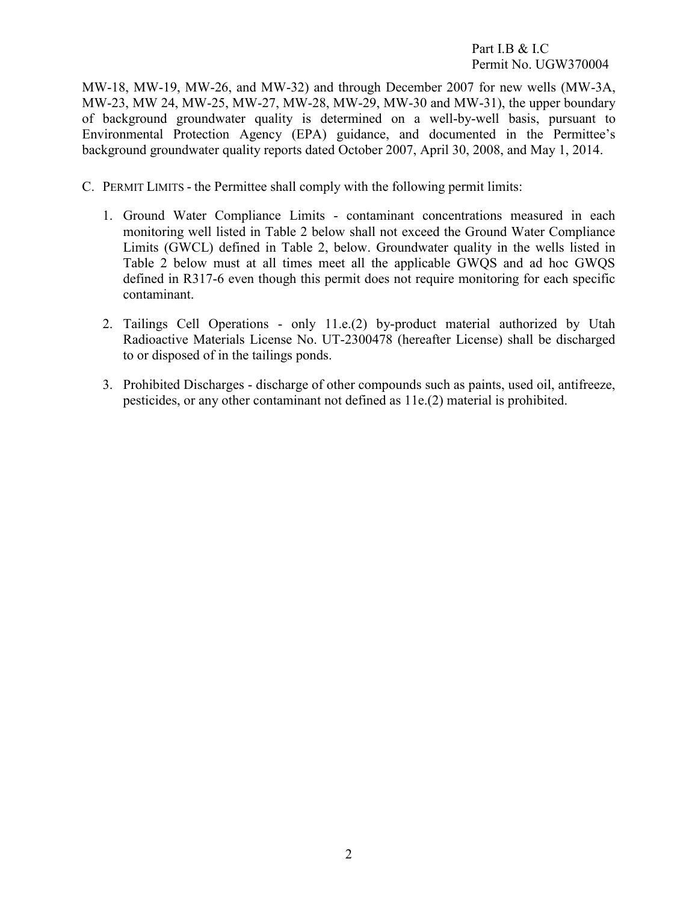MW-18, MW-19, MW-26, and MW-32) and through December 2007 for new wells (MW-3A, MW-23, MW 24, MW-25, MW-27, MW-28, MW-29, MW-30 and MW-31), the upper boundary of background groundwater quality is determined on a well-by-well basis, pursuant to Environmental Protection Agency (EPA) guidance, and documented in the Permittee's background groundwater quality reports dated October 2007, April 30, 2008, and May 1, 2014.

C. PERMIT LIMITS - the Permittee shall comply with the following permit limits:

1. Ground Water Compliance Limits - contaminant concentrations measured in each monitoring well listed in Table 2 below shall not exceed the Ground Water Compliance Limits (GWCL) defined in Table 2, below. Groundwater quality in the wells listed in Table 2 below must at all times meet all the applicable GWQS and ad hoc GWQS defined in R317-6 even though this permit does not require monitoring for each specific contaminant.

2. Tailings Cell Operations - only 11.e.(2) by-product material authorized by Utah Radioactive Materials License No. UT-2300478 (hereafter License) shall be discharged to or disposed of in the tailings ponds.

3. Prohibited Discharges - discharge of other compounds such as paints, used oil, antifreeze, pesticides, or any other contaminant not defined as 11e.(2) material is prohibited.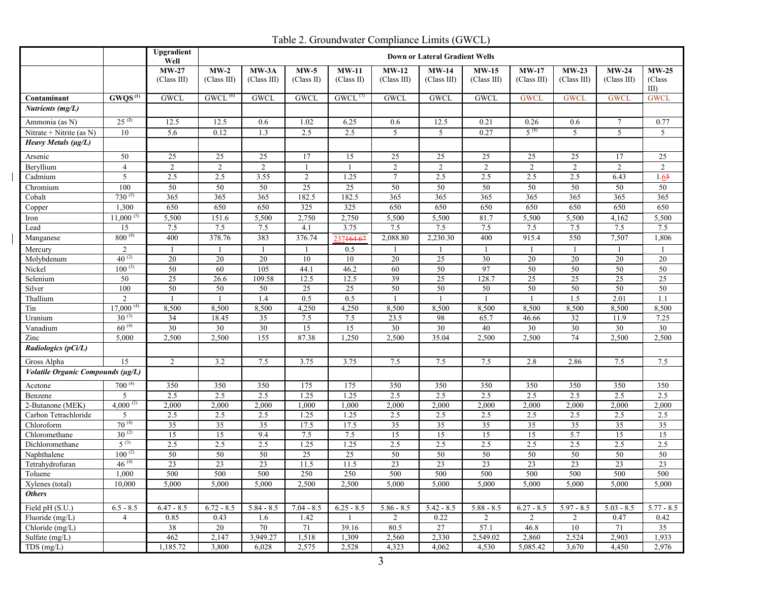# Table 2. Groundwater Compliance Limits (GWCL)

| | | Upgradient Well | Down or Lateral Gradient Wells | | | | | | | | | | |
|---|---|---|---|---|---|---|---|---|---|---|---|---|---|
| | | MW-27 (Class III) | MW-2 (Class III) | MW-3A (Class III) | MW-5 (Class II) | MW-11 (Class II) | MW-12 (Class III) | MW-14 (Class III) | MW-15 (Class III) | MW-17 (Class III) | MW-23 (Class III) | MW-24 (Class III) | MW-25 (Class III) |
| **Contaminant** | **GWQS** [1] | GWCL | GWCL [6] | GWCL | GWCL | GWCL [7] | GWCL | GWCL | GWCL | GWCL | GWCL | GWCL | GWCL |
| ***Nutrients (mg/L)*** | | | | | | | | | | | | | |
| Ammonia (as N) | 25 [2] | 12.5 | 12.5 | 0.6 | 1.02 | 6.25 | 0.6 | 12.5 | 0.21 | 0.26 | 0.6 | 7 | 0.77 |
| Nitrate + Nitrite (as N) | 10 | 5.6 | 0.12 | 1.3 | 2.5 | 2.5 | 5 | 5 | 0.27 | 5 [8] | 5 | 5 | 5 |
| ***Heavy Metals (µg/L)*** | | | | | | | | | | | | | |
| Arsenic | 50 | 25 | 25 | 25 | 17 | 15 | 25 | 25 | 25 | 25 | 25 | 17 | 25 |
| Beryllium | 4 | 2 | 2 | 2 | 1 | 1 | 2 | 2 | 2 | 2 | 2 | 2 | 2 |
| Cadmium | 5 | 2.5 | 2.5 | 3.55 | 2 | 1.25 | 7 | 2.5 | 2.5 | 2.5 | 2.5 | 6.43 | 1.6~~5~~ |
| Chromium | 100 | 50 | 50 | 50 | 25 | 25 | 50 | 50 | 50 | 50 | 50 | 50 | 50 |
| Cobalt | 730 [5] | 365 | 365 | 365 | 182.5 | 182.5 | 365 | 365 | 365 | 365 | 365 | 365 | 365 |
| Copper | 1,300 | 650 | 650 | 650 | 325 | 325 | 650 | 650 | 650 | 650 | 650 | 650 | 650 |
| Iron | 11,000 [5] | 5,500 | 151.6 | 5,500 | 2,750 | 2,750 | 5,500 | 5,500 | 81.7 | 5,500 | 5,500 | 4,162 | 5,500 |
| Lead | 15 | 7.5 | 7.5 | 7.5 | 4.1 | 3.75 | 7.5 | 7.5 | 7.5 | 7.5 | 7.5 | 7.5 | 7.5 |
| Manganese | 800 [4] | 400 | 378.76 | 383 | 376.74 | 237~~164.67~~ | 2,088.80 | 2,230.30 | 400 | 915.4 | 550 | 7,507 | 1,806 |
| Mercury | 2 | 1 | 1 | 1 | 1 | 0.5 | 1 | 1 | 1 | 1 | 1 | 1 | 1 |
| Molybdenum | 40 [2] | 20 | 20 | 20 | 10 | 10 | 20 | 25 | 30 | 20 | 20 | 20 | 20 |
| Nickel | 100 [3] | 50 | 60 | 105 | 44.1 | 46.2 | 60 | 50 | 97 | 50 | 50 | 50 | 50 |
| Selenium | 50 | 25 | 26.6 | 109.58 | 12.5 | 12.5 | 39 | 25 | 128.7 | 25 | 25 | 25 | 25 |
| Silver | 100 | 50 | 50 | 50 | 25 | 25 | 50 | 50 | 50 | 50 | 50 | 50 | 50 |
| Thallium | 2 | 1 | 1 | 1.4 | 0.5 | 0.5 | 1 | 1 | 1 | 1 | 1.5 | 2.01 | 1.1 |
| Tin | 17,000 [4] | 8,500 | 8,500 | 8,500 | 4,250 | 4,250 | 8,500 | 8,500 | 8,500 | 8,500 | 8,500 | 8,500 | 8,500 |
| Uranium | 30 [3] | 34 | 18.45 | 35 | 7.5 | 7.5 | 23.5 | 98 | 65.7 | 46.66 | 32 | 11.9 | 7.25 |
| Vanadium | 60 [4] | 30 | 30 | 30 | 15 | 15 | 30 | 30 | 40 | 30 | 30 | 30 | 30 |
| Zinc | 5,000 | 2,500 | 2,500 | 155 | 87.38 | 1,250 | 2,500 | 35.04 | 2,500 | 2,500 | 74 | 2,500 | 2,500 |
| ***Radiologics (pCi/L)*** | | | | | | | | | | | | | |
| Gross Alpha | 15 | 2 | 3.2 | 7.5 | 3.75 | 3.75 | 7.5 | 7.5 | 7.5 | 2.8 | 2.86 | 7.5 | 7.5 |
| ***Volatile Organic Compounds (µg/L)*** | | | | | | | | | | | | | |
| Acetone | 700 [4] | 350 | 350 | 350 | 175 | 175 | 350 | 350 | 350 | 350 | 350 | 350 | 350 |
| Benzene | 5 | 2.5 | 2.5 | 2.5 | 1.25 | 1.25 | 2.5 | 2.5 | 2.5 | 2.5 | 2.5 | 2.5 | 2.5 |
| 2-Butanone (MEK) | 4,000 [2] | 2,000 | 2,000 | 2,000 | 1,000 | 1,000 | 2,000 | 2,000 | 2,000 | 2,000 | 2,000 | 2,000 | 2,000 |
| Carbon Tetrachloride | 5 | 2.5 | 2.5 | 2.5 | 1.25 | 1.25 | 2.5 | 2.5 | 2.5 | 2.5 | 2.5 | 2.5 | 2.5 |
| Chloroform | 70 [4] | 35 | 35 | 35 | 17.5 | 17.5 | 35 | 35 | 35 | 35 | 35 | 35 | 35 |
| Chloromethane | 30 [2] | 15 | 15 | 9.4 | 7.5 | 7.5 | 15 | 15 | 15 | 15 | 5.7 | 15 | 15 |
| Dichloromethane | 5 [3] | 2.5 | 2.5 | 2.5 | 1.25 | 1.25 | 2.5 | 2.5 | 2.5 | 2.5 | 2.5 | 2.5 | 2.5 |
| Naphthalene | 100 [2] | 50 | 50 | 50 | 25 | 25 | 50 | 50 | 50 | 50 | 50 | 50 | 50 |
| Tetrahydrofuran | 46 [4] | 23 | 23 | 23 | 11.5 | 11.5 | 23 | 23 | 23 | 23 | 23 | 23 | 23 |
| Toluene | 1,000 | 500 | 500 | 500 | 250 | 250 | 500 | 500 | 500 | 500 | 500 | 500 | 500 |
| Xylenes (total) | 10,000 | 5,000 | 5,000 | 5,000 | 2,500 | 2,500 | 5,000 | 5,000 | 5,000 | 5,000 | 5,000 | 5,000 | 5,000 |
| ***Others*** | | | | | | | | | | | | | |
| Field pH (S.U.) | 6.5 - 8.5 | 6.47 - 8.5 | 6.72 - 8.5 | 5.84 - 8.5 | 7.04 - 8.5 | 6.25 - 8.5 | 5.86 - 8.5 | 5.42 - 8.5 | 5.88 - 8.5 | 6.27 - 8.5 | 5.97 - 8.5 | 5.03 - 8.5 | 5.77 - 8.5 |
| Fluoride (mg/L) | 4 | 0.85 | 0.43 | 1.6 | 1.42 | 1 | 2 | 0.22 | 2 | 2 | 2 | 0.47 | 0.42 |
| Chloride (mg/L) | | 38 | 20 | 70 | 71 | 39.16 | 80.5 | 27 | 57.1 | 46.8 | 10 | 71 | 35 |
| Sulfate (mg/L) | | 462 | 2,147 | 3,949.27 | 1,518 | 1,309 | 2,560 | 2,330 | 2,549.02 | 2,860 | 2,524 | 2,903 | 1,933 |
| TDS (mg/L) | | 1,185.72 | 3,800 | 6,028 | 2,575 | 2,528 | 4,323 | 4,062 | 4,530 | 5,085.42 | 3,670 | 4,450 | 2,976 |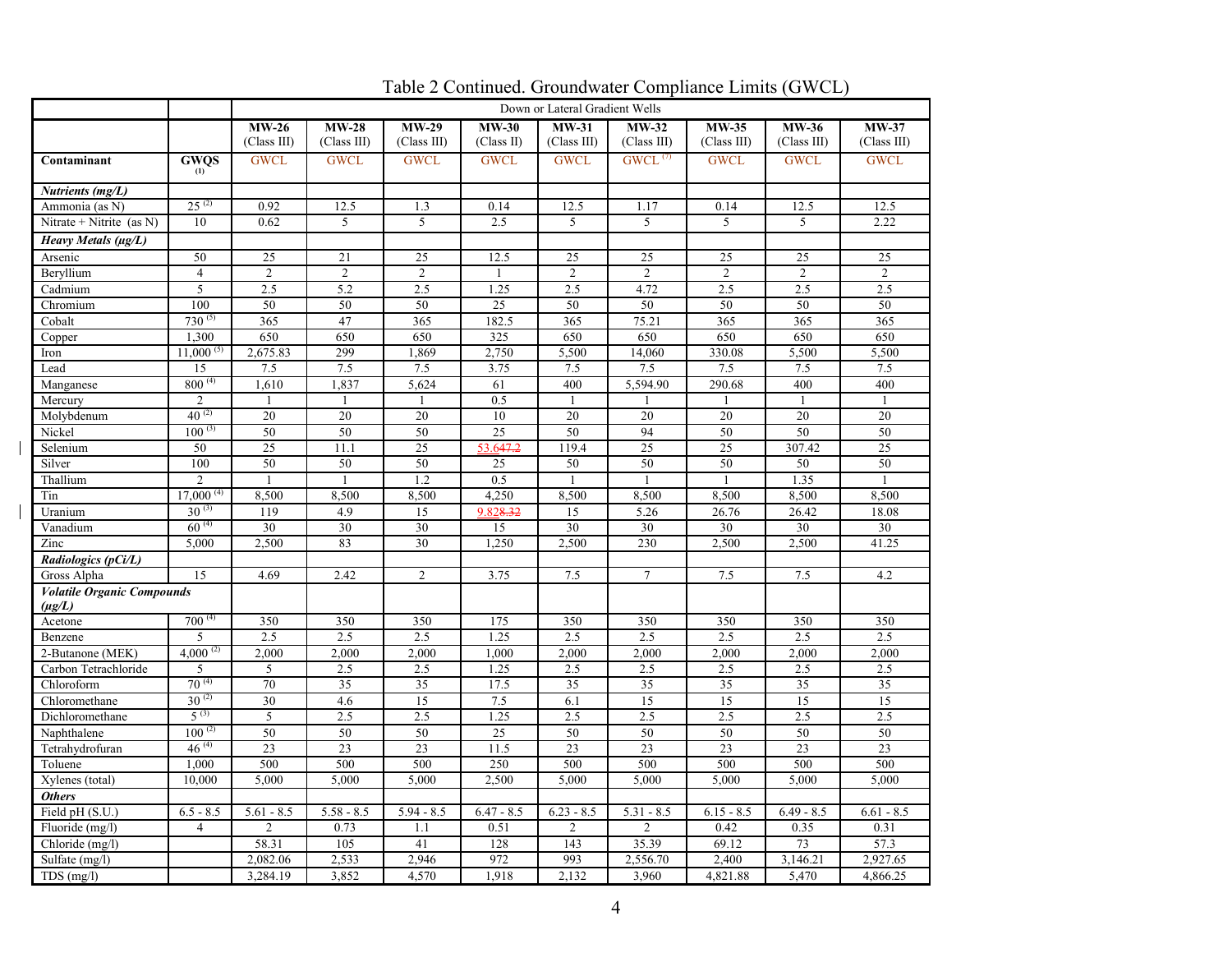## Table 2 Continued. Groundwater Compliance Limits (GWCL)

| | | Down or Lateral Gradient Wells | | | | | | | | |
|---|---|---|---|---|---|---|---|---|---|---|
| | | **MW-26** (Class III) | **MW-28** (Class III) | **MW-29** (Class III) | **MW-30** (Class II) | **MW-31** (Class III) | **MW-32** (Class III) | **MW-35** (Class III) | **MW-36** (Class III) | **MW-37** (Class III) |
| **Contaminant** | **GWQS** [(1)] | GWCL | GWCL | GWCL | GWCL | GWCL | GWCL [(7)] | GWCL | GWCL | GWCL |
| ***Nutrients (mg/L)*** | | | | | | | | | | |
| Ammonia (as N) | 25 [(2)] | 0.92 | 12.5 | 1.3 | 0.14 | 12.5 | 1.17 | 0.14 | 12.5 | 12.5 |
| Nitrate + Nitrite (as N) | 10 | 0.62 | 5 | 5 | 2.5 | 5 | 5 | 5 | 5 | 2.22 |
| ***Heavy Metals (µg/L)*** | | | | | | | | | | |
| Arsenic | 50 | 25 | 21 | 25 | 12.5 | 25 | 25 | 25 | 25 | 25 |
| Beryllium | 4 | 2 | 2 | 2 | 1 | 2 | 2 | 2 | 2 | 2 |
| Cadmium | 5 | 2.5 | 5.2 | 2.5 | 1.25 | 2.5 | 4.72 | 2.5 | 2.5 | 2.5 |
| Chromium | 100 | 50 | 50 | 50 | 25 | 50 | 50 | 50 | 50 | 50 |
| Cobalt | 730 [(5)] | 365 | 47 | 365 | 182.5 | 365 | 75.21 | 365 | 365 | 365 |
| Copper | 1,300 | 650 | 650 | 650 | 325 | 650 | 650 | 650 | 650 | 650 |
| Iron | 11,000 [(5)] | 2,675.83 | 299 | 1,869 | 2,750 | 5,500 | 14,060 | 330.08 | 5,500 | 5,500 |
| Lead | 15 | 7.5 | 7.5 | 7.5 | 3.75 | 7.5 | 7.5 | 7.5 | 7.5 | 7.5 |
| Manganese | 800 [(4)] | 1,610 | 1,837 | 5,624 | 61 | 400 | 5,594.90 | 290.68 | 400 | 400 |
| Mercury | 2 | 1 | 1 | 1 | 0.5 | 1 | 1 | 1 | 1 | 1 |
| Molybdenum | 40 [(2)] | 20 | 20 | 20 | 10 | 20 | 20 | 20 | 20 | 20 |
| Nickel | 100 [(3)] | 50 | 50 | 50 | 25 | 50 | 94 | 50 | 50 | 50 |
| Selenium | 50 | 25 | 11.1 | 25 | 53.6 ~~47.2~~ | 119.4 | 25 | 25 | 307.42 | 25 |
| Silver | 100 | 50 | 50 | 50 | 25 | 50 | 50 | 50 | 50 | 50 |
| Thallium | 2 | 1 | 1 | 1.2 | 0.5 | 1 | 1 | 1 | 1.35 | 1 |
| Tin | 17,000 [(4)] | 8,500 | 8,500 | 8,500 | 4,250 | 8,500 | 8,500 | 8,500 | 8,500 | 8,500 |
| Uranium | 30 [(3)] | 119 | 4.9 | 15 | 9.82 ~~8.32~~ | 15 | 5.26 | 26.76 | 26.42 | 18.08 |
| Vanadium | 60 [(4)] | 30 | 30 | 30 | 15 | 30 | 30 | 30 | 30 | 30 |
| Zinc | 5,000 | 2,500 | 83 | 30 | 1,250 | 2,500 | 230 | 2,500 | 2,500 | 41.25 |
| ***Radiologics (pCi/L)*** | | | | | | | | | | |
| Gross Alpha | 15 | 4.69 | 2.42 | 2 | 3.75 | 7.5 | 7 | 7.5 | 7.5 | 4.2 |
| ***Volatile Organic Compounds (µg/L)*** | | | | | | | | | | |
| Acetone | 700 [(4)] | 350 | 350 | 350 | 175 | 350 | 350 | 350 | 350 | 350 |
| Benzene | 5 | 2.5 | 2.5 | 2.5 | 1.25 | 2.5 | 2.5 | 2.5 | 2.5 | 2.5 |
| 2-Butanone (MEK) | 4,000 [(2)] | 2,000 | 2,000 | 2,000 | 1,000 | 2,000 | 2,000 | 2,000 | 2,000 | 2,000 |
| Carbon Tetrachloride | 5 | 5 | 2.5 | 2.5 | 1.25 | 2.5 | 2.5 | 2.5 | 2.5 | 2.5 |
| Chloroform | 70 [(4)] | 70 | 35 | 35 | 17.5 | 35 | 35 | 35 | 35 | 35 |
| Chloromethane | 30 [(2)] | 30 | 4.6 | 15 | 7.5 | 6.1 | 15 | 15 | 15 | 15 |
| Dichloromethane | 5 [(3)] | 5 | 2.5 | 2.5 | 1.25 | 2.5 | 2.5 | 2.5 | 2.5 | 2.5 |
| Naphthalene | 100 [(2)] | 50 | 50 | 50 | 25 | 50 | 50 | 50 | 50 | 50 |
| Tetrahydrofuran | 46 [(4)] | 23 | 23 | 23 | 11.5 | 23 | 23 | 23 | 23 | 23 |
| Toluene | 1,000 | 500 | 500 | 500 | 250 | 500 | 500 | 500 | 500 | 500 |
| Xylenes (total) | 10,000 | 5,000 | 5,000 | 5,000 | 2,500 | 5,000 | 5,000 | 5,000 | 5,000 | 5,000 |
| ***Others*** | | | | | | | | | | |
| Field pH (S.U.) | 6.5 - 8.5 | 5.61 - 8.5 | 5.58 - 8.5 | 5.94 - 8.5 | 6.47 - 8.5 | 6.23 - 8.5 | 5.31 - 8.5 | 6.15 - 8.5 | 6.49 - 8.5 | 6.61 - 8.5 |
| Fluoride (mg/l) | 4 | 2 | 0.73 | 1.1 | 0.51 | 2 | 2 | 0.42 | 0.35 | 0.31 |
| Chloride (mg/l) | | 58.31 | 105 | 41 | 128 | 143 | 35.39 | 69.12 | 73 | 57.3 |
| Sulfate (mg/l) | | 2,082.06 | 2,533 | 2,946 | 972 | 993 | 2,556.70 | 2,400 | 3,146.21 | 2,927.65 |
| TDS (mg/l) | | 3,284.19 | 3,852 | 4,570 | 1,918 | 2,132 | 3,960 | 4,821.88 | 5,470 | 4,866.25 |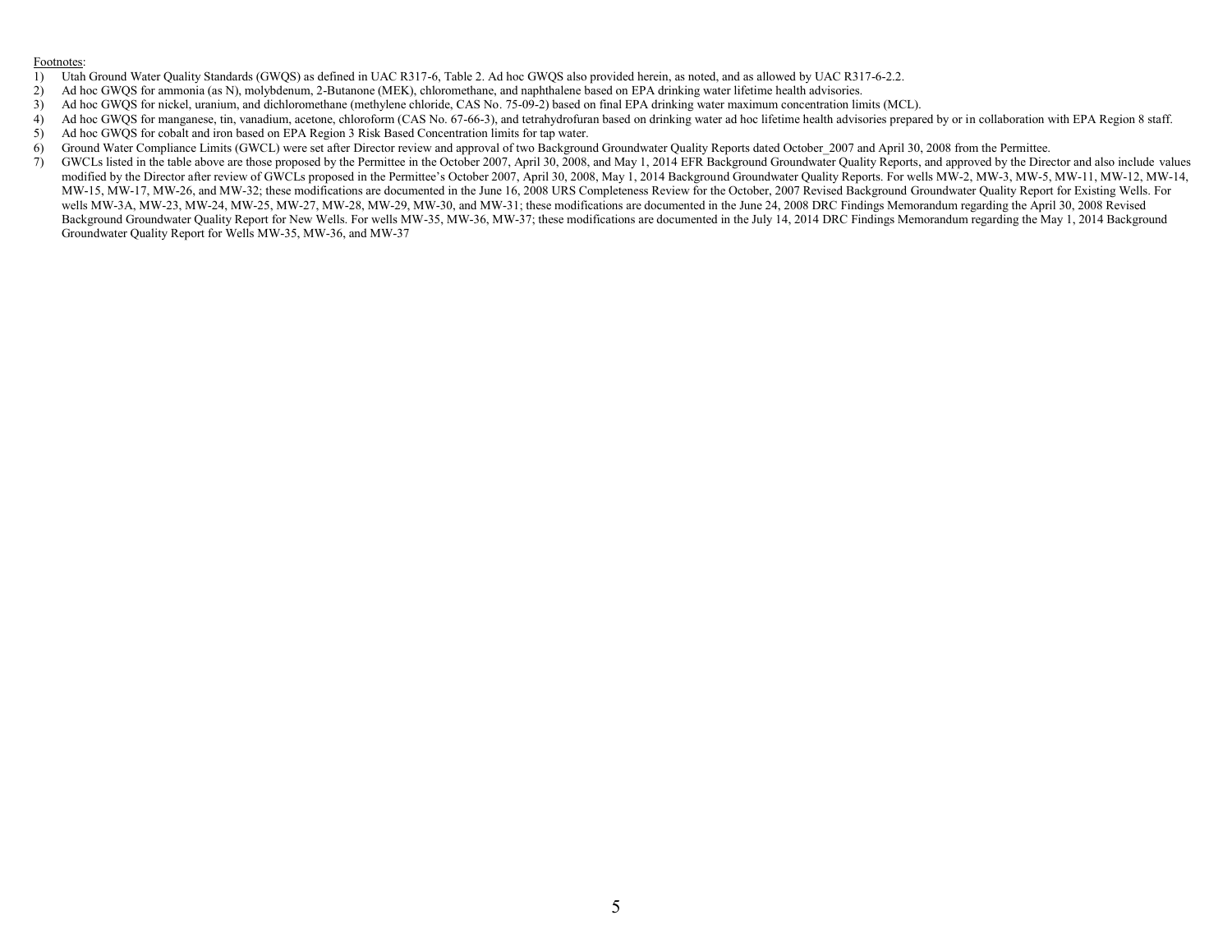<u>Footnotes</u>:

1) Utah Ground Water Quality Standards (GWQS) as defined in UAC R317-6, Table 2. Ad hoc GWQS also provided herein, as noted, and as allowed by UAC R317-6-2.2.
2) Ad hoc GWQS for ammonia (as N), molybdenum, 2-Butanone (MEK), chloromethane, and naphthalene based on EPA drinking water lifetime health advisories.
3) Ad hoc GWQS for nickel, uranium, and dichloromethane (methylene chloride, CAS No. 75-09-2) based on final EPA drinking water maximum concentration limits (MCL).
4) Ad hoc GWQS for manganese, tin, vanadium, acetone, chloroform (CAS No. 67-66-3), and tetrahydrofuran based on drinking water ad hoc lifetime health advisories prepared by or in collaboration with EPA Region 8 staff.
5) Ad hoc GWQS for cobalt and iron based on EPA Region 3 Risk Based Concentration limits for tap water.
6) Ground Water Compliance Limits (GWCL) were set after Director review and approval of two Background Groundwater Quality Reports dated October_2007 and April 30, 2008 from the Permittee.
7) GWCLs listed in the table above are those proposed by the Permittee in the October 2007, April 30, 2008, and May 1, 2014 EFR Background Groundwater Quality Reports, and approved by the Director and also include values modified by the Director after review of GWCLs proposed in the Permittee's October 2007, April 30, 2008, May 1, 2014 Background Groundwater Quality Reports. For wells MW-2, MW-3, MW-5, MW-11, MW-12, MW-14, MW-15, MW-17, MW-26, and MW-32; these modifications are documented in the June 16, 2008 URS Completeness Review for the October, 2007 Revised Background Groundwater Quality Report for Existing Wells. For wells MW-3A, MW-23, MW-24, MW-25, MW-27, MW-28, MW-29, MW-30, and MW-31; these modifications are documented in the June 24, 2008 DRC Findings Memorandum regarding the April 30, 2008 Revised Background Groundwater Quality Report for New Wells. For wells MW-35, MW-36, MW-37; these modifications are documented in the July 14, 2014 DRC Findings Memorandum regarding the May 1, 2014 Background Groundwater Quality Report for Wells MW-35, MW-36, and MW-37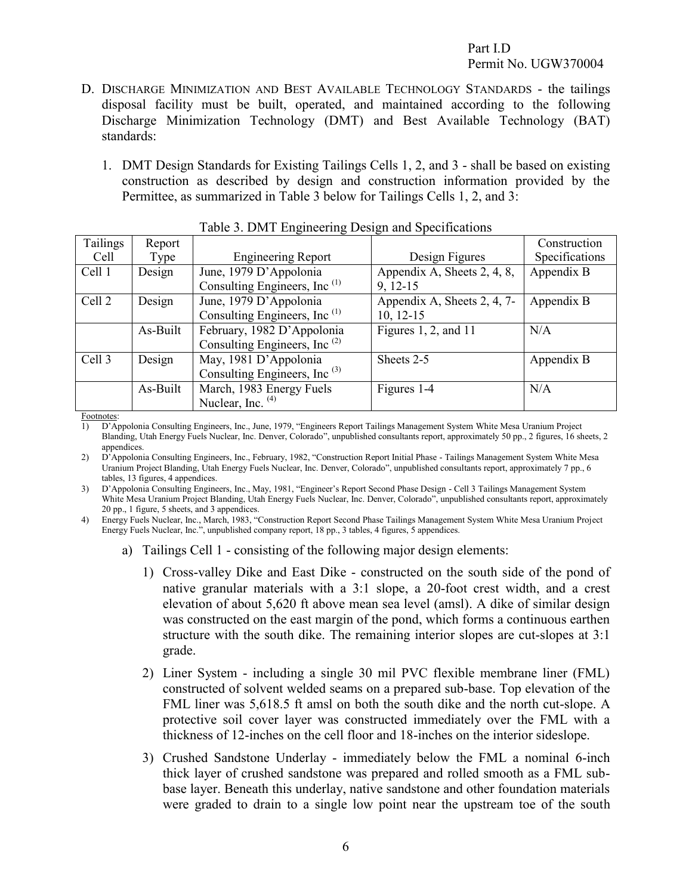D. DISCHARGE MINIMIZATION AND BEST AVAILABLE TECHNOLOGY STANDARDS - the tailings disposal facility must be built, operated, and maintained according to the following Discharge Minimization Technology (DMT) and Best Available Technology (BAT) standards:

1. DMT Design Standards for Existing Tailings Cells 1, 2, and 3 - shall be based on existing construction as described by design and construction information provided by the Permittee, as summarized in Table 3 below for Tailings Cells 1, 2, and 3:

Table 3. DMT Engineering Design and Specifications

| Tailings Cell | Report Type | Engineering Report | Design Figures | Construction Specifications |
|---|---|---|---|---|
| Cell 1 | Design | June, 1979 D'Appolonia Consulting Engineers, Inc [(1)] | Appendix A, Sheets 2, 4, 8, 9, 12-15 | Appendix B |
| Cell 2 | Design | June, 1979 D'Appolonia Consulting Engineers, Inc [(1)] | Appendix A, Sheets 2, 4, 7-10, 12-15 | Appendix B |
| | As-Built | February, 1982 D'Appolonia Consulting Engineers, Inc [(2)] | Figures 1, 2, and 11 | N/A |
| Cell 3 | Design | May, 1981 D'Appolonia Consulting Engineers, Inc [(3)] | Sheets 2-5 | Appendix B |
| | As-Built | March, 1983 Energy Fuels Nuclear, Inc. [(4)] | Figures 1-4 | N/A |

Footnotes:

1) D'Appolonia Consulting Engineers, Inc., June, 1979, "Engineers Report Tailings Management System White Mesa Uranium Project Blanding, Utah Energy Fuels Nuclear, Inc. Denver, Colorado", unpublished consultants report, approximately 50 pp., 2 figures, 16 sheets, 2 appendices.
2) D'Appolonia Consulting Engineers, Inc., February, 1982, "Construction Report Initial Phase - Tailings Management System White Mesa Uranium Project Blanding, Utah Energy Fuels Nuclear, Inc. Denver, Colorado", unpublished consultants report, approximately 7 pp., 6 tables, 13 figures, 4 appendices.
3) D'Appolonia Consulting Engineers, Inc., May, 1981, "Engineer's Report Second Phase Design - Cell 3 Tailings Management System White Mesa Uranium Project Blanding, Utah Energy Fuels Nuclear, Inc. Denver, Colorado", unpublished consultants report, approximately 20 pp., 1 figure, 5 sheets, and 3 appendices.
4) Energy Fuels Nuclear, Inc., March, 1983, "Construction Report Second Phase Tailings Management System White Mesa Uranium Project Energy Fuels Nuclear, Inc.", unpublished company report, 18 pp., 3 tables, 4 figures, 5 appendices.

a) Tailings Cell 1 - consisting of the following major design elements:

1) Cross-valley Dike and East Dike - constructed on the south side of the pond of native granular materials with a 3:1 slope, a 20-foot crest width, and a crest elevation of about 5,620 ft above mean sea level (amsl). A dike of similar design was constructed on the east margin of the pond, which forms a continuous earthen structure with the south dike. The remaining interior slopes are cut-slopes at 3:1 grade.

2) Liner System - including a single 30 mil PVC flexible membrane liner (FML) constructed of solvent welded seams on a prepared sub-base. Top elevation of the FML liner was 5,618.5 ft amsl on both the south dike and the north cut-slope. A protective soil cover layer was constructed immediately over the FML with a thickness of 12-inches on the cell floor and 18-inches on the interior sideslope.

3) Crushed Sandstone Underlay - immediately below the FML a nominal 6-inch thick layer of crushed sandstone was prepared and rolled smooth as a FML sub-base layer. Beneath this underlay, native sandstone and other foundation materials were graded to drain to a single low point near the upstream toe of the south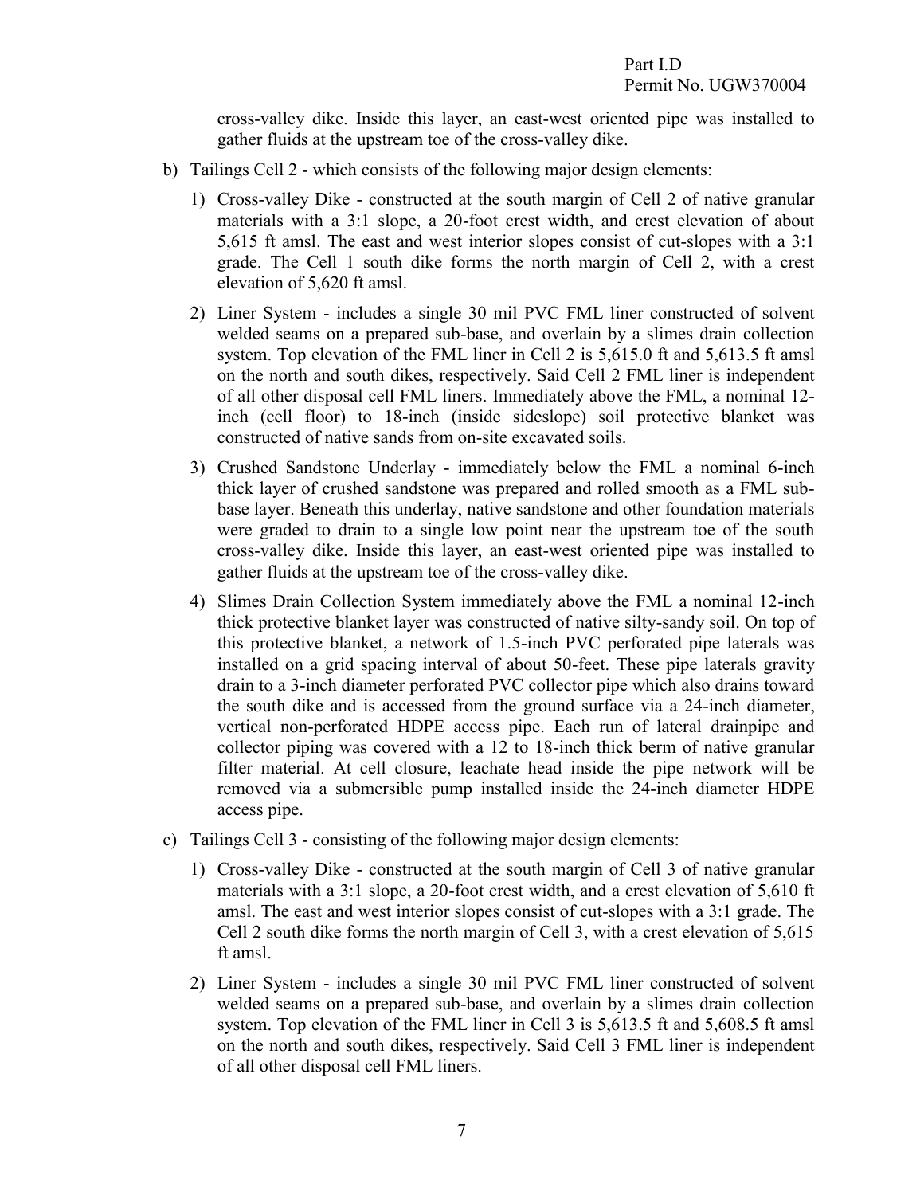cross-valley dike. Inside this layer, an east-west oriented pipe was installed to gather fluids at the upstream toe of the cross-valley dike.

b) Tailings Cell 2 - which consists of the following major design elements:

   1) Cross-valley Dike - constructed at the south margin of Cell 2 of native granular materials with a 3:1 slope, a 20-foot crest width, and crest elevation of about 5,615 ft amsl. The east and west interior slopes consist of cut-slopes with a 3:1 grade. The Cell 1 south dike forms the north margin of Cell 2, with a crest elevation of 5,620 ft amsl.

   2) Liner System - includes a single 30 mil PVC FML liner constructed of solvent welded seams on a prepared sub-base, and overlain by a slimes drain collection system. Top elevation of the FML liner in Cell 2 is 5,615.0 ft and 5,613.5 ft amsl on the north and south dikes, respectively. Said Cell 2 FML liner is independent of all other disposal cell FML liners. Immediately above the FML, a nominal 12-inch (cell floor) to 18-inch (inside sideslope) soil protective blanket was constructed of native sands from on-site excavated soils.

   3) Crushed Sandstone Underlay - immediately below the FML a nominal 6-inch thick layer of crushed sandstone was prepared and rolled smooth as a FML sub-base layer. Beneath this underlay, native sandstone and other foundation materials were graded to drain to a single low point near the upstream toe of the south cross-valley dike. Inside this layer, an east-west oriented pipe was installed to gather fluids at the upstream toe of the cross-valley dike.

   4) Slimes Drain Collection System immediately above the FML a nominal 12-inch thick protective blanket layer was constructed of native silty-sandy soil. On top of this protective blanket, a network of 1.5-inch PVC perforated pipe laterals was installed on a grid spacing interval of about 50-feet. These pipe laterals gravity drain to a 3-inch diameter perforated PVC collector pipe which also drains toward the south dike and is accessed from the ground surface via a 24-inch diameter, vertical non-perforated HDPE access pipe. Each run of lateral drainpipe and collector piping was covered with a 12 to 18-inch thick berm of native granular filter material. At cell closure, leachate head inside the pipe network will be removed via a submersible pump installed inside the 24-inch diameter HDPE access pipe.

c) Tailings Cell 3 - consisting of the following major design elements:

   1) Cross-valley Dike - constructed at the south margin of Cell 3 of native granular materials with a 3:1 slope, a 20-foot crest width, and a crest elevation of 5,610 ft amsl. The east and west interior slopes consist of cut-slopes with a 3:1 grade. The Cell 2 south dike forms the north margin of Cell 3, with a crest elevation of 5,615 ft amsl.

   2) Liner System - includes a single 30 mil PVC FML liner constructed of solvent welded seams on a prepared sub-base, and overlain by a slimes drain collection system. Top elevation of the FML liner in Cell 3 is 5,613.5 ft and 5,608.5 ft amsl on the north and south dikes, respectively. Said Cell 3 FML liner is independent of all other disposal cell FML liners.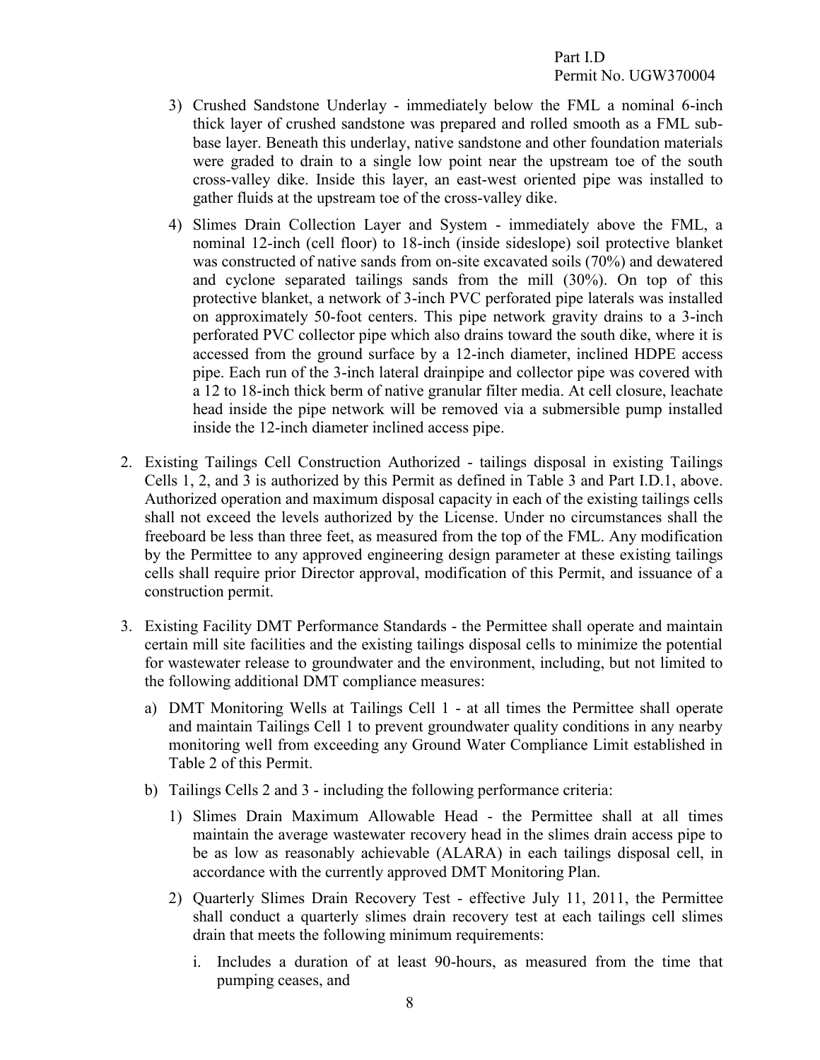3) Crushed Sandstone Underlay - immediately below the FML a nominal 6-inch thick layer of crushed sandstone was prepared and rolled smooth as a FML sub-base layer. Beneath this underlay, native sandstone and other foundation materials were graded to drain to a single low point near the upstream toe of the south cross-valley dike. Inside this layer, an east-west oriented pipe was installed to gather fluids at the upstream toe of the cross-valley dike.

4) Slimes Drain Collection Layer and System - immediately above the FML, a nominal 12-inch (cell floor) to 18-inch (inside sideslope) soil protective blanket was constructed of native sands from on-site excavated soils (70%) and dewatered and cyclone separated tailings sands from the mill (30%). On top of this protective blanket, a network of 3-inch PVC perforated pipe laterals was installed on approximately 50-foot centers. This pipe network gravity drains to a 3-inch perforated PVC collector pipe which also drains toward the south dike, where it is accessed from the ground surface by a 12-inch diameter, inclined HDPE access pipe. Each run of the 3-inch lateral drainpipe and collector pipe was covered with a 12 to 18-inch thick berm of native granular filter media. At cell closure, leachate head inside the pipe network will be removed via a submersible pump installed inside the 12-inch diameter inclined access pipe.

2. Existing Tailings Cell Construction Authorized - tailings disposal in existing Tailings Cells 1, 2, and 3 is authorized by this Permit as defined in Table 3 and Part I.D.1, above. Authorized operation and maximum disposal capacity in each of the existing tailings cells shall not exceed the levels authorized by the License. Under no circumstances shall the freeboard be less than three feet, as measured from the top of the FML. Any modification by the Permittee to any approved engineering design parameter at these existing tailings cells shall require prior Director approval, modification of this Permit, and issuance of a construction permit.

3. Existing Facility DMT Performance Standards - the Permittee shall operate and maintain certain mill site facilities and the existing tailings disposal cells to minimize the potential for wastewater release to groundwater and the environment, including, but not limited to the following additional DMT compliance measures:

   a) DMT Monitoring Wells at Tailings Cell 1 - at all times the Permittee shall operate and maintain Tailings Cell 1 to prevent groundwater quality conditions in any nearby monitoring well from exceeding any Ground Water Compliance Limit established in Table 2 of this Permit.

   b) Tailings Cells 2 and 3 - including the following performance criteria:

      1) Slimes Drain Maximum Allowable Head - the Permittee shall at all times maintain the average wastewater recovery head in the slimes drain access pipe to be as low as reasonably achievable (ALARA) in each tailings disposal cell, in accordance with the currently approved DMT Monitoring Plan.

      2) Quarterly Slimes Drain Recovery Test - effective July 11, 2011, the Permittee shall conduct a quarterly slimes drain recovery test at each tailings cell slimes drain that meets the following minimum requirements:

         i. Includes a duration of at least 90-hours, as measured from the time that pumping ceases, and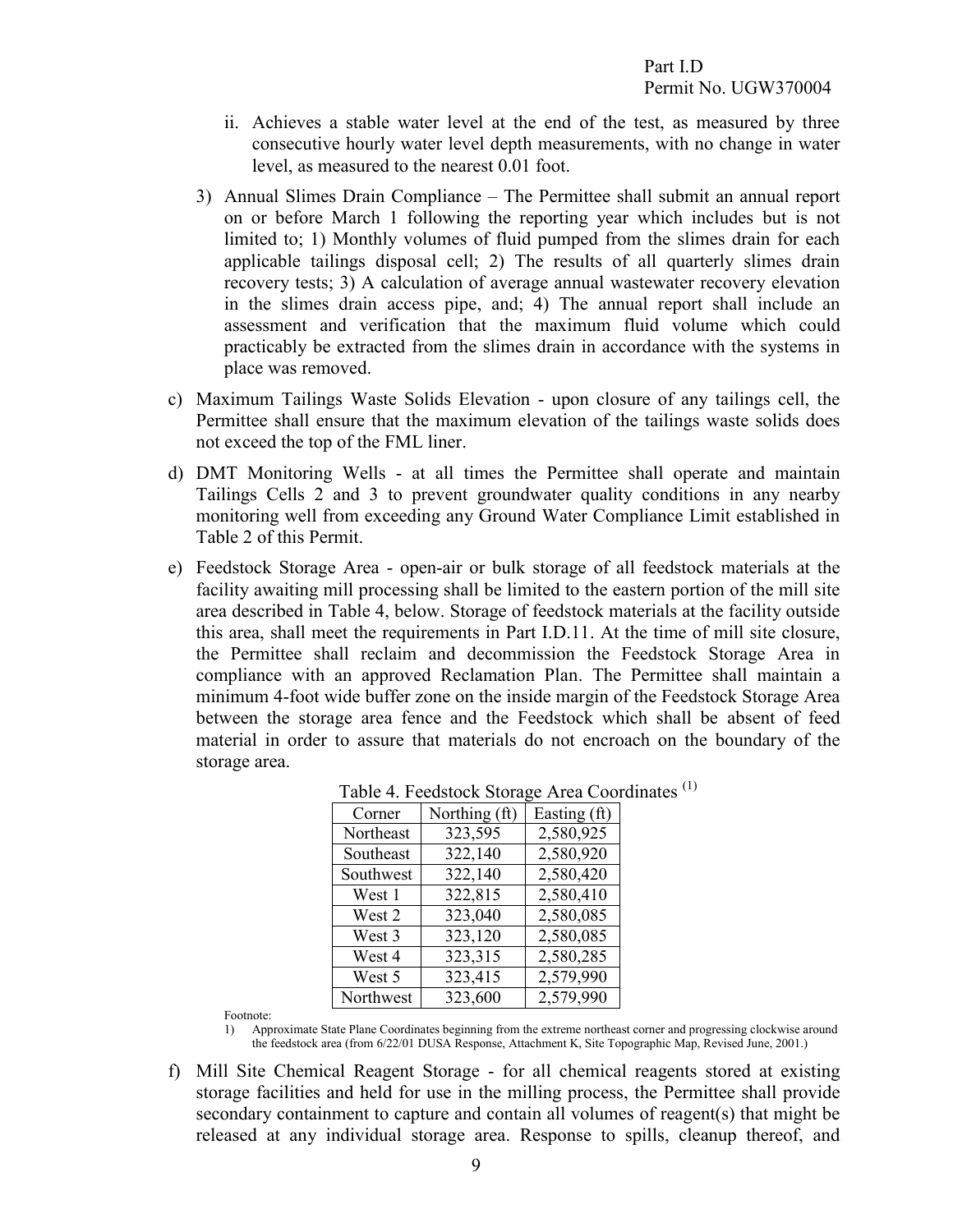ii. Achieves a stable water level at the end of the test, as measured by three consecutive hourly water level depth measurements, with no change in water level, as measured to the nearest 0.01 foot.

3) Annual Slimes Drain Compliance – The Permittee shall submit an annual report on or before March 1 following the reporting year which includes but is not limited to; 1) Monthly volumes of fluid pumped from the slimes drain for each applicable tailings disposal cell; 2) The results of all quarterly slimes drain recovery tests; 3) A calculation of average annual wastewater recovery elevation in the slimes drain access pipe, and; 4) The annual report shall include an assessment and verification that the maximum fluid volume which could practicably be extracted from the slimes drain in accordance with the systems in place was removed.

c) Maximum Tailings Waste Solids Elevation - upon closure of any tailings cell, the Permittee shall ensure that the maximum elevation of the tailings waste solids does not exceed the top of the FML liner.

d) DMT Monitoring Wells - at all times the Permittee shall operate and maintain Tailings Cells 2 and 3 to prevent groundwater quality conditions in any nearby monitoring well from exceeding any Ground Water Compliance Limit established in Table 2 of this Permit.

e) Feedstock Storage Area - open-air or bulk storage of all feedstock materials at the facility awaiting mill processing shall be limited to the eastern portion of the mill site area described in Table 4, below. Storage of feedstock materials at the facility outside this area, shall meet the requirements in Part I.D.11. At the time of mill site closure, the Permittee shall reclaim and decommission the Feedstock Storage Area in compliance with an approved Reclamation Plan. The Permittee shall maintain a minimum 4-foot wide buffer zone on the inside margin of the Feedstock Storage Area between the storage area fence and the Feedstock which shall be absent of feed material in order to assure that materials do not encroach on the boundary of the storage area.

Table 4. Feedstock Storage Area Coordinates [1]

| Corner | Northing (ft) | Easting (ft) |
|---|---|---|
| Northeast | 323,595 | 2,580,925 |
| Southeast | 322,140 | 2,580,920 |
| Southwest | 322,140 | 2,580,420 |
| West 1 | 322,815 | 2,580,410 |
| West 2 | 323,040 | 2,580,085 |
| West 3 | 323,120 | 2,580,085 |
| West 4 | 323,315 | 2,580,285 |
| West 5 | 323,415 | 2,579,990 |
| Northwest | 323,600 | 2,579,990 |

Footnote:
1) Approximate State Plane Coordinates beginning from the extreme northeast corner and progressing clockwise around the feedstock area (from 6/22/01 DUSA Response, Attachment K, Site Topographic Map, Revised June, 2001.)

f) Mill Site Chemical Reagent Storage - for all chemical reagents stored at existing storage facilities and held for use in the milling process, the Permittee shall provide secondary containment to capture and contain all volumes of reagent(s) that might be released at any individual storage area. Response to spills, cleanup thereof, and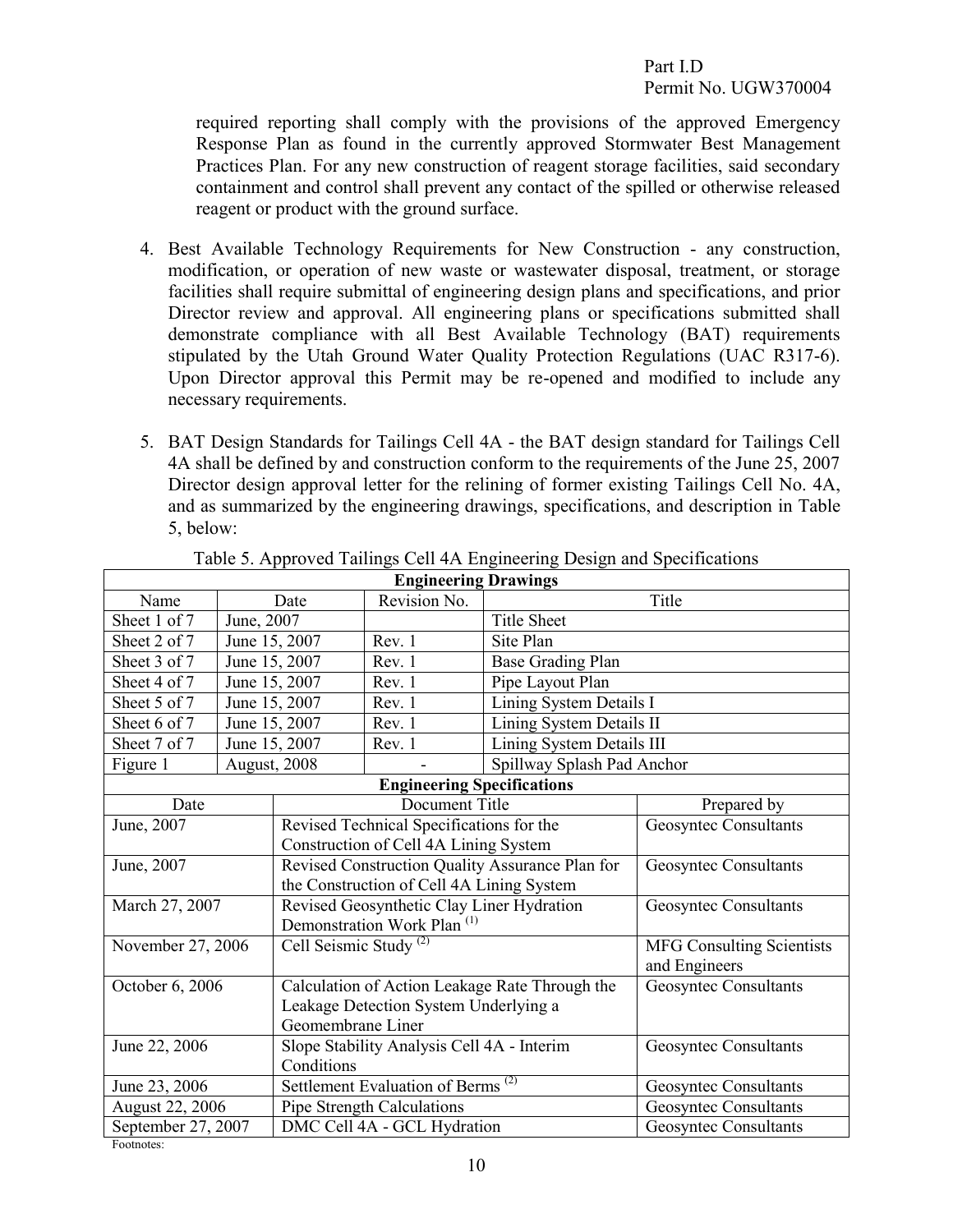required reporting shall comply with the provisions of the approved Emergency Response Plan as found in the currently approved Stormwater Best Management Practices Plan. For any new construction of reagent storage facilities, said secondary containment and control shall prevent any contact of the spilled or otherwise released reagent or product with the ground surface.

4. Best Available Technology Requirements for New Construction - any construction, modification, or operation of new waste or wastewater disposal, treatment, or storage facilities shall require submittal of engineering design plans and specifications, and prior Director review and approval. All engineering plans or specifications submitted shall demonstrate compliance with all Best Available Technology (BAT) requirements stipulated by the Utah Ground Water Quality Protection Regulations (UAC R317-6). Upon Director approval this Permit may be re-opened and modified to include any necessary requirements.

5. BAT Design Standards for Tailings Cell 4A - the BAT design standard for Tailings Cell 4A shall be defined by and construction conform to the requirements of the June 25, 2007 Director design approval letter for the relining of former existing Tailings Cell No. 4A, and as summarized by the engineering drawings, specifications, and description in Table 5, below:

Table 5. Approved Tailings Cell 4A Engineering Design and Specifications

| **Engineering Drawings** | | | |
|---|---|---|---|
| Name | Date | Revision No. | Title |
| Sheet 1 of 7 | June, 2007 | | Title Sheet |
| Sheet 2 of 7 | June 15, 2007 | Rev. 1 | Site Plan |
| Sheet 3 of 7 | June 15, 2007 | Rev. 1 | Base Grading Plan |
| Sheet 4 of 7 | June 15, 2007 | Rev. 1 | Pipe Layout Plan |
| Sheet 5 of 7 | June 15, 2007 | Rev. 1 | Lining System Details I |
| Sheet 6 of 7 | June 15, 2007 | Rev. 1 | Lining System Details II |
| Sheet 7 of 7 | June 15, 2007 | Rev. 1 | Lining System Details III |
| Figure 1 | August, 2008 | - | Spillway Splash Pad Anchor |

| **Engineering Specifications** | | |
|---|---|---|
| Date | Document Title | Prepared by |
| June, 2007 | Revised Technical Specifications for the Construction of Cell 4A Lining System | Geosyntec Consultants |
| June, 2007 | Revised Construction Quality Assurance Plan for the Construction of Cell 4A Lining System | Geosyntec Consultants |
| March 27, 2007 | Revised Geosynthetic Clay Liner Hydration Demonstration Work Plan (1) | Geosyntec Consultants |
| November 27, 2006 | Cell Seismic Study (2) | MFG Consulting Scientists and Engineers |
| October 6, 2006 | Calculation of Action Leakage Rate Through the Leakage Detection System Underlying a Geomembrane Liner | Geosyntec Consultants |
| June 22, 2006 | Slope Stability Analysis Cell 4A - Interim Conditions | Geosyntec Consultants |
| June 23, 2006 | Settlement Evaluation of Berms (2) | Geosyntec Consultants |
| August 22, 2006 | Pipe Strength Calculations | Geosyntec Consultants |
| September 27, 2007 | DMC Cell 4A - GCL Hydration | Geosyntec Consultants |

Footnotes: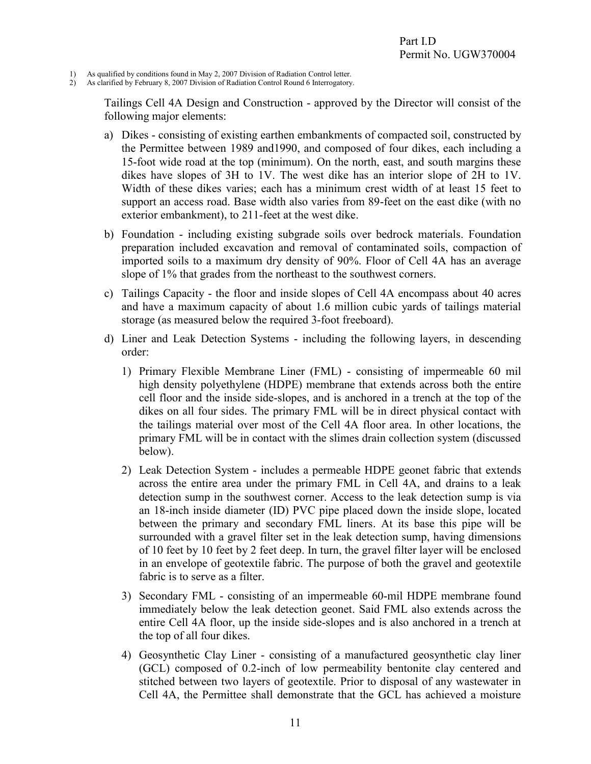1) As qualified by conditions found in May 2, 2007 Division of Radiation Control letter.
2) As clarified by February 8, 2007 Division of Radiation Control Round 6 Interrogatory.

Tailings Cell 4A Design and Construction - approved by the Director will consist of the following major elements:

a) Dikes - consisting of existing earthen embankments of compacted soil, constructed by the Permittee between 1989 and1990, and composed of four dikes, each including a 15-foot wide road at the top (minimum). On the north, east, and south margins these dikes have slopes of 3H to 1V. The west dike has an interior slope of 2H to 1V. Width of these dikes varies; each has a minimum crest width of at least 15 feet to support an access road. Base width also varies from 89-feet on the east dike (with no exterior embankment), to 211-feet at the west dike.

b) Foundation - including existing subgrade soils over bedrock materials. Foundation preparation included excavation and removal of contaminated soils, compaction of imported soils to a maximum dry density of 90%. Floor of Cell 4A has an average slope of 1% that grades from the northeast to the southwest corners.

c) Tailings Capacity - the floor and inside slopes of Cell 4A encompass about 40 acres and have a maximum capacity of about 1.6 million cubic yards of tailings material storage (as measured below the required 3-foot freeboard).

d) Liner and Leak Detection Systems - including the following layers, in descending order:

   1) Primary Flexible Membrane Liner (FML) - consisting of impermeable 60 mil high density polyethylene (HDPE) membrane that extends across both the entire cell floor and the inside side-slopes, and is anchored in a trench at the top of the dikes on all four sides. The primary FML will be in direct physical contact with the tailings material over most of the Cell 4A floor area. In other locations, the primary FML will be in contact with the slimes drain collection system (discussed below).

   2) Leak Detection System - includes a permeable HDPE geonet fabric that extends across the entire area under the primary FML in Cell 4A, and drains to a leak detection sump in the southwest corner. Access to the leak detection sump is via an 18-inch inside diameter (ID) PVC pipe placed down the inside slope, located between the primary and secondary FML liners. At its base this pipe will be surrounded with a gravel filter set in the leak detection sump, having dimensions of 10 feet by 10 feet by 2 feet deep. In turn, the gravel filter layer will be enclosed in an envelope of geotextile fabric. The purpose of both the gravel and geotextile fabric is to serve as a filter.

   3) Secondary FML - consisting of an impermeable 60-mil HDPE membrane found immediately below the leak detection geonet. Said FML also extends across the entire Cell 4A floor, up the inside side-slopes and is also anchored in a trench at the top of all four dikes.

   4) Geosynthetic Clay Liner - consisting of a manufactured geosynthetic clay liner (GCL) composed of 0.2-inch of low permeability bentonite clay centered and stitched between two layers of geotextile. Prior to disposal of any wastewater in Cell 4A, the Permittee shall demonstrate that the GCL has achieved a moisture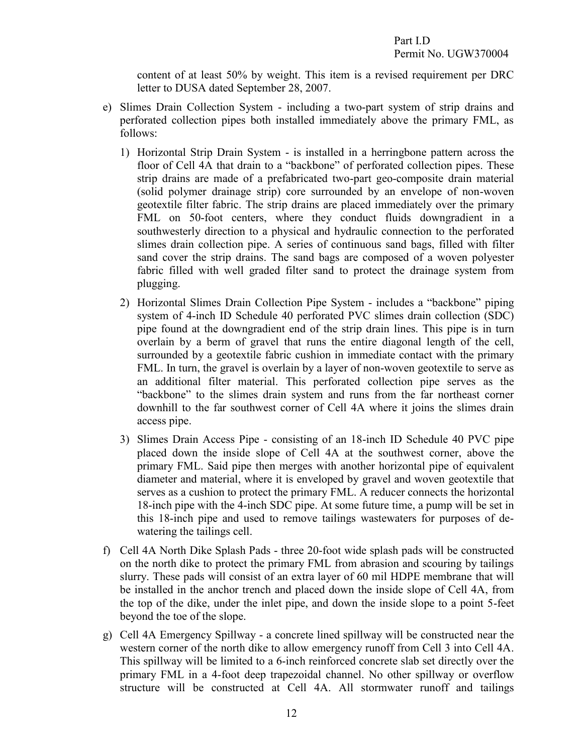content of at least 50% by weight. This item is a revised requirement per DRC letter to DUSA dated September 28, 2007.

e) Slimes Drain Collection System - including a two-part system of strip drains and perforated collection pipes both installed immediately above the primary FML, as follows:

   1) Horizontal Strip Drain System - is installed in a herringbone pattern across the floor of Cell 4A that drain to a "backbone" of perforated collection pipes. These strip drains are made of a prefabricated two-part geo-composite drain material (solid polymer drainage strip) core surrounded by an envelope of non-woven geotextile filter fabric. The strip drains are placed immediately over the primary FML on 50-foot centers, where they conduct fluids downgradient in a southwesterly direction to a physical and hydraulic connection to the perforated slimes drain collection pipe. A series of continuous sand bags, filled with filter sand cover the strip drains. The sand bags are composed of a woven polyester fabric filled with well graded filter sand to protect the drainage system from plugging.

   2) Horizontal Slimes Drain Collection Pipe System - includes a "backbone" piping system of 4-inch ID Schedule 40 perforated PVC slimes drain collection (SDC) pipe found at the downgradient end of the strip drain lines. This pipe is in turn overlain by a berm of gravel that runs the entire diagonal length of the cell, surrounded by a geotextile fabric cushion in immediate contact with the primary FML. In turn, the gravel is overlain by a layer of non-woven geotextile to serve as an additional filter material. This perforated collection pipe serves as the "backbone" to the slimes drain system and runs from the far northeast corner downhill to the far southwest corner of Cell 4A where it joins the slimes drain access pipe.

   3) Slimes Drain Access Pipe - consisting of an 18-inch ID Schedule 40 PVC pipe placed down the inside slope of Cell 4A at the southwest corner, above the primary FML. Said pipe then merges with another horizontal pipe of equivalent diameter and material, where it is enveloped by gravel and woven geotextile that serves as a cushion to protect the primary FML. A reducer connects the horizontal 18-inch pipe with the 4-inch SDC pipe. At some future time, a pump will be set in this 18-inch pipe and used to remove tailings wastewaters for purposes of de-watering the tailings cell.

f) Cell 4A North Dike Splash Pads - three 20-foot wide splash pads will be constructed on the north dike to protect the primary FML from abrasion and scouring by tailings slurry. These pads will consist of an extra layer of 60 mil HDPE membrane that will be installed in the anchor trench and placed down the inside slope of Cell 4A, from the top of the dike, under the inlet pipe, and down the inside slope to a point 5-feet beyond the toe of the slope.

g) Cell 4A Emergency Spillway - a concrete lined spillway will be constructed near the western corner of the north dike to allow emergency runoff from Cell 3 into Cell 4A. This spillway will be limited to a 6-inch reinforced concrete slab set directly over the primary FML in a 4-foot deep trapezoidal channel. No other spillway or overflow structure will be constructed at Cell 4A. All stormwater runoff and tailings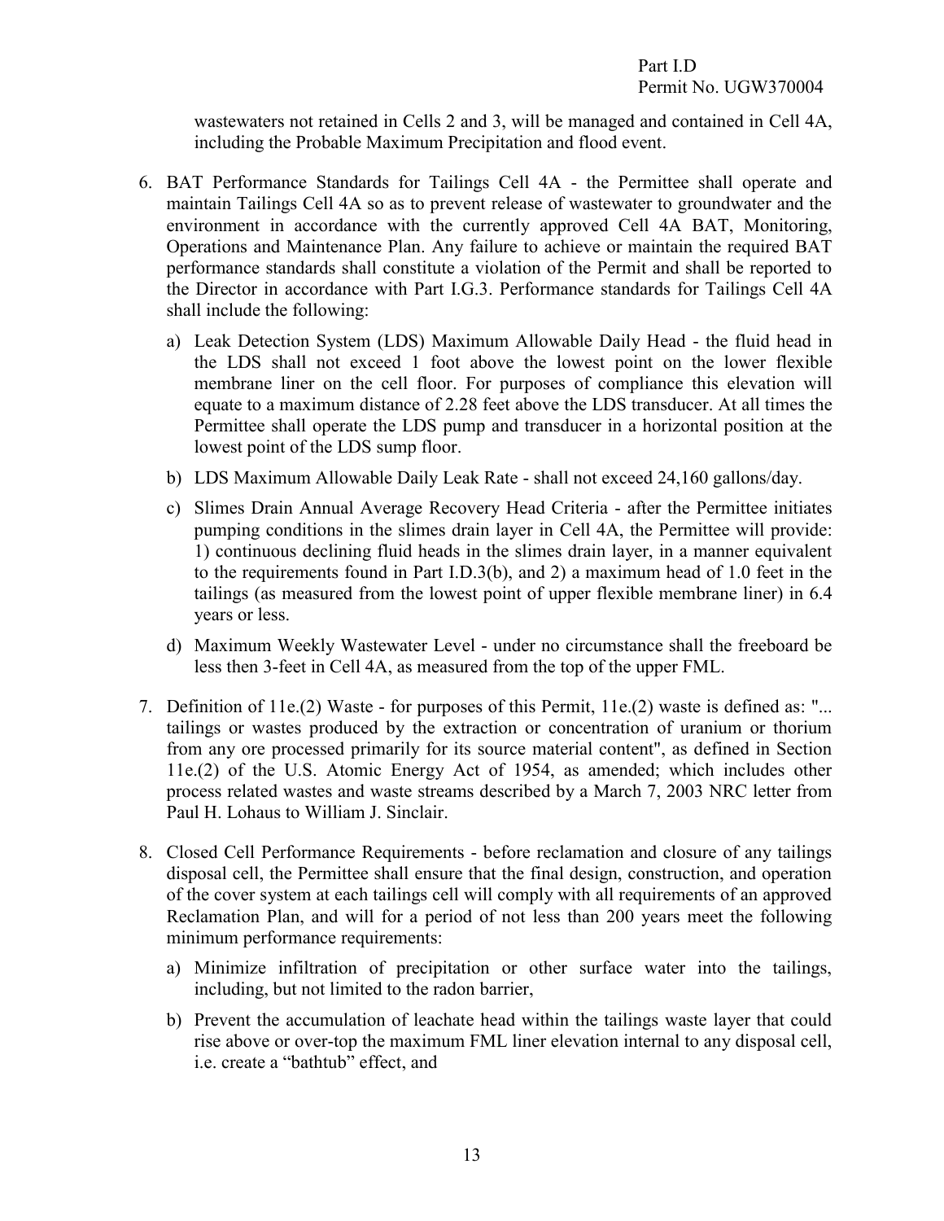wastewaters not retained in Cells 2 and 3, will be managed and contained in Cell 4A, including the Probable Maximum Precipitation and flood event.

6. BAT Performance Standards for Tailings Cell 4A - the Permittee shall operate and maintain Tailings Cell 4A so as to prevent release of wastewater to groundwater and the environment in accordance with the currently approved Cell 4A BAT, Monitoring, Operations and Maintenance Plan. Any failure to achieve or maintain the required BAT performance standards shall constitute a violation of the Permit and shall be reported to the Director in accordance with Part I.G.3. Performance standards for Tailings Cell 4A shall include the following:

   a) Leak Detection System (LDS) Maximum Allowable Daily Head - the fluid head in the LDS shall not exceed 1 foot above the lowest point on the lower flexible membrane liner on the cell floor. For purposes of compliance this elevation will equate to a maximum distance of 2.28 feet above the LDS transducer. At all times the Permittee shall operate the LDS pump and transducer in a horizontal position at the lowest point of the LDS sump floor.

   b) LDS Maximum Allowable Daily Leak Rate - shall not exceed 24,160 gallons/day.

   c) Slimes Drain Annual Average Recovery Head Criteria - after the Permittee initiates pumping conditions in the slimes drain layer in Cell 4A, the Permittee will provide: 1) continuous declining fluid heads in the slimes drain layer, in a manner equivalent to the requirements found in Part I.D.3(b), and 2) a maximum head of 1.0 feet in the tailings (as measured from the lowest point of upper flexible membrane liner) in 6.4 years or less.

   d) Maximum Weekly Wastewater Level - under no circumstance shall the freeboard be less then 3-feet in Cell 4A, as measured from the top of the upper FML.

7. Definition of 11e.(2) Waste - for purposes of this Permit, 11e.(2) waste is defined as: "... tailings or wastes produced by the extraction or concentration of uranium or thorium from any ore processed primarily for its source material content", as defined in Section 11e.(2) of the U.S. Atomic Energy Act of 1954, as amended; which includes other process related wastes and waste streams described by a March 7, 2003 NRC letter from Paul H. Lohaus to William J. Sinclair.

8. Closed Cell Performance Requirements - before reclamation and closure of any tailings disposal cell, the Permittee shall ensure that the final design, construction, and operation of the cover system at each tailings cell will comply with all requirements of an approved Reclamation Plan, and will for a period of not less than 200 years meet the following minimum performance requirements:

   a) Minimize infiltration of precipitation or other surface water into the tailings, including, but not limited to the radon barrier,

   b) Prevent the accumulation of leachate head within the tailings waste layer that could rise above or over-top the maximum FML liner elevation internal to any disposal cell, i.e. create a "bathtub" effect, and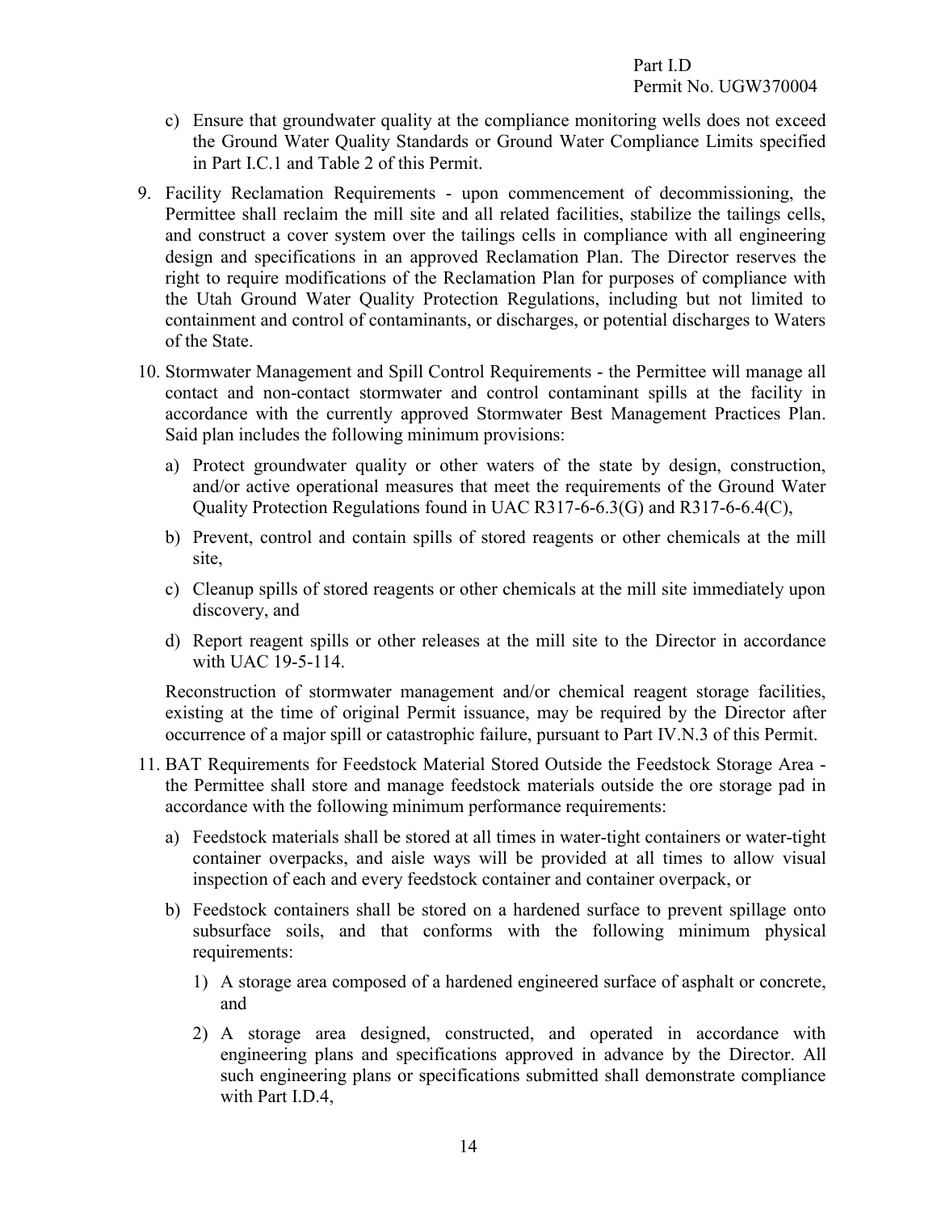c) Ensure that groundwater quality at the compliance monitoring wells does not exceed the Ground Water Quality Standards or Ground Water Compliance Limits specified in Part I.C.1 and Table 2 of this Permit.

9. Facility Reclamation Requirements - upon commencement of decommissioning, the Permittee shall reclaim the mill site and all related facilities, stabilize the tailings cells, and construct a cover system over the tailings cells in compliance with all engineering design and specifications in an approved Reclamation Plan. The Director reserves the right to require modifications of the Reclamation Plan for purposes of compliance with the Utah Ground Water Quality Protection Regulations, including but not limited to containment and control of contaminants, or discharges, or potential discharges to Waters of the State.

10. Stormwater Management and Spill Control Requirements - the Permittee will manage all contact and non-contact stormwater and control contaminant spills at the facility in accordance with the currently approved Stormwater Best Management Practices Plan. Said plan includes the following minimum provisions:

    a) Protect groundwater quality or other waters of the state by design, construction, and/or active operational measures that meet the requirements of the Ground Water Quality Protection Regulations found in UAC R317-6-6.3(G) and R317-6-6.4(C),

    b) Prevent, control and contain spills of stored reagents or other chemicals at the mill site,

    c) Cleanup spills of stored reagents or other chemicals at the mill site immediately upon discovery, and

    d) Report reagent spills or other releases at the mill site to the Director in accordance with UAC 19-5-114.

    Reconstruction of stormwater management and/or chemical reagent storage facilities, existing at the time of original Permit issuance, may be required by the Director after occurrence of a major spill or catastrophic failure, pursuant to Part IV.N.3 of this Permit.

11. BAT Requirements for Feedstock Material Stored Outside the Feedstock Storage Area - the Permittee shall store and manage feedstock materials outside the ore storage pad in accordance with the following minimum performance requirements:

    a) Feedstock materials shall be stored at all times in water-tight containers or water-tight container overpacks, and aisle ways will be provided at all times to allow visual inspection of each and every feedstock container and container overpack, or

    b) Feedstock containers shall be stored on a hardened surface to prevent spillage onto subsurface soils, and that conforms with the following minimum physical requirements:

        1) A storage area composed of a hardened engineered surface of asphalt or concrete, and

        2) A storage area designed, constructed, and operated in accordance with engineering plans and specifications approved in advance by the Director. All such engineering plans or specifications submitted shall demonstrate compliance with Part I.D.4,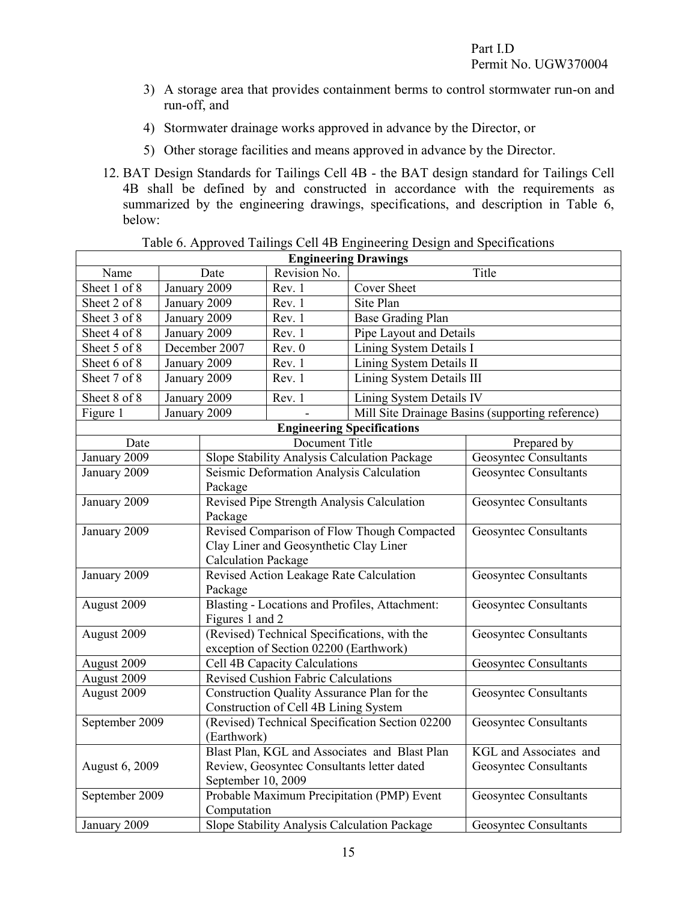3) A storage area that provides containment berms to control stormwater run-on and run-off, and

4) Stormwater drainage works approved in advance by the Director, or

5) Other storage facilities and means approved in advance by the Director.

12. BAT Design Standards for Tailings Cell 4B - the BAT design standard for Tailings Cell 4B shall be defined by and constructed in accordance with the requirements as summarized by the engineering drawings, specifications, and description in Table 6, below:

Table 6. Approved Tailings Cell 4B Engineering Design and Specifications

| **Engineering Drawings** | | | |
|---|---|---|---|
| Name | Date | Revision No. | Title |
| Sheet 1 of 8 | January 2009 | Rev. 1 | Cover Sheet |
| Sheet 2 of 8 | January 2009 | Rev. 1 | Site Plan |
| Sheet 3 of 8 | January 2009 | Rev. 1 | Base Grading Plan |
| Sheet 4 of 8 | January 2009 | Rev. 1 | Pipe Layout and Details |
| Sheet 5 of 8 | December 2007 | Rev. 0 | Lining System Details I |
| Sheet 6 of 8 | January 2009 | Rev. 1 | Lining System Details II |
| Sheet 7 of 8 | January 2009 | Rev. 1 | Lining System Details III |
| Sheet 8 of 8 | January 2009 | Rev. 1 | Lining System Details IV |
| Figure 1 | January 2009 | - | Mill Site Drainage Basins (supporting reference) |

| **Engineering Specifications** | | |
|---|---|---|
| Date | Document Title | Prepared by |
| January 2009 | Slope Stability Analysis Calculation Package | Geosyntec Consultants |
| January 2009 | Seismic Deformation Analysis Calculation Package | Geosyntec Consultants |
| January 2009 | Revised Pipe Strength Analysis Calculation Package | Geosyntec Consultants |
| January 2009 | Revised Comparison of Flow Though Compacted Clay Liner and Geosynthetic Clay Liner Calculation Package | Geosyntec Consultants |
| January 2009 | Revised Action Leakage Rate Calculation Package | Geosyntec Consultants |
| August 2009 | Blasting - Locations and Profiles, Attachment: Figures 1 and 2 | Geosyntec Consultants |
| August 2009 | (Revised) Technical Specifications, with the exception of Section 02200 (Earthwork) | Geosyntec Consultants |
| August 2009 | Cell 4B Capacity Calculations | Geosyntec Consultants |
| August 2009 | Revised Cushion Fabric Calculations | |
| August 2009 | Construction Quality Assurance Plan for the Construction of Cell 4B Lining System | Geosyntec Consultants |
| September 2009 | (Revised) Technical Specification Section 02200 (Earthwork) | Geosyntec Consultants |
| August 6, 2009 | Blast Plan, KGL and Associates and Blast Plan Review, Geosyntec Consultants letter dated September 10, 2009 | KGL and Associates and Geosyntec Consultants |
| September 2009 | Probable Maximum Precipitation (PMP) Event Computation | Geosyntec Consultants |
| January 2009 | Slope Stability Analysis Calculation Package | Geosyntec Consultants |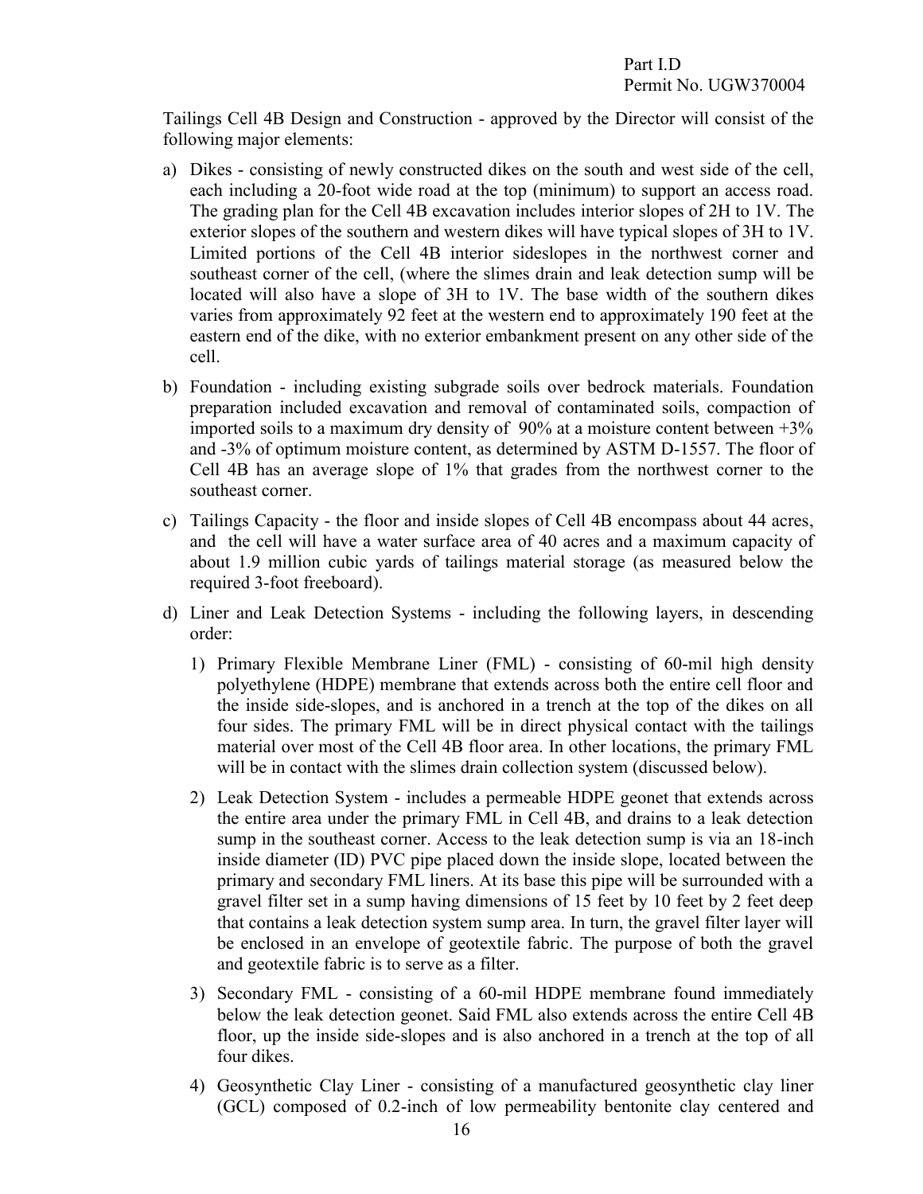Tailings Cell 4B Design and Construction - approved by the Director will consist of the following major elements:

a) Dikes - consisting of newly constructed dikes on the south and west side of the cell, each including a 20-foot wide road at the top (minimum) to support an access road. The grading plan for the Cell 4B excavation includes interior slopes of 2H to 1V. The exterior slopes of the southern and western dikes will have typical slopes of 3H to 1V. Limited portions of the Cell 4B interior sideslopes in the northwest corner and southeast corner of the cell, (where the slimes drain and leak detection sump will be located will also have a slope of 3H to 1V. The base width of the southern dikes varies from approximately 92 feet at the western end to approximately 190 feet at the eastern end of the dike, with no exterior embankment present on any other side of the cell.

b) Foundation - including existing subgrade soils over bedrock materials. Foundation preparation included excavation and removal of contaminated soils, compaction of imported soils to a maximum dry density of 90% at a moisture content between +3% and -3% of optimum moisture content, as determined by ASTM D-1557. The floor of Cell 4B has an average slope of 1% that grades from the northwest corner to the southeast corner.

c) Tailings Capacity - the floor and inside slopes of Cell 4B encompass about 44 acres, and the cell will have a water surface area of 40 acres and a maximum capacity of about 1.9 million cubic yards of tailings material storage (as measured below the required 3-foot freeboard).

d) Liner and Leak Detection Systems - including the following layers, in descending order:

   1) Primary Flexible Membrane Liner (FML) - consisting of 60-mil high density polyethylene (HDPE) membrane that extends across both the entire cell floor and the inside side-slopes, and is anchored in a trench at the top of the dikes on all four sides. The primary FML will be in direct physical contact with the tailings material over most of the Cell 4B floor area. In other locations, the primary FML will be in contact with the slimes drain collection system (discussed below).

   2) Leak Detection System - includes a permeable HDPE geonet that extends across the entire area under the primary FML in Cell 4B, and drains to a leak detection sump in the southeast corner. Access to the leak detection sump is via an 18-inch inside diameter (ID) PVC pipe placed down the inside slope, located between the primary and secondary FML liners. At its base this pipe will be surrounded with a gravel filter set in a sump having dimensions of 15 feet by 10 feet by 2 feet deep that contains a leak detection system sump area. In turn, the gravel filter layer will be enclosed in an envelope of geotextile fabric. The purpose of both the gravel and geotextile fabric is to serve as a filter.

   3) Secondary FML - consisting of a 60-mil HDPE membrane found immediately below the leak detection geonet. Said FML also extends across the entire Cell 4B floor, up the inside side-slopes and is also anchored in a trench at the top of all four dikes.

   4) Geosynthetic Clay Liner - consisting of a manufactured geosynthetic clay liner (GCL) composed of 0.2-inch of low permeability bentonite clay centered and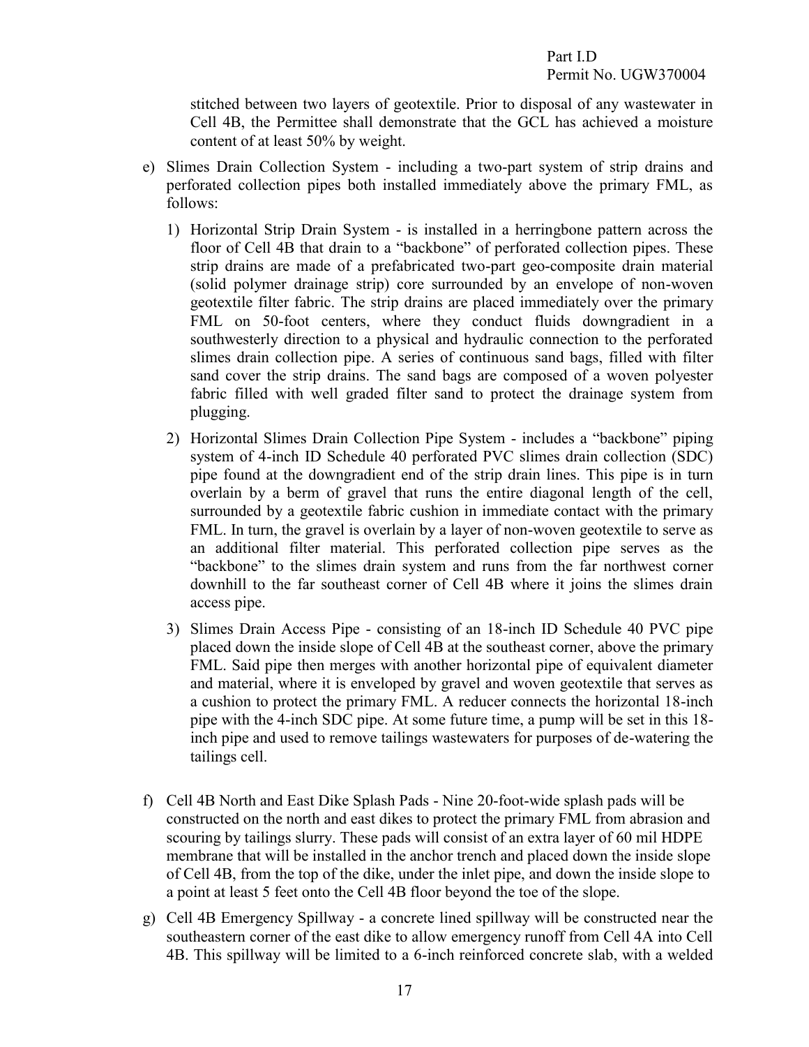stitched between two layers of geotextile. Prior to disposal of any wastewater in Cell 4B, the Permittee shall demonstrate that the GCL has achieved a moisture content of at least 50% by weight.

e) Slimes Drain Collection System - including a two-part system of strip drains and perforated collection pipes both installed immediately above the primary FML, as follows:

   1) Horizontal Strip Drain System - is installed in a herringbone pattern across the floor of Cell 4B that drain to a "backbone" of perforated collection pipes. These strip drains are made of a prefabricated two-part geo-composite drain material (solid polymer drainage strip) core surrounded by an envelope of non-woven geotextile filter fabric. The strip drains are placed immediately over the primary FML on 50-foot centers, where they conduct fluids downgradient in a southwesterly direction to a physical and hydraulic connection to the perforated slimes drain collection pipe. A series of continuous sand bags, filled with filter sand cover the strip drains. The sand bags are composed of a woven polyester fabric filled with well graded filter sand to protect the drainage system from plugging.

   2) Horizontal Slimes Drain Collection Pipe System - includes a "backbone" piping system of 4-inch ID Schedule 40 perforated PVC slimes drain collection (SDC) pipe found at the downgradient end of the strip drain lines. This pipe is in turn overlain by a berm of gravel that runs the entire diagonal length of the cell, surrounded by a geotextile fabric cushion in immediate contact with the primary FML. In turn, the gravel is overlain by a layer of non-woven geotextile to serve as an additional filter material. This perforated collection pipe serves as the "backbone" to the slimes drain system and runs from the far northwest corner downhill to the far southeast corner of Cell 4B where it joins the slimes drain access pipe.

   3) Slimes Drain Access Pipe - consisting of an 18-inch ID Schedule 40 PVC pipe placed down the inside slope of Cell 4B at the southeast corner, above the primary FML. Said pipe then merges with another horizontal pipe of equivalent diameter and material, where it is enveloped by gravel and woven geotextile that serves as a cushion to protect the primary FML. A reducer connects the horizontal 18-inch pipe with the 4-inch SDC pipe. At some future time, a pump will be set in this 18-inch pipe and used to remove tailings wastewaters for purposes of de-watering the tailings cell.

f) Cell 4B North and East Dike Splash Pads - Nine 20-foot-wide splash pads will be constructed on the north and east dikes to protect the primary FML from abrasion and scouring by tailings slurry. These pads will consist of an extra layer of 60 mil HDPE membrane that will be installed in the anchor trench and placed down the inside slope of Cell 4B, from the top of the dike, under the inlet pipe, and down the inside slope to a point at least 5 feet onto the Cell 4B floor beyond the toe of the slope.

g) Cell 4B Emergency Spillway - a concrete lined spillway will be constructed near the southeastern corner of the east dike to allow emergency runoff from Cell 4A into Cell 4B. This spillway will be limited to a 6-inch reinforced concrete slab, with a welded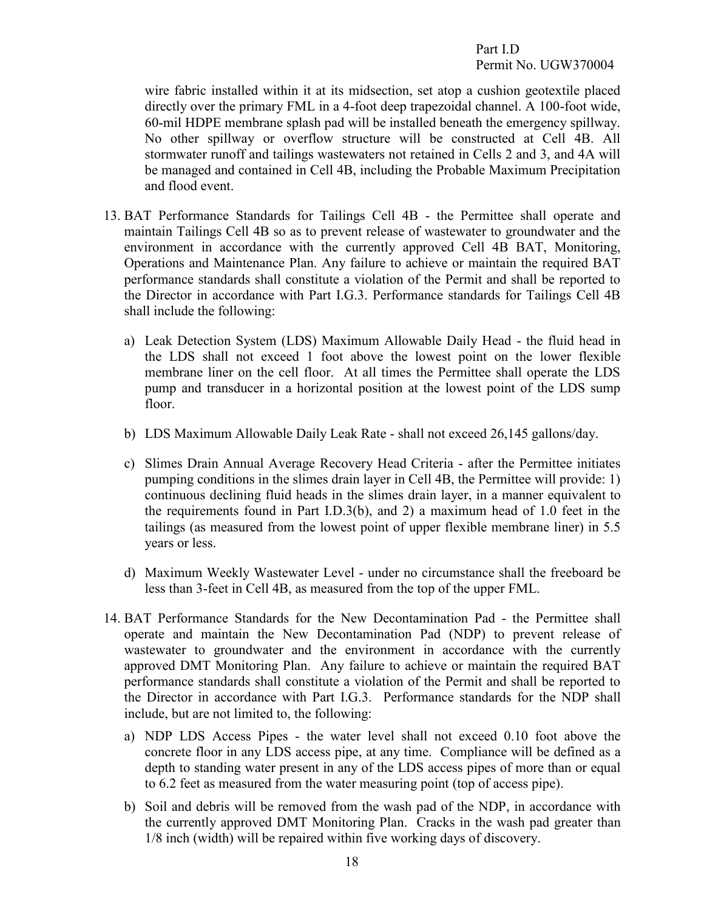wire fabric installed within it at its midsection, set atop a cushion geotextile placed directly over the primary FML in a 4-foot deep trapezoidal channel. A 100-foot wide, 60-mil HDPE membrane splash pad will be installed beneath the emergency spillway. No other spillway or overflow structure will be constructed at Cell 4B. All stormwater runoff and tailings wastewaters not retained in Cells 2 and 3, and 4A will be managed and contained in Cell 4B, including the Probable Maximum Precipitation and flood event.

13. BAT Performance Standards for Tailings Cell 4B - the Permittee shall operate and maintain Tailings Cell 4B so as to prevent release of wastewater to groundwater and the environment in accordance with the currently approved Cell 4B BAT, Monitoring, Operations and Maintenance Plan. Any failure to achieve or maintain the required BAT performance standards shall constitute a violation of the Permit and shall be reported to the Director in accordance with Part I.G.3. Performance standards for Tailings Cell 4B shall include the following:

    a) Leak Detection System (LDS) Maximum Allowable Daily Head - the fluid head in the LDS shall not exceed 1 foot above the lowest point on the lower flexible membrane liner on the cell floor. At all times the Permittee shall operate the LDS pump and transducer in a horizontal position at the lowest point of the LDS sump floor.

    b) LDS Maximum Allowable Daily Leak Rate - shall not exceed 26,145 gallons/day.

    c) Slimes Drain Annual Average Recovery Head Criteria - after the Permittee initiates pumping conditions in the slimes drain layer in Cell 4B, the Permittee will provide: 1) continuous declining fluid heads in the slimes drain layer, in a manner equivalent to the requirements found in Part I.D.3(b), and 2) a maximum head of 1.0 feet in the tailings (as measured from the lowest point of upper flexible membrane liner) in 5.5 years or less.

    d) Maximum Weekly Wastewater Level - under no circumstance shall the freeboard be less than 3-feet in Cell 4B, as measured from the top of the upper FML.

14. BAT Performance Standards for the New Decontamination Pad - the Permittee shall operate and maintain the New Decontamination Pad (NDP) to prevent release of wastewater to groundwater and the environment in accordance with the currently approved DMT Monitoring Plan. Any failure to achieve or maintain the required BAT performance standards shall constitute a violation of the Permit and shall be reported to the Director in accordance with Part I.G.3. Performance standards for the NDP shall include, but are not limited to, the following:

    a) NDP LDS Access Pipes - the water level shall not exceed 0.10 foot above the concrete floor in any LDS access pipe, at any time. Compliance will be defined as a depth to standing water present in any of the LDS access pipes of more than or equal to 6.2 feet as measured from the water measuring point (top of access pipe).

    b) Soil and debris will be removed from the wash pad of the NDP, in accordance with the currently approved DMT Monitoring Plan. Cracks in the wash pad greater than 1/8 inch (width) will be repaired within five working days of discovery.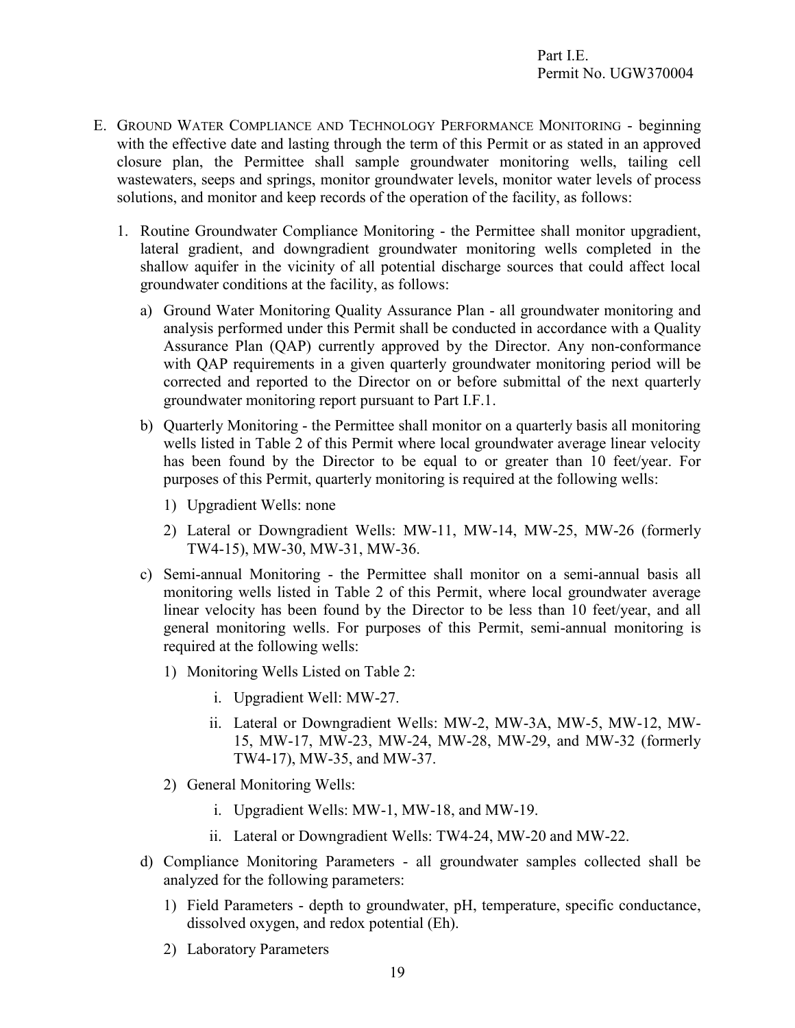E. GROUND WATER COMPLIANCE AND TECHNOLOGY PERFORMANCE MONITORING - beginning with the effective date and lasting through the term of this Permit or as stated in an approved closure plan, the Permittee shall sample groundwater monitoring wells, tailing cell wastewaters, seeps and springs, monitor groundwater levels, monitor water levels of process solutions, and monitor and keep records of the operation of the facility, as follows:

1. Routine Groundwater Compliance Monitoring - the Permittee shall monitor upgradient, lateral gradient, and downgradient groundwater monitoring wells completed in the shallow aquifer in the vicinity of all potential discharge sources that could affect local groundwater conditions at the facility, as follows:

    a) Ground Water Monitoring Quality Assurance Plan - all groundwater monitoring and analysis performed under this Permit shall be conducted in accordance with a Quality Assurance Plan (QAP) currently approved by the Director. Any non-conformance with QAP requirements in a given quarterly groundwater monitoring period will be corrected and reported to the Director on or before submittal of the next quarterly groundwater monitoring report pursuant to Part I.F.1.

    b) Quarterly Monitoring - the Permittee shall monitor on a quarterly basis all monitoring wells listed in Table 2 of this Permit where local groundwater average linear velocity has been found by the Director to be equal to or greater than 10 feet/year. For purposes of this Permit, quarterly monitoring is required at the following wells:

        1) Upgradient Wells: none

        2) Lateral or Downgradient Wells: MW-11, MW-14, MW-25, MW-26 (formerly TW4-15), MW-30, MW-31, MW-36.

    c) Semi-annual Monitoring - the Permittee shall monitor on a semi-annual basis all monitoring wells listed in Table 2 of this Permit, where local groundwater average linear velocity has been found by the Director to be less than 10 feet/year, and all general monitoring wells. For purposes of this Permit, semi-annual monitoring is required at the following wells:

        1) Monitoring Wells Listed on Table 2:

            i. Upgradient Well: MW-27.

            ii. Lateral or Downgradient Wells: MW-2, MW-3A, MW-5, MW-12, MW-15, MW-17, MW-23, MW-24, MW-28, MW-29, and MW-32 (formerly TW4-17), MW-35, and MW-37.

        2) General Monitoring Wells:

            i. Upgradient Wells: MW-1, MW-18, and MW-19.

            ii. Lateral or Downgradient Wells: TW4-24, MW-20 and MW-22.

    d) Compliance Monitoring Parameters - all groundwater samples collected shall be analyzed for the following parameters:

        1) Field Parameters - depth to groundwater, pH, temperature, specific conductance, dissolved oxygen, and redox potential (Eh).

        2) Laboratory Parameters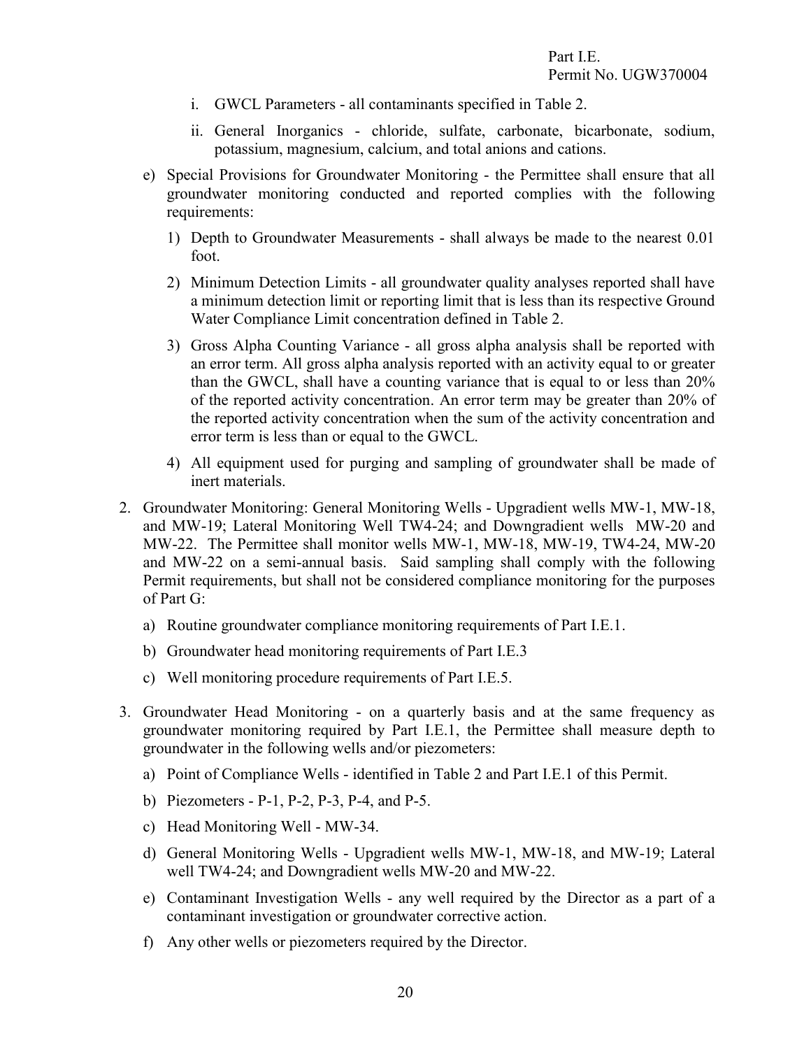i. GWCL Parameters - all contaminants specified in Table 2.

ii. General Inorganics - chloride, sulfate, carbonate, bicarbonate, sodium, potassium, magnesium, calcium, and total anions and cations.

e) Special Provisions for Groundwater Monitoring - the Permittee shall ensure that all groundwater monitoring conducted and reported complies with the following requirements:

1) Depth to Groundwater Measurements - shall always be made to the nearest 0.01 foot.

2) Minimum Detection Limits - all groundwater quality analyses reported shall have a minimum detection limit or reporting limit that is less than its respective Ground Water Compliance Limit concentration defined in Table 2.

3) Gross Alpha Counting Variance - all gross alpha analysis shall be reported with an error term. All gross alpha analysis reported with an activity equal to or greater than the GWCL, shall have a counting variance that is equal to or less than 20% of the reported activity concentration. An error term may be greater than 20% of the reported activity concentration when the sum of the activity concentration and error term is less than or equal to the GWCL.

4) All equipment used for purging and sampling of groundwater shall be made of inert materials.

2. Groundwater Monitoring: General Monitoring Wells - Upgradient wells MW-1, MW-18, and MW-19; Lateral Monitoring Well TW4-24; and Downgradient wells MW-20 and MW-22. The Permittee shall monitor wells MW-1, MW-18, MW-19, TW4-24, MW-20 and MW-22 on a semi-annual basis. Said sampling shall comply with the following Permit requirements, but shall not be considered compliance monitoring for the purposes of Part G:

a) Routine groundwater compliance monitoring requirements of Part I.E.1.

b) Groundwater head monitoring requirements of Part I.E.3

c) Well monitoring procedure requirements of Part I.E.5.

3. Groundwater Head Monitoring - on a quarterly basis and at the same frequency as groundwater monitoring required by Part I.E.1, the Permittee shall measure depth to groundwater in the following wells and/or piezometers:

a) Point of Compliance Wells - identified in Table 2 and Part I.E.1 of this Permit.

b) Piezometers - P-1, P-2, P-3, P-4, and P-5.

c) Head Monitoring Well - MW-34.

d) General Monitoring Wells - Upgradient wells MW-1, MW-18, and MW-19; Lateral well TW4-24; and Downgradient wells MW-20 and MW-22.

e) Contaminant Investigation Wells - any well required by the Director as a part of a contaminant investigation or groundwater corrective action.

f) Any other wells or piezometers required by the Director.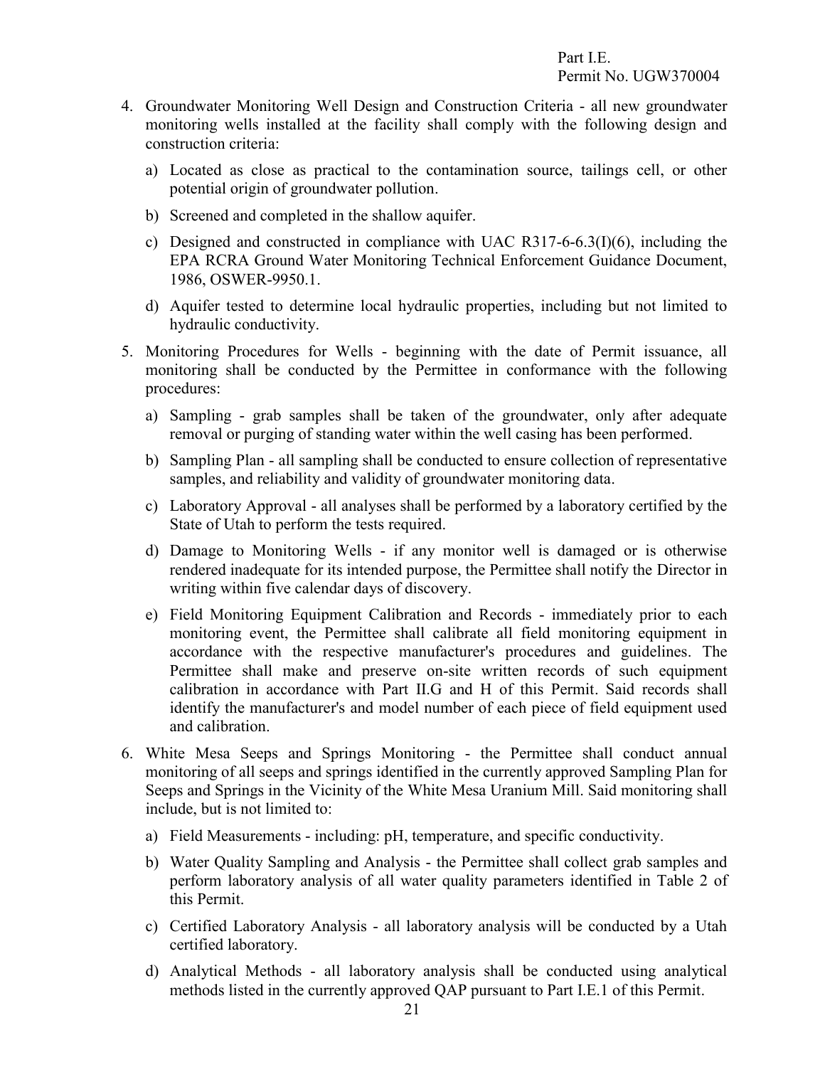4. Groundwater Monitoring Well Design and Construction Criteria - all new groundwater monitoring wells installed at the facility shall comply with the following design and construction criteria:

   a) Located as close as practical to the contamination source, tailings cell, or other potential origin of groundwater pollution.

   b) Screened and completed in the shallow aquifer.

   c) Designed and constructed in compliance with UAC R317-6-6.3(I)(6), including the EPA RCRA Ground Water Monitoring Technical Enforcement Guidance Document, 1986, OSWER-9950.1.

   d) Aquifer tested to determine local hydraulic properties, including but not limited to hydraulic conductivity.

5. Monitoring Procedures for Wells - beginning with the date of Permit issuance, all monitoring shall be conducted by the Permittee in conformance with the following procedures:

   a) Sampling - grab samples shall be taken of the groundwater, only after adequate removal or purging of standing water within the well casing has been performed.

   b) Sampling Plan - all sampling shall be conducted to ensure collection of representative samples, and reliability and validity of groundwater monitoring data.

   c) Laboratory Approval - all analyses shall be performed by a laboratory certified by the State of Utah to perform the tests required.

   d) Damage to Monitoring Wells - if any monitor well is damaged or is otherwise rendered inadequate for its intended purpose, the Permittee shall notify the Director in writing within five calendar days of discovery.

   e) Field Monitoring Equipment Calibration and Records - immediately prior to each monitoring event, the Permittee shall calibrate all field monitoring equipment in accordance with the respective manufacturer's procedures and guidelines. The Permittee shall make and preserve on-site written records of such equipment calibration in accordance with Part II.G and H of this Permit. Said records shall identify the manufacturer's and model number of each piece of field equipment used and calibration.

6. White Mesa Seeps and Springs Monitoring - the Permittee shall conduct annual monitoring of all seeps and springs identified in the currently approved Sampling Plan for Seeps and Springs in the Vicinity of the White Mesa Uranium Mill. Said monitoring shall include, but is not limited to:

   a) Field Measurements - including: pH, temperature, and specific conductivity.

   b) Water Quality Sampling and Analysis - the Permittee shall collect grab samples and perform laboratory analysis of all water quality parameters identified in Table 2 of this Permit.

   c) Certified Laboratory Analysis - all laboratory analysis will be conducted by a Utah certified laboratory.

   d) Analytical Methods - all laboratory analysis shall be conducted using analytical methods listed in the currently approved QAP pursuant to Part I.E.1 of this Permit.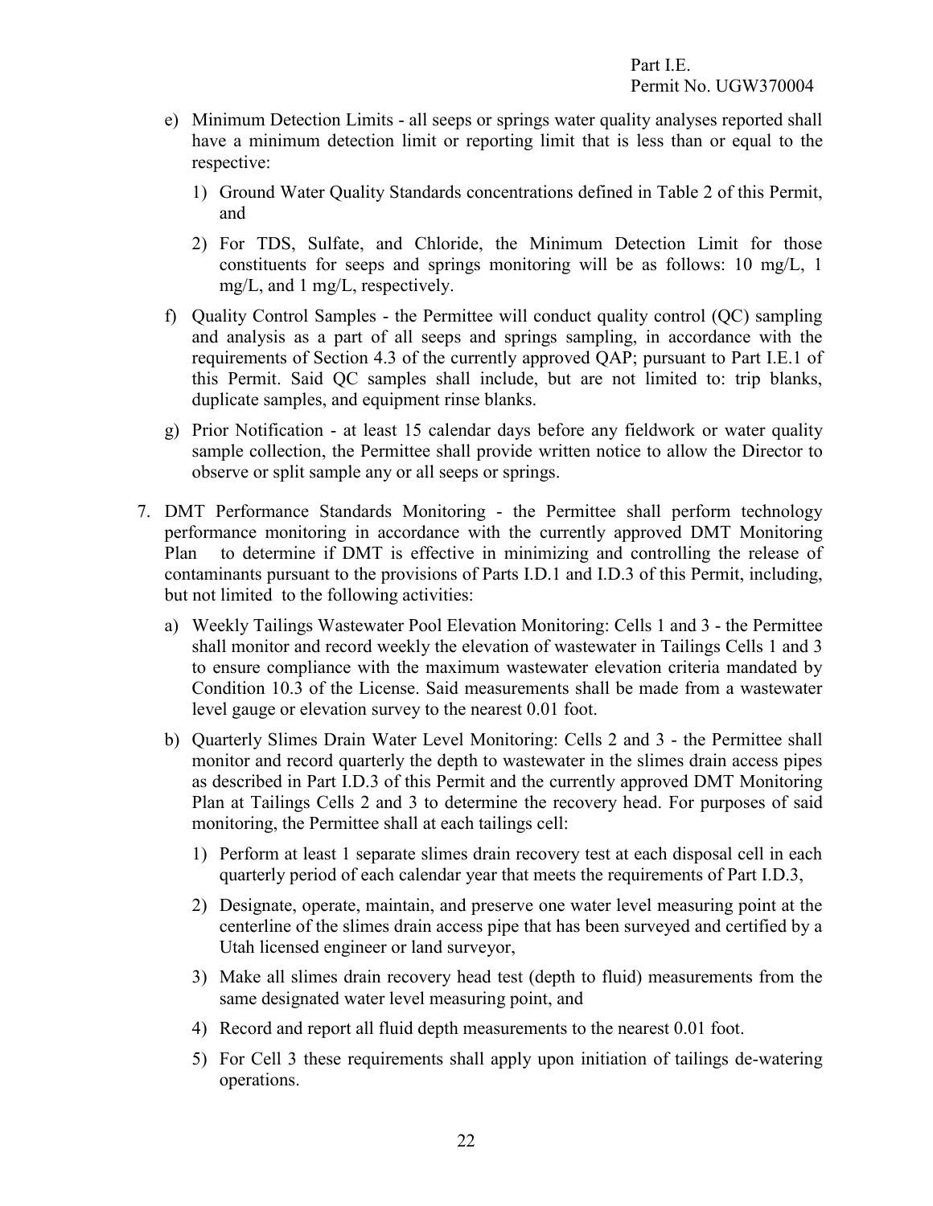e) Minimum Detection Limits - all seeps or springs water quality analyses reported shall have a minimum detection limit or reporting limit that is less than or equal to the respective:

   1) Ground Water Quality Standards concentrations defined in Table 2 of this Permit, and

   2) For TDS, Sulfate, and Chloride, the Minimum Detection Limit for those constituents for seeps and springs monitoring will be as follows: 10 mg/L, 1 mg/L, and 1 mg/L, respectively.

f) Quality Control Samples - the Permittee will conduct quality control (QC) sampling and analysis as a part of all seeps and springs sampling, in accordance with the requirements of Section 4.3 of the currently approved QAP; pursuant to Part I.E.1 of this Permit. Said QC samples shall include, but are not limited to: trip blanks, duplicate samples, and equipment rinse blanks.

g) Prior Notification - at least 15 calendar days before any fieldwork or water quality sample collection, the Permittee shall provide written notice to allow the Director to observe or split sample any or all seeps or springs.

7. DMT Performance Standards Monitoring - the Permittee shall perform technology performance monitoring in accordance with the currently approved DMT Monitoring Plan to determine if DMT is effective in minimizing and controlling the release of contaminants pursuant to the provisions of Parts I.D.1 and I.D.3 of this Permit, including, but not limited to the following activities:

   a) Weekly Tailings Wastewater Pool Elevation Monitoring: Cells 1 and 3 - the Permittee shall monitor and record weekly the elevation of wastewater in Tailings Cells 1 and 3 to ensure compliance with the maximum wastewater elevation criteria mandated by Condition 10.3 of the License. Said measurements shall be made from a wastewater level gauge or elevation survey to the nearest 0.01 foot.

   b) Quarterly Slimes Drain Water Level Monitoring: Cells 2 and 3 - the Permittee shall monitor and record quarterly the depth to wastewater in the slimes drain access pipes as described in Part I.D.3 of this Permit and the currently approved DMT Monitoring Plan at Tailings Cells 2 and 3 to determine the recovery head. For purposes of said monitoring, the Permittee shall at each tailings cell:

      1) Perform at least 1 separate slimes drain recovery test at each disposal cell in each quarterly period of each calendar year that meets the requirements of Part I.D.3,

      2) Designate, operate, maintain, and preserve one water level measuring point at the centerline of the slimes drain access pipe that has been surveyed and certified by a Utah licensed engineer or land surveyor,

      3) Make all slimes drain recovery head test (depth to fluid) measurements from the same designated water level measuring point, and

      4) Record and report all fluid depth measurements to the nearest 0.01 foot.

      5) For Cell 3 these requirements shall apply upon initiation of tailings de-watering operations.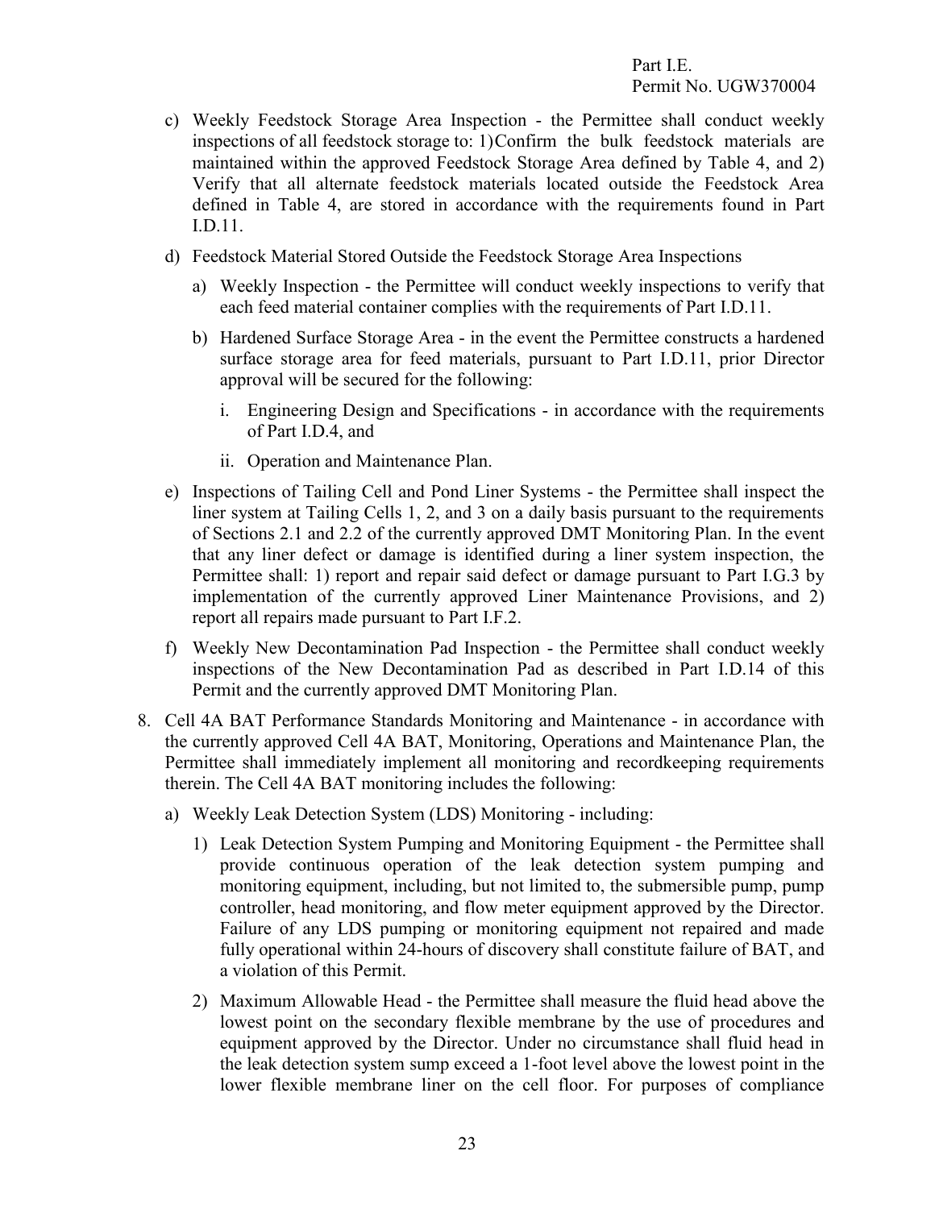c) Weekly Feedstock Storage Area Inspection - the Permittee shall conduct weekly inspections of all feedstock storage to: 1) Confirm the bulk feedstock materials are maintained within the approved Feedstock Storage Area defined by Table 4, and 2) Verify that all alternate feedstock materials located outside the Feedstock Area defined in Table 4, are stored in accordance with the requirements found in Part I.D.11.

d) Feedstock Material Stored Outside the Feedstock Storage Area Inspections

   a) Weekly Inspection - the Permittee will conduct weekly inspections to verify that each feed material container complies with the requirements of Part I.D.11.

   b) Hardened Surface Storage Area - in the event the Permittee constructs a hardened surface storage area for feed materials, pursuant to Part I.D.11, prior Director approval will be secured for the following:

      i. Engineering Design and Specifications - in accordance with the requirements of Part I.D.4, and

      ii. Operation and Maintenance Plan.

e) Inspections of Tailing Cell and Pond Liner Systems - the Permittee shall inspect the liner system at Tailing Cells 1, 2, and 3 on a daily basis pursuant to the requirements of Sections 2.1 and 2.2 of the currently approved DMT Monitoring Plan. In the event that any liner defect or damage is identified during a liner system inspection, the Permittee shall: 1) report and repair said defect or damage pursuant to Part I.G.3 by implementation of the currently approved Liner Maintenance Provisions, and 2) report all repairs made pursuant to Part I.F.2.

f) Weekly New Decontamination Pad Inspection - the Permittee shall conduct weekly inspections of the New Decontamination Pad as described in Part I.D.14 of this Permit and the currently approved DMT Monitoring Plan.

8. Cell 4A BAT Performance Standards Monitoring and Maintenance - in accordance with the currently approved Cell 4A BAT, Monitoring, Operations and Maintenance Plan, the Permittee shall immediately implement all monitoring and recordkeeping requirements therein. The Cell 4A BAT monitoring includes the following:

   a) Weekly Leak Detection System (LDS) Monitoring - including:

      1) Leak Detection System Pumping and Monitoring Equipment - the Permittee shall provide continuous operation of the leak detection system pumping and monitoring equipment, including, but not limited to, the submersible pump, pump controller, head monitoring, and flow meter equipment approved by the Director. Failure of any LDS pumping or monitoring equipment not repaired and made fully operational within 24-hours of discovery shall constitute failure of BAT, and a violation of this Permit.

      2) Maximum Allowable Head - the Permittee shall measure the fluid head above the lowest point on the secondary flexible membrane by the use of procedures and equipment approved by the Director. Under no circumstance shall fluid head in the leak detection system sump exceed a 1-foot level above the lowest point in the lower flexible membrane liner on the cell floor. For purposes of compliance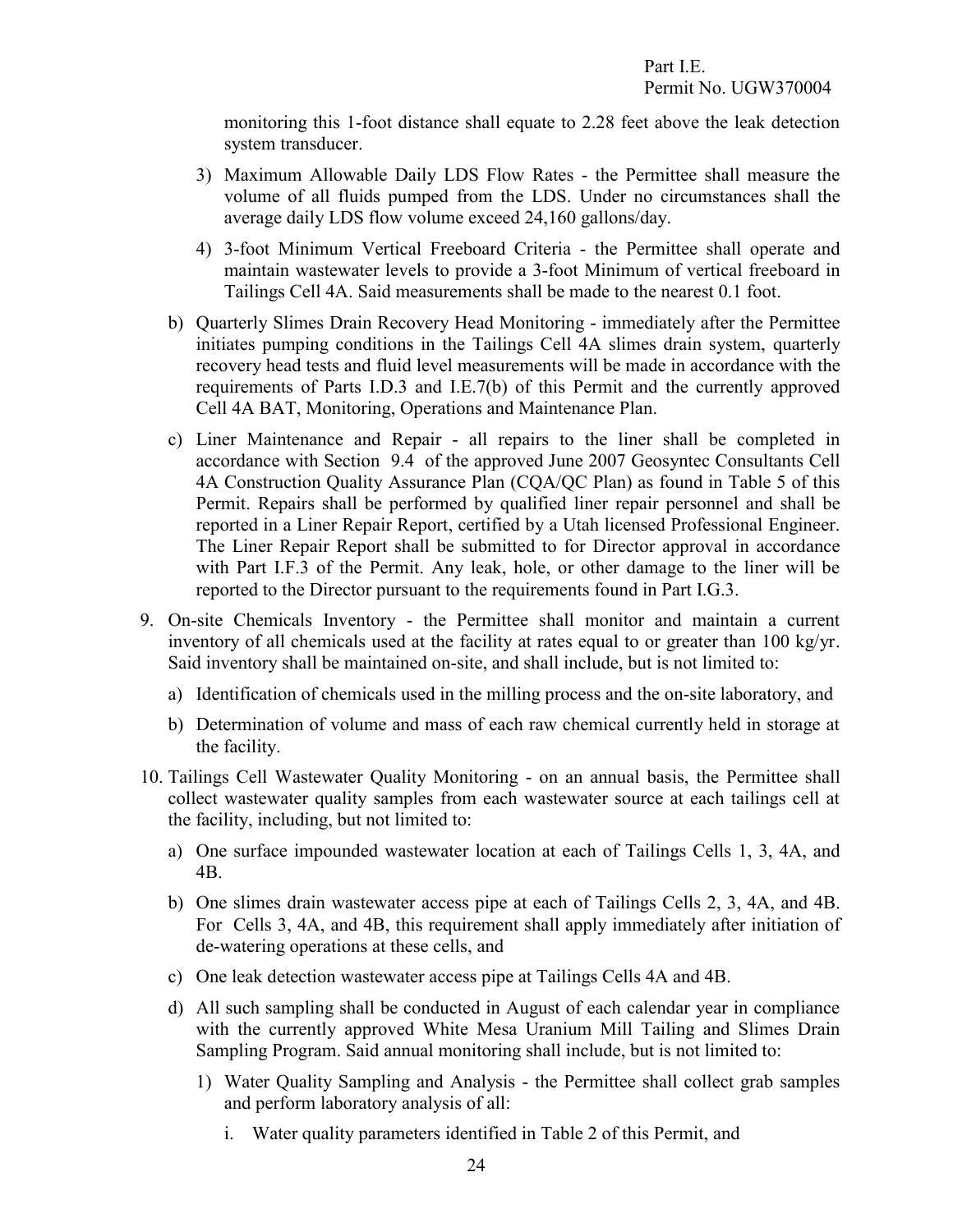monitoring this 1-foot distance shall equate to 2.28 feet above the leak detection system transducer.

3) Maximum Allowable Daily LDS Flow Rates - the Permittee shall measure the volume of all fluids pumped from the LDS. Under no circumstances shall the average daily LDS flow volume exceed 24,160 gallons/day.

4) 3-foot Minimum Vertical Freeboard Criteria - the Permittee shall operate and maintain wastewater levels to provide a 3-foot Minimum of vertical freeboard in Tailings Cell 4A. Said measurements shall be made to the nearest 0.1 foot.

b) Quarterly Slimes Drain Recovery Head Monitoring - immediately after the Permittee initiates pumping conditions in the Tailings Cell 4A slimes drain system, quarterly recovery head tests and fluid level measurements will be made in accordance with the requirements of Parts I.D.3 and I.E.7(b) of this Permit and the currently approved Cell 4A BAT, Monitoring, Operations and Maintenance Plan.

c) Liner Maintenance and Repair - all repairs to the liner shall be completed in accordance with Section 9.4 of the approved June 2007 Geosyntec Consultants Cell 4A Construction Quality Assurance Plan (CQA/QC Plan) as found in Table 5 of this Permit. Repairs shall be performed by qualified liner repair personnel and shall be reported in a Liner Repair Report, certified by a Utah licensed Professional Engineer. The Liner Repair Report shall be submitted to for Director approval in accordance with Part I.F.3 of the Permit. Any leak, hole, or other damage to the liner will be reported to the Director pursuant to the requirements found in Part I.G.3.

9. On-site Chemicals Inventory - the Permittee shall monitor and maintain a current inventory of all chemicals used at the facility at rates equal to or greater than 100 kg/yr. Said inventory shall be maintained on-site, and shall include, but is not limited to:

   a) Identification of chemicals used in the milling process and the on-site laboratory, and

   b) Determination of volume and mass of each raw chemical currently held in storage at the facility.

10. Tailings Cell Wastewater Quality Monitoring - on an annual basis, the Permittee shall collect wastewater quality samples from each wastewater source at each tailings cell at the facility, including, but not limited to:

   a) One surface impounded wastewater location at each of Tailings Cells 1, 3, 4A, and 4B.

   b) One slimes drain wastewater access pipe at each of Tailings Cells 2, 3, 4A, and 4B. For Cells 3, 4A, and 4B, this requirement shall apply immediately after initiation of de-watering operations at these cells, and

   c) One leak detection wastewater access pipe at Tailings Cells 4A and 4B.

   d) All such sampling shall be conducted in August of each calendar year in compliance with the currently approved White Mesa Uranium Mill Tailing and Slimes Drain Sampling Program. Said annual monitoring shall include, but is not limited to:

      1) Water Quality Sampling and Analysis - the Permittee shall collect grab samples and perform laboratory analysis of all:

         i. Water quality parameters identified in Table 2 of this Permit, and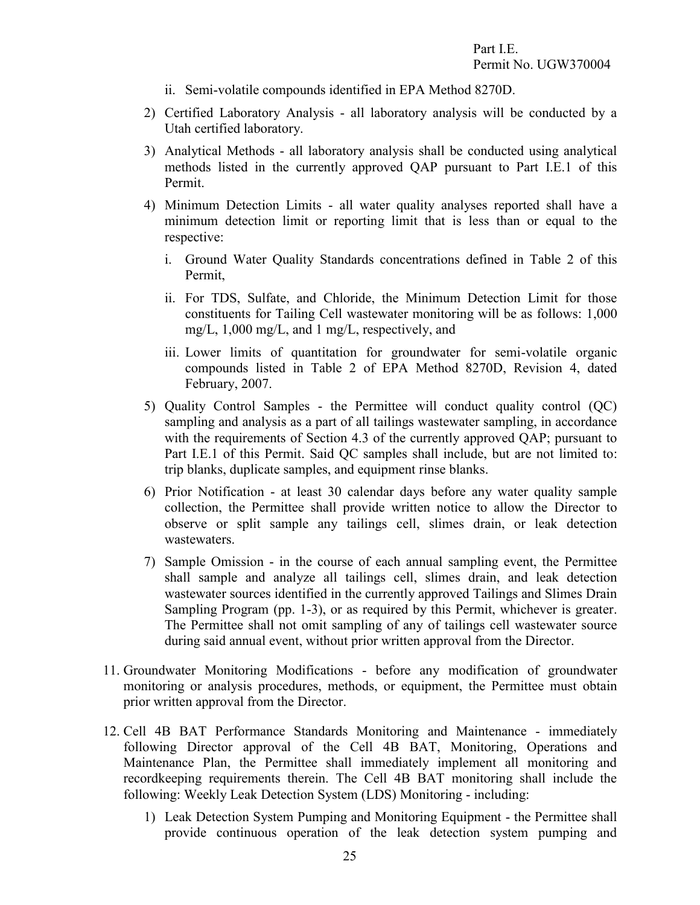ii. Semi-volatile compounds identified in EPA Method 8270D.

2) Certified Laboratory Analysis - all laboratory analysis will be conducted by a Utah certified laboratory.

3) Analytical Methods - all laboratory analysis shall be conducted using analytical methods listed in the currently approved QAP pursuant to Part I.E.1 of this Permit.

4) Minimum Detection Limits - all water quality analyses reported shall have a minimum detection limit or reporting limit that is less than or equal to the respective:

   i. Ground Water Quality Standards concentrations defined in Table 2 of this Permit,

   ii. For TDS, Sulfate, and Chloride, the Minimum Detection Limit for those constituents for Tailing Cell wastewater monitoring will be as follows: 1,000 mg/L, 1,000 mg/L, and 1 mg/L, respectively, and

   iii. Lower limits of quantitation for groundwater for semi-volatile organic compounds listed in Table 2 of EPA Method 8270D, Revision 4, dated February, 2007.

5) Quality Control Samples - the Permittee will conduct quality control (QC) sampling and analysis as a part of all tailings wastewater sampling, in accordance with the requirements of Section 4.3 of the currently approved QAP; pursuant to Part I.E.1 of this Permit. Said QC samples shall include, but are not limited to: trip blanks, duplicate samples, and equipment rinse blanks.

6) Prior Notification - at least 30 calendar days before any water quality sample collection, the Permittee shall provide written notice to allow the Director to observe or split sample any tailings cell, slimes drain, or leak detection wastewaters.

7) Sample Omission - in the course of each annual sampling event, the Permittee shall sample and analyze all tailings cell, slimes drain, and leak detection wastewater sources identified in the currently approved Tailings and Slimes Drain Sampling Program (pp. 1-3), or as required by this Permit, whichever is greater. The Permittee shall not omit sampling of any of tailings cell wastewater source during said annual event, without prior written approval from the Director.

11. Groundwater Monitoring Modifications - before any modification of groundwater monitoring or analysis procedures, methods, or equipment, the Permittee must obtain prior written approval from the Director.

12. Cell 4B BAT Performance Standards Monitoring and Maintenance - immediately following Director approval of the Cell 4B BAT, Monitoring, Operations and Maintenance Plan, the Permittee shall immediately implement all monitoring and recordkeeping requirements therein. The Cell 4B BAT monitoring shall include the following: Weekly Leak Detection System (LDS) Monitoring - including:

   1) Leak Detection System Pumping and Monitoring Equipment - the Permittee shall provide continuous operation of the leak detection system pumping and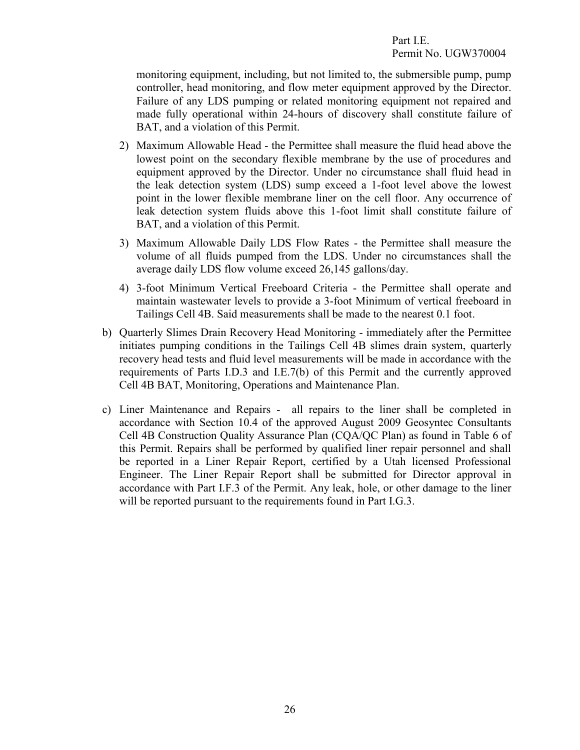monitoring equipment, including, but not limited to, the submersible pump, pump controller, head monitoring, and flow meter equipment approved by the Director. Failure of any LDS pumping or related monitoring equipment not repaired and made fully operational within 24-hours of discovery shall constitute failure of BAT, and a violation of this Permit.

2) Maximum Allowable Head - the Permittee shall measure the fluid head above the lowest point on the secondary flexible membrane by the use of procedures and equipment approved by the Director. Under no circumstance shall fluid head in the leak detection system (LDS) sump exceed a 1-foot level above the lowest point in the lower flexible membrane liner on the cell floor. Any occurrence of leak detection system fluids above this 1-foot limit shall constitute failure of BAT, and a violation of this Permit.

3) Maximum Allowable Daily LDS Flow Rates - the Permittee shall measure the volume of all fluids pumped from the LDS. Under no circumstances shall the average daily LDS flow volume exceed 26,145 gallons/day.

4) 3-foot Minimum Vertical Freeboard Criteria - the Permittee shall operate and maintain wastewater levels to provide a 3-foot Minimum of vertical freeboard in Tailings Cell 4B. Said measurements shall be made to the nearest 0.1 foot.

b) Quarterly Slimes Drain Recovery Head Monitoring - immediately after the Permittee initiates pumping conditions in the Tailings Cell 4B slimes drain system, quarterly recovery head tests and fluid level measurements will be made in accordance with the requirements of Parts I.D.3 and I.E.7(b) of this Permit and the currently approved Cell 4B BAT, Monitoring, Operations and Maintenance Plan.

c) Liner Maintenance and Repairs - all repairs to the liner shall be completed in accordance with Section 10.4 of the approved August 2009 Geosyntec Consultants Cell 4B Construction Quality Assurance Plan (CQA/QC Plan) as found in Table 6 of this Permit. Repairs shall be performed by qualified liner repair personnel and shall be reported in a Liner Repair Report, certified by a Utah licensed Professional Engineer. The Liner Repair Report shall be submitted for Director approval in accordance with Part I.F.3 of the Permit. Any leak, hole, or other damage to the liner will be reported pursuant to the requirements found in Part I.G.3.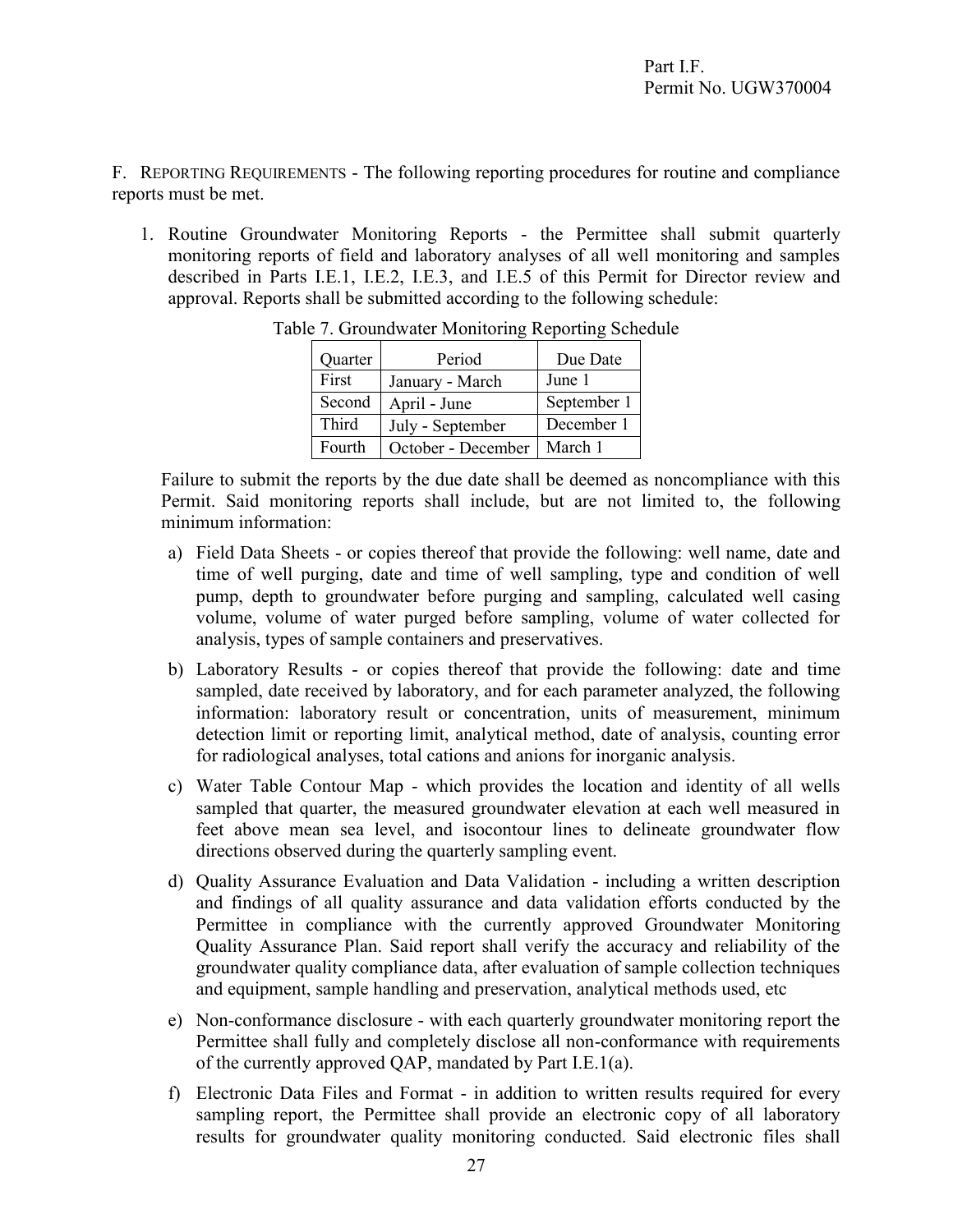F. REPORTING REQUIREMENTS - The following reporting procedures for routine and compliance reports must be met.

1. Routine Groundwater Monitoring Reports - the Permittee shall submit quarterly monitoring reports of field and laboratory analyses of all well monitoring and samples described in Parts I.E.1, I.E.2, I.E.3, and I.E.5 of this Permit for Director review and approval. Reports shall be submitted according to the following schedule:

Table 7. Groundwater Monitoring Reporting Schedule

| Quarter | Period | Due Date |
|---|---|---|
| First | January - March | June 1 |
| Second | April - June | September 1 |
| Third | July - September | December 1 |
| Fourth | October - December | March 1 |

Failure to submit the reports by the due date shall be deemed as noncompliance with this Permit. Said monitoring reports shall include, but are not limited to, the following minimum information:

a) Field Data Sheets - or copies thereof that provide the following: well name, date and time of well purging, date and time of well sampling, type and condition of well pump, depth to groundwater before purging and sampling, calculated well casing volume, volume of water purged before sampling, volume of water collected for analysis, types of sample containers and preservatives.

b) Laboratory Results - or copies thereof that provide the following: date and time sampled, date received by laboratory, and for each parameter analyzed, the following information: laboratory result or concentration, units of measurement, minimum detection limit or reporting limit, analytical method, date of analysis, counting error for radiological analyses, total cations and anions for inorganic analysis.

c) Water Table Contour Map - which provides the location and identity of all wells sampled that quarter, the measured groundwater elevation at each well measured in feet above mean sea level, and isocontour lines to delineate groundwater flow directions observed during the quarterly sampling event.

d) Quality Assurance Evaluation and Data Validation - including a written description and findings of all quality assurance and data validation efforts conducted by the Permittee in compliance with the currently approved Groundwater Monitoring Quality Assurance Plan. Said report shall verify the accuracy and reliability of the groundwater quality compliance data, after evaluation of sample collection techniques and equipment, sample handling and preservation, analytical methods used, etc

e) Non-conformance disclosure - with each quarterly groundwater monitoring report the Permittee shall fully and completely disclose all non-conformance with requirements of the currently approved QAP, mandated by Part I.E.1(a).

f) Electronic Data Files and Format - in addition to written results required for every sampling report, the Permittee shall provide an electronic copy of all laboratory results for groundwater quality monitoring conducted. Said electronic files shall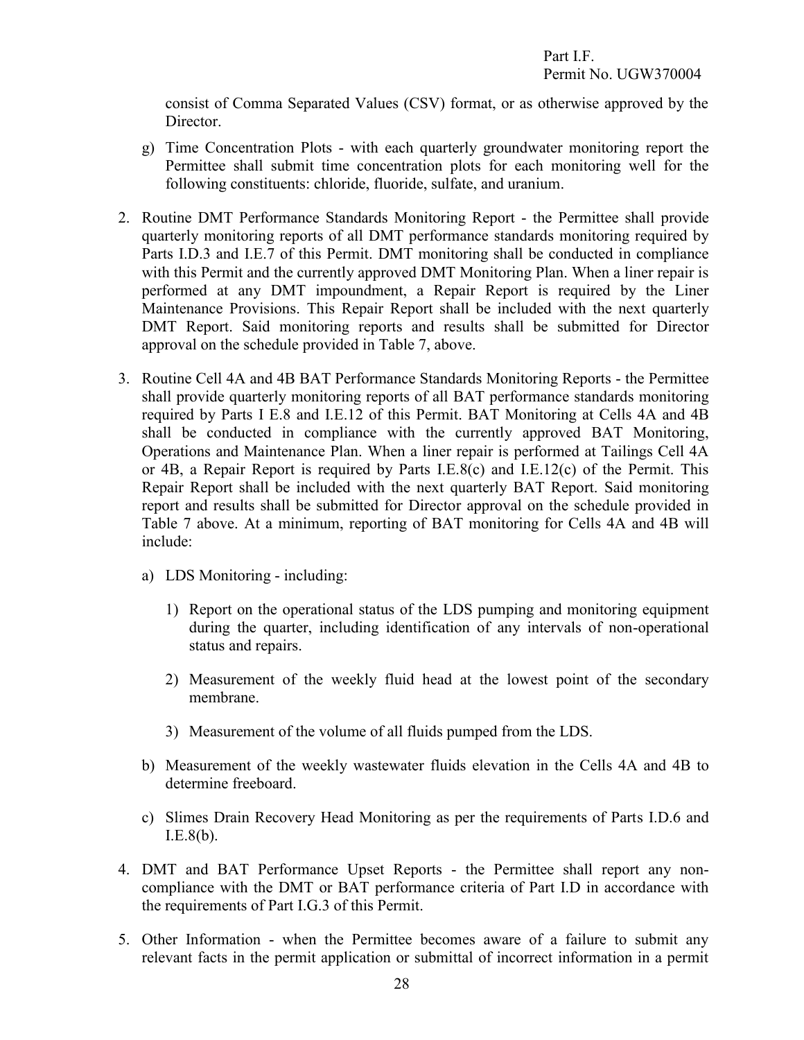consist of Comma Separated Values (CSV) format, or as otherwise approved by the Director.

g) Time Concentration Plots - with each quarterly groundwater monitoring report the Permittee shall submit time concentration plots for each monitoring well for the following constituents: chloride, fluoride, sulfate, and uranium.

2. Routine DMT Performance Standards Monitoring Report - the Permittee shall provide quarterly monitoring reports of all DMT performance standards monitoring required by Parts I.D.3 and I.E.7 of this Permit. DMT monitoring shall be conducted in compliance with this Permit and the currently approved DMT Monitoring Plan. When a liner repair is performed at any DMT impoundment, a Repair Report is required by the Liner Maintenance Provisions. This Repair Report shall be included with the next quarterly DMT Report. Said monitoring reports and results shall be submitted for Director approval on the schedule provided in Table 7, above.

3. Routine Cell 4A and 4B BAT Performance Standards Monitoring Reports - the Permittee shall provide quarterly monitoring reports of all BAT performance standards monitoring required by Parts I E.8 and I.E.12 of this Permit. BAT Monitoring at Cells 4A and 4B shall be conducted in compliance with the currently approved BAT Monitoring, Operations and Maintenance Plan. When a liner repair is performed at Tailings Cell 4A or 4B, a Repair Report is required by Parts I.E.8(c) and I.E.12(c) of the Permit. This Repair Report shall be included with the next quarterly BAT Report. Said monitoring report and results shall be submitted for Director approval on the schedule provided in Table 7 above. At a minimum, reporting of BAT monitoring for Cells 4A and 4B will include:

   a) LDS Monitoring - including:

      1) Report on the operational status of the LDS pumping and monitoring equipment during the quarter, including identification of any intervals of non-operational status and repairs.

      2) Measurement of the weekly fluid head at the lowest point of the secondary membrane.

      3) Measurement of the volume of all fluids pumped from the LDS.

   b) Measurement of the weekly wastewater fluids elevation in the Cells 4A and 4B to determine freeboard.

   c) Slimes Drain Recovery Head Monitoring as per the requirements of Parts I.D.6 and I.E.8(b).

4. DMT and BAT Performance Upset Reports - the Permittee shall report any non-compliance with the DMT or BAT performance criteria of Part I.D in accordance with the requirements of Part I.G.3 of this Permit.

5. Other Information - when the Permittee becomes aware of a failure to submit any relevant facts in the permit application or submittal of incorrect information in a permit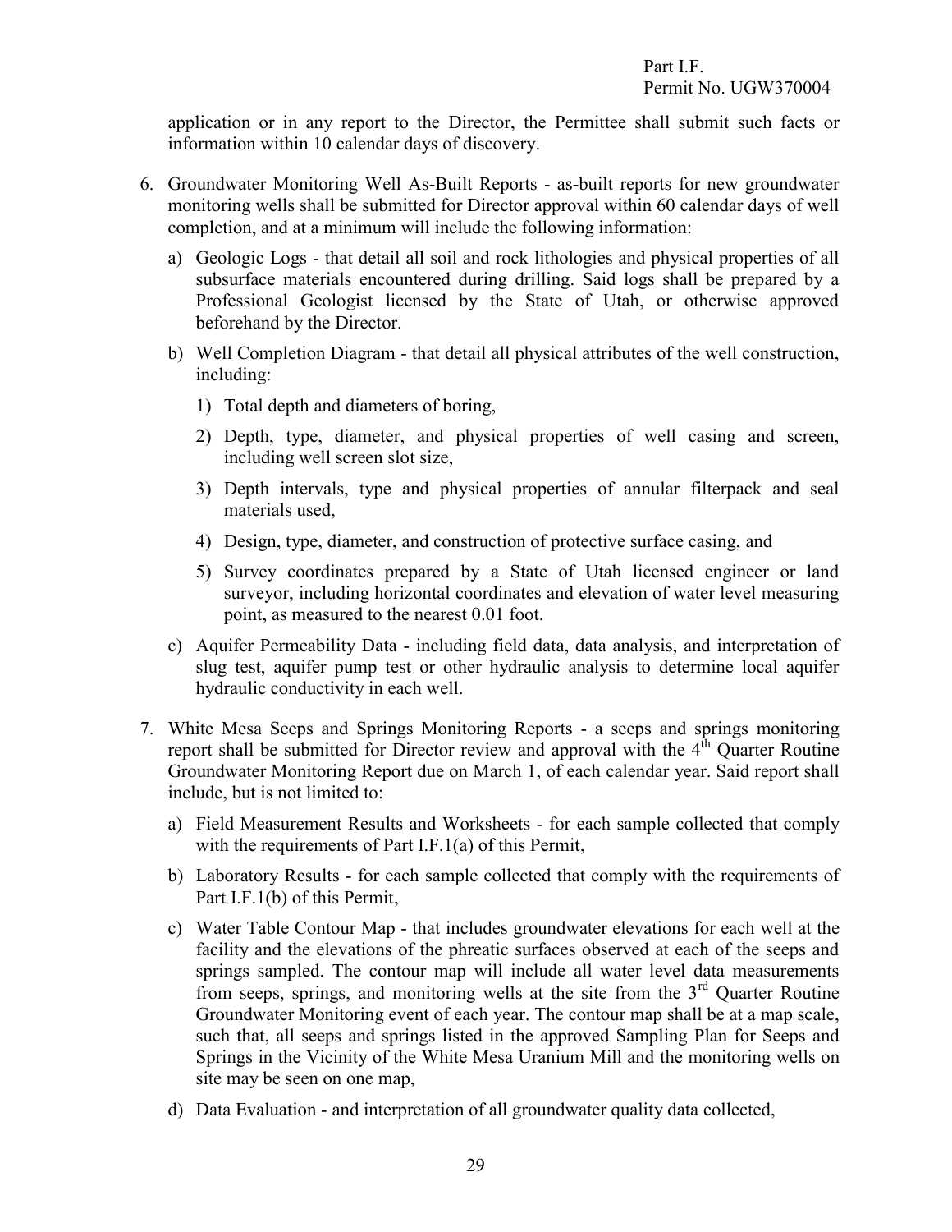application or in any report to the Director, the Permittee shall submit such facts or information within 10 calendar days of discovery.

6. Groundwater Monitoring Well As-Built Reports - as-built reports for new groundwater monitoring wells shall be submitted for Director approval within 60 calendar days of well completion, and at a minimum will include the following information:

   a) Geologic Logs - that detail all soil and rock lithologies and physical properties of all subsurface materials encountered during drilling. Said logs shall be prepared by a Professional Geologist licensed by the State of Utah, or otherwise approved beforehand by the Director.

   b) Well Completion Diagram - that detail all physical attributes of the well construction, including:

      1) Total depth and diameters of boring,

      2) Depth, type, diameter, and physical properties of well casing and screen, including well screen slot size,

      3) Depth intervals, type and physical properties of annular filterpack and seal materials used,

      4) Design, type, diameter, and construction of protective surface casing, and

      5) Survey coordinates prepared by a State of Utah licensed engineer or land surveyor, including horizontal coordinates and elevation of water level measuring point, as measured to the nearest 0.01 foot.

   c) Aquifer Permeability Data - including field data, data analysis, and interpretation of slug test, aquifer pump test or other hydraulic analysis to determine local aquifer hydraulic conductivity in each well.

7. White Mesa Seeps and Springs Monitoring Reports - a seeps and springs monitoring report shall be submitted for Director review and approval with the 4th Quarter Routine Groundwater Monitoring Report due on March 1, of each calendar year. Said report shall include, but is not limited to:

   a) Field Measurement Results and Worksheets - for each sample collected that comply with the requirements of Part I.F.1(a) of this Permit,

   b) Laboratory Results - for each sample collected that comply with the requirements of Part I.F.1(b) of this Permit,

   c) Water Table Contour Map - that includes groundwater elevations for each well at the facility and the elevations of the phreatic surfaces observed at each of the seeps and springs sampled. The contour map will include all water level data measurements from seeps, springs, and monitoring wells at the site from the 3rd Quarter Routine Groundwater Monitoring event of each year. The contour map shall be at a map scale, such that, all seeps and springs listed in the approved Sampling Plan for Seeps and Springs in the Vicinity of the White Mesa Uranium Mill and the monitoring wells on site may be seen on one map,

   d) Data Evaluation - and interpretation of all groundwater quality data collected,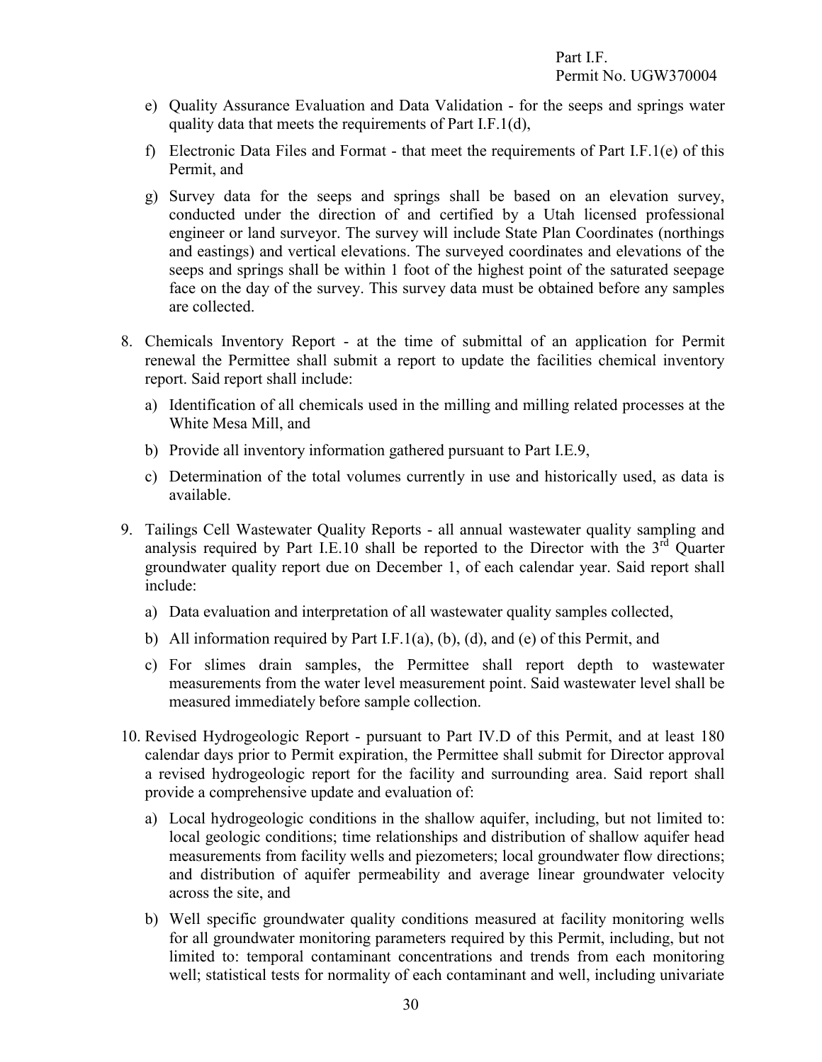e) Quality Assurance Evaluation and Data Validation - for the seeps and springs water quality data that meets the requirements of Part I.F.1(d),

f) Electronic Data Files and Format - that meet the requirements of Part I.F.1(e) of this Permit, and

g) Survey data for the seeps and springs shall be based on an elevation survey, conducted under the direction of and certified by a Utah licensed professional engineer or land surveyor. The survey will include State Plan Coordinates (northings and eastings) and vertical elevations. The surveyed coordinates and elevations of the seeps and springs shall be within 1 foot of the highest point of the saturated seepage face on the day of the survey. This survey data must be obtained before any samples are collected.

8. Chemicals Inventory Report - at the time of submittal of an application for Permit renewal the Permittee shall submit a report to update the facilities chemical inventory report. Said report shall include:

   a) Identification of all chemicals used in the milling and milling related processes at the White Mesa Mill, and

   b) Provide all inventory information gathered pursuant to Part I.E.9,

   c) Determination of the total volumes currently in use and historically used, as data is available.

9. Tailings Cell Wastewater Quality Reports - all annual wastewater quality sampling and analysis required by Part I.E.10 shall be reported to the Director with the 3rd Quarter groundwater quality report due on December 1, of each calendar year. Said report shall include:

   a) Data evaluation and interpretation of all wastewater quality samples collected,

   b) All information required by Part I.F.1(a), (b), (d), and (e) of this Permit, and

   c) For slimes drain samples, the Permittee shall report depth to wastewater measurements from the water level measurement point. Said wastewater level shall be measured immediately before sample collection.

10. Revised Hydrogeologic Report - pursuant to Part IV.D of this Permit, and at least 180 calendar days prior to Permit expiration, the Permittee shall submit for Director approval a revised hydrogeologic report for the facility and surrounding area. Said report shall provide a comprehensive update and evaluation of:

    a) Local hydrogeologic conditions in the shallow aquifer, including, but not limited to: local geologic conditions; time relationships and distribution of shallow aquifer head measurements from facility wells and piezometers; local groundwater flow directions; and distribution of aquifer permeability and average linear groundwater velocity across the site, and

    b) Well specific groundwater quality conditions measured at facility monitoring wells for all groundwater monitoring parameters required by this Permit, including, but not limited to: temporal contaminant concentrations and trends from each monitoring well; statistical tests for normality of each contaminant and well, including univariate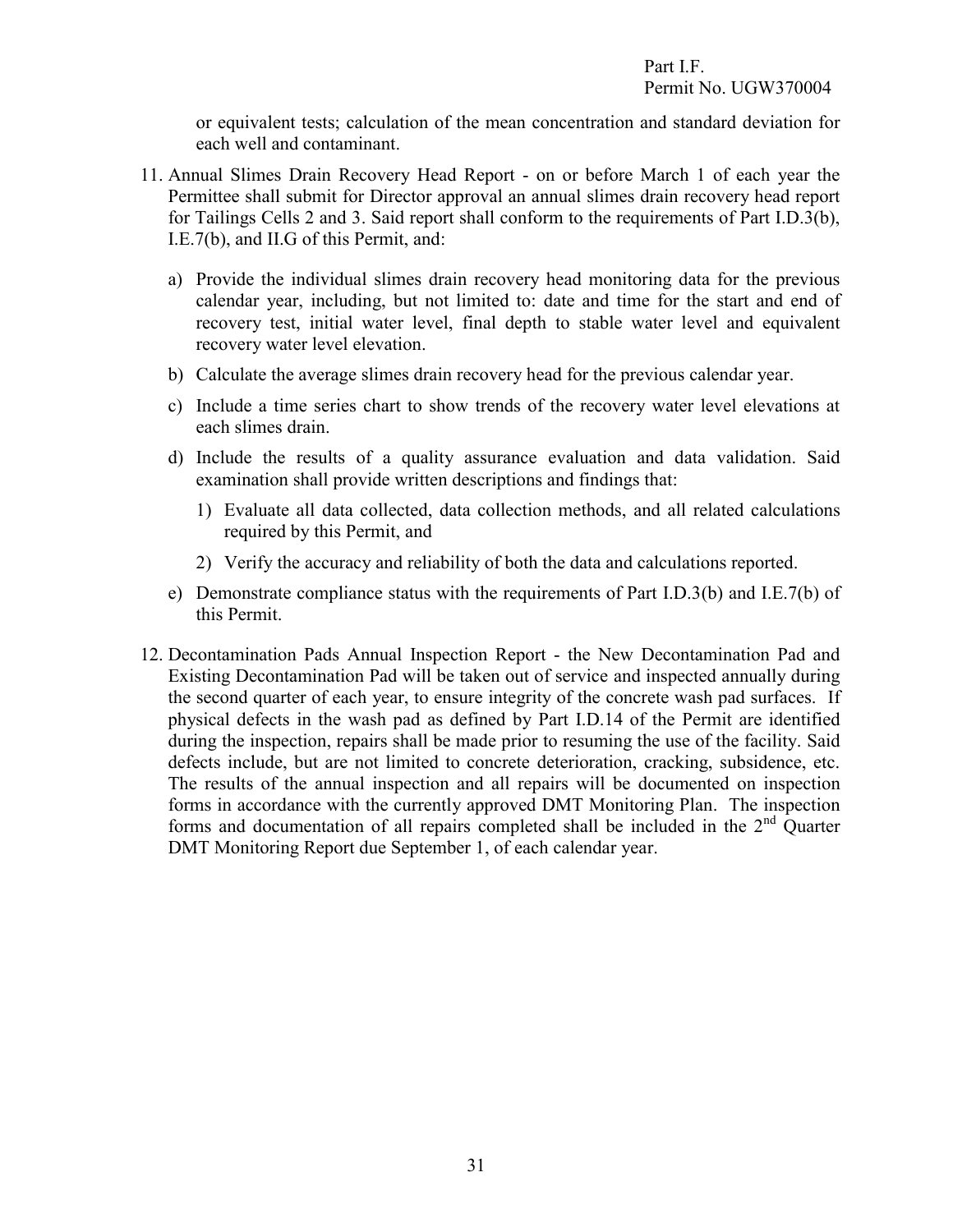or equivalent tests; calculation of the mean concentration and standard deviation for each well and contaminant.

11. Annual Slimes Drain Recovery Head Report - on or before March 1 of each year the Permittee shall submit for Director approval an annual slimes drain recovery head report for Tailings Cells 2 and 3. Said report shall conform to the requirements of Part I.D.3(b), I.E.7(b), and II.G of this Permit, and:

    a) Provide the individual slimes drain recovery head monitoring data for the previous calendar year, including, but not limited to: date and time for the start and end of recovery test, initial water level, final depth to stable water level and equivalent recovery water level elevation.

    b) Calculate the average slimes drain recovery head for the previous calendar year.

    c) Include a time series chart to show trends of the recovery water level elevations at each slimes drain.

    d) Include the results of a quality assurance evaluation and data validation. Said examination shall provide written descriptions and findings that:

        1) Evaluate all data collected, data collection methods, and all related calculations required by this Permit, and

        2) Verify the accuracy and reliability of both the data and calculations reported.

    e) Demonstrate compliance status with the requirements of Part I.D.3(b) and I.E.7(b) of this Permit.

12. Decontamination Pads Annual Inspection Report - the New Decontamination Pad and Existing Decontamination Pad will be taken out of service and inspected annually during the second quarter of each year, to ensure integrity of the concrete wash pad surfaces. If physical defects in the wash pad as defined by Part I.D.14 of the Permit are identified during the inspection, repairs shall be made prior to resuming the use of the facility. Said defects include, but are not limited to concrete deterioration, cracking, subsidence, etc. The results of the annual inspection and all repairs will be documented on inspection forms in accordance with the currently approved DMT Monitoring Plan. The inspection forms and documentation of all repairs completed shall be included in the 2nd Quarter DMT Monitoring Report due September 1, of each calendar year.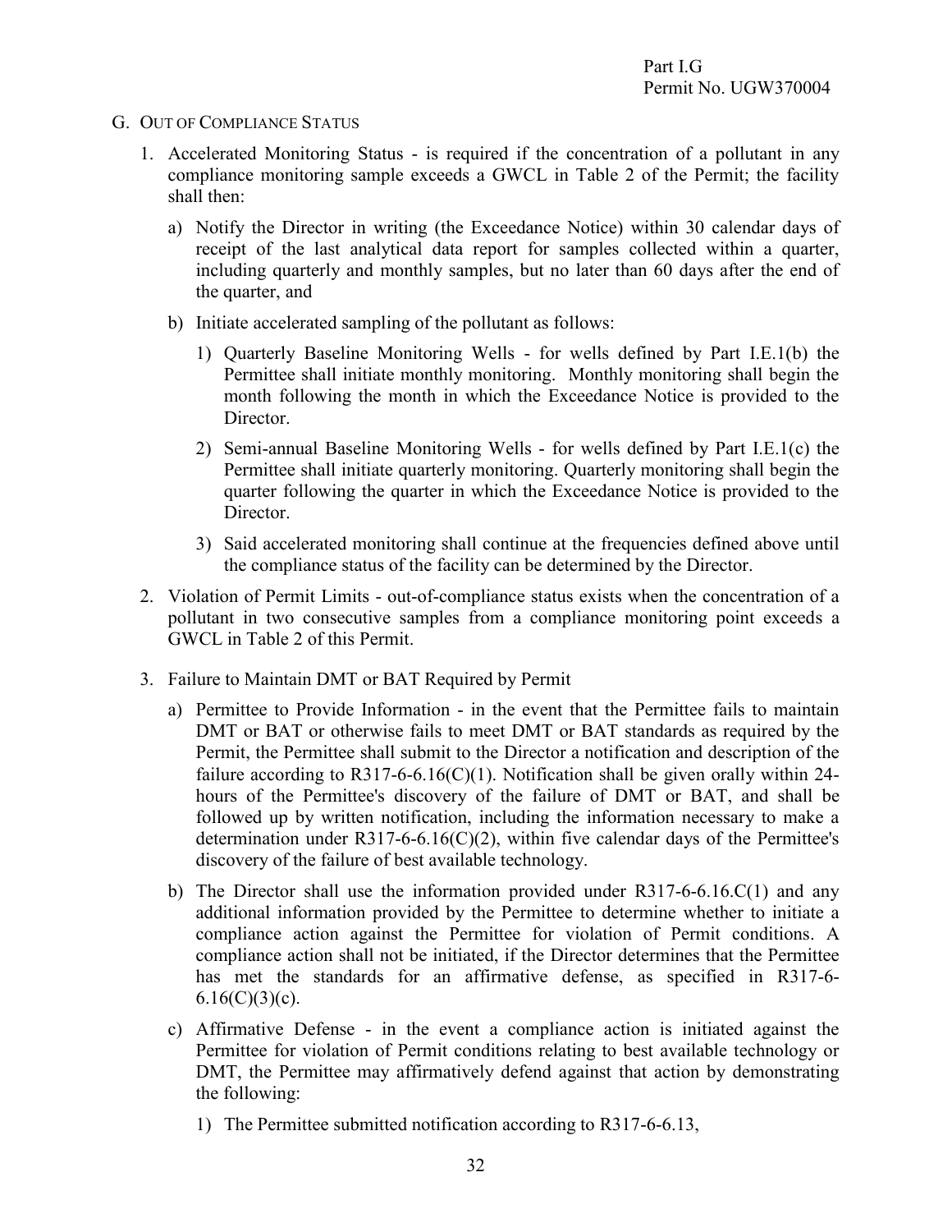## G. OUT OF COMPLIANCE STATUS

1. Accelerated Monitoring Status - is required if the concentration of a pollutant in any compliance monitoring sample exceeds a GWCL in Table 2 of the Permit; the facility shall then:

   a) Notify the Director in writing (the Exceedance Notice) within 30 calendar days of receipt of the last analytical data report for samples collected within a quarter, including quarterly and monthly samples, but no later than 60 days after the end of the quarter, and

   b) Initiate accelerated sampling of the pollutant as follows:

      1) Quarterly Baseline Monitoring Wells - for wells defined by Part I.E.1(b) the Permittee shall initiate monthly monitoring. Monthly monitoring shall begin the month following the month in which the Exceedance Notice is provided to the Director.

      2) Semi-annual Baseline Monitoring Wells - for wells defined by Part I.E.1(c) the Permittee shall initiate quarterly monitoring. Quarterly monitoring shall begin the quarter following the quarter in which the Exceedance Notice is provided to the Director.

      3) Said accelerated monitoring shall continue at the frequencies defined above until the compliance status of the facility can be determined by the Director.

2. Violation of Permit Limits - out-of-compliance status exists when the concentration of a pollutant in two consecutive samples from a compliance monitoring point exceeds a GWCL in Table 2 of this Permit.

3. Failure to Maintain DMT or BAT Required by Permit

   a) Permittee to Provide Information - in the event that the Permittee fails to maintain DMT or BAT or otherwise fails to meet DMT or BAT standards as required by the Permit, the Permittee shall submit to the Director a notification and description of the failure according to R317-6-6.16(C)(1). Notification shall be given orally within 24-hours of the Permittee's discovery of the failure of DMT or BAT, and shall be followed up by written notification, including the information necessary to make a determination under R317-6-6.16(C)(2), within five calendar days of the Permittee's discovery of the failure of best available technology.

   b) The Director shall use the information provided under R317-6-6.16.C(1) and any additional information provided by the Permittee to determine whether to initiate a compliance action against the Permittee for violation of Permit conditions. A compliance action shall not be initiated, if the Director determines that the Permittee has met the standards for an affirmative defense, as specified in R317-6-6.16(C)(3)(c).

   c) Affirmative Defense - in the event a compliance action is initiated against the Permittee for violation of Permit conditions relating to best available technology or DMT, the Permittee may affirmatively defend against that action by demonstrating the following:

      1) The Permittee submitted notification according to R317-6-6.13,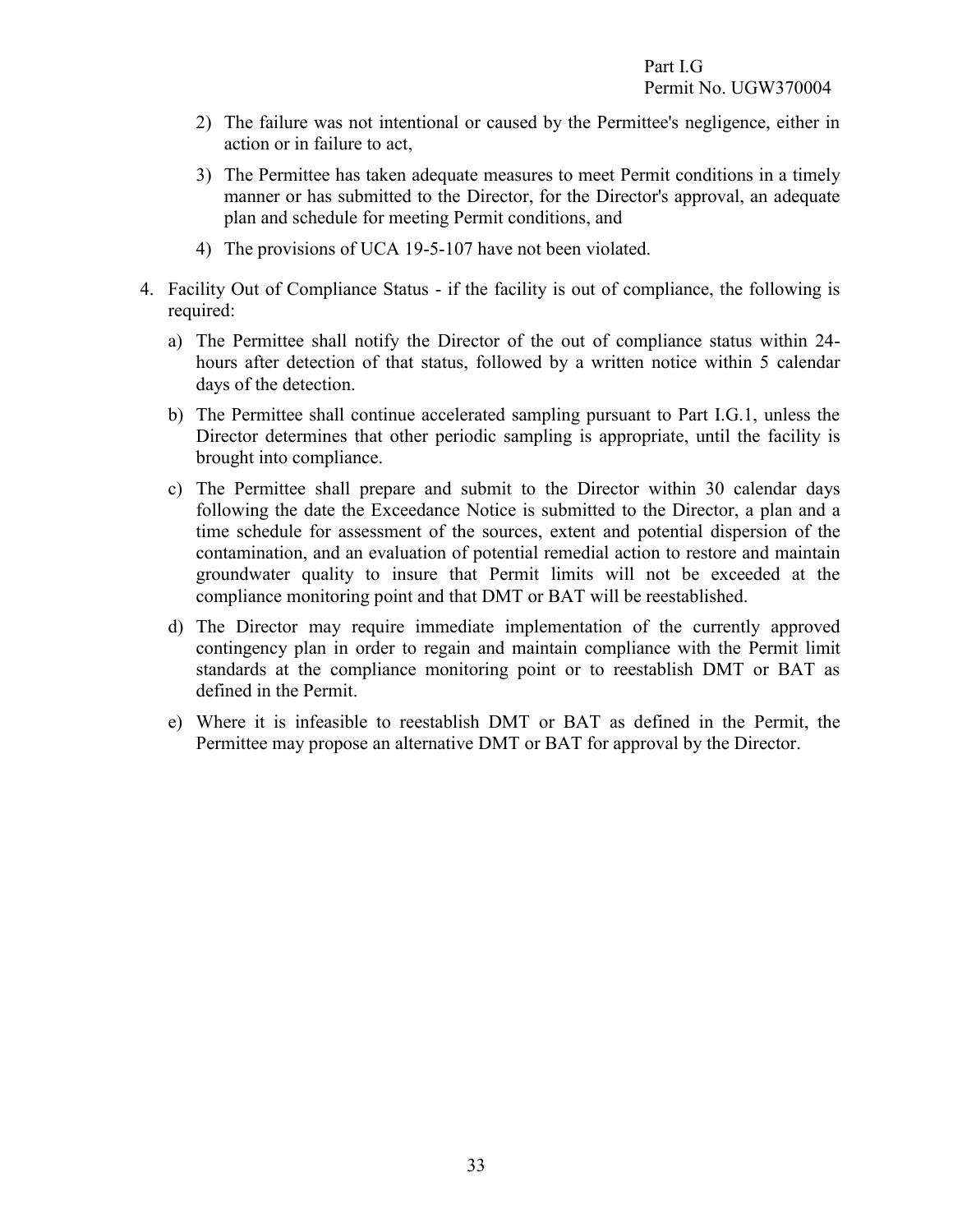2) The failure was not intentional or caused by the Permittee's negligence, either in action or in failure to act,

3) The Permittee has taken adequate measures to meet Permit conditions in a timely manner or has submitted to the Director, for the Director's approval, an adequate plan and schedule for meeting Permit conditions, and

4) The provisions of UCA 19-5-107 have not been violated.

4. Facility Out of Compliance Status - if the facility is out of compliance, the following is required:

   a) The Permittee shall notify the Director of the out of compliance status within 24-hours after detection of that status, followed by a written notice within 5 calendar days of the detection.

   b) The Permittee shall continue accelerated sampling pursuant to Part I.G.1, unless the Director determines that other periodic sampling is appropriate, until the facility is brought into compliance.

   c) The Permittee shall prepare and submit to the Director within 30 calendar days following the date the Exceedance Notice is submitted to the Director, a plan and a time schedule for assessment of the sources, extent and potential dispersion of the contamination, and an evaluation of potential remedial action to restore and maintain groundwater quality to insure that Permit limits will not be exceeded at the compliance monitoring point and that DMT or BAT will be reestablished.

   d) The Director may require immediate implementation of the currently approved contingency plan in order to regain and maintain compliance with the Permit limit standards at the compliance monitoring point or to reestablish DMT or BAT as defined in the Permit.

   e) Where it is infeasible to reestablish DMT or BAT as defined in the Permit, the Permittee may propose an alternative DMT or BAT for approval by the Director.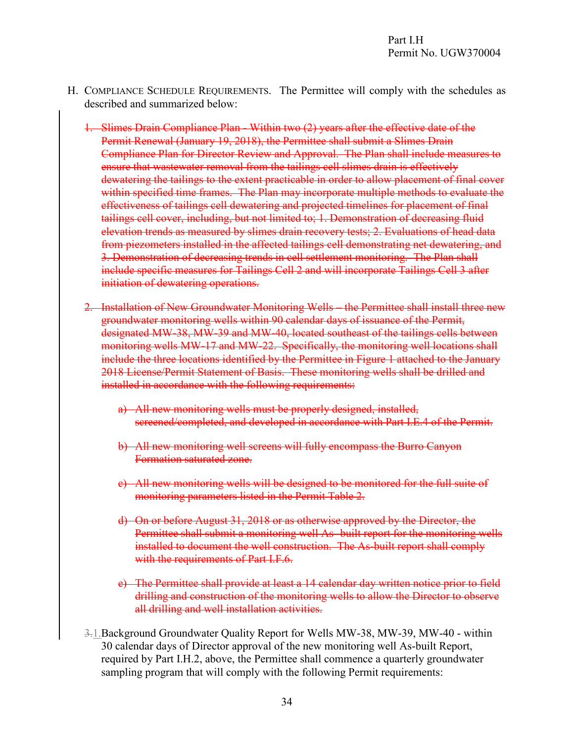H. COMPLIANCE SCHEDULE REQUIREMENTS. The Permittee will comply with the schedules as described and summarized below:

1. ~~Slimes Drain Compliance Plan - Within two (2) years after the effective date of the Permit Renewal (January 19, 2018), the Permittee shall submit a Slimes Drain Compliance Plan for Director Review and Approval. The Plan shall include measures to ensure that wastewater removal from the tailings cell slimes drain is effectively dewatering the tailings to the extent practicable in order to allow placement of final cover within specified time frames. The Plan may incorporate multiple methods to evaluate the effectiveness of tailings cell dewatering and projected timelines for placement of final tailings cell cover, including, but not limited to; 1. Demonstration of decreasing fluid elevation trends as measured by slimes drain recovery tests; 2. Evaluations of head data from piezometers installed in the affected tailings cell demonstrating net dewatering, and 3. Demonstration of decreasing trends in cell settlement monitoring. The Plan shall include specific measures for Tailings Cell 2 and will incorporate Tailings Cell 3 after initiation of dewatering operations.~~

2. ~~Installation of New Groundwater Monitoring Wells – the Permittee shall install three new groundwater monitoring wells within 90 calendar days of issuance of the Permit, designated MW-38, MW-39 and MW-40, located southeast of the tailings cells between monitoring wells MW-17 and MW-22. Specifically, the monitoring well locations shall include the three locations identified by the Permittee in Figure 1 attached to the January 2018 License/Permit Statement of Basis. These monitoring wells shall be drilled and installed in accordance with the following requirements:~~

   a) ~~All new monitoring wells must be properly designed, installed, screened/completed, and developed in accordance with Part I.E.4 of the Permit.~~

   b) ~~All new monitoring well screens will fully encompass the Burro Canyon Formation saturated zone.~~

   c) ~~All new monitoring wells will be designed to be monitored for the full suite of monitoring parameters listed in the Permit Table 2.~~

   d) ~~On or before August 31, 2018 or as otherwise approved by the Director, the Permittee shall submit a monitoring well As- built report for the monitoring wells installed to document the well construction. The As-built report shall comply with the requirements of Part I.F.6.~~

   e) ~~The Permittee shall provide at least a 14 calendar day written notice prior to field drilling and construction of the monitoring wells to allow the Director to observe all drilling and well installation activities.~~

~~3.~~1. Background Groundwater Quality Report for Wells MW-38, MW-39, MW-40 - within 30 calendar days of Director approval of the new monitoring well As-built Report, required by Part I.H.2, above, the Permittee shall commence a quarterly groundwater sampling program that will comply with the following Permit requirements: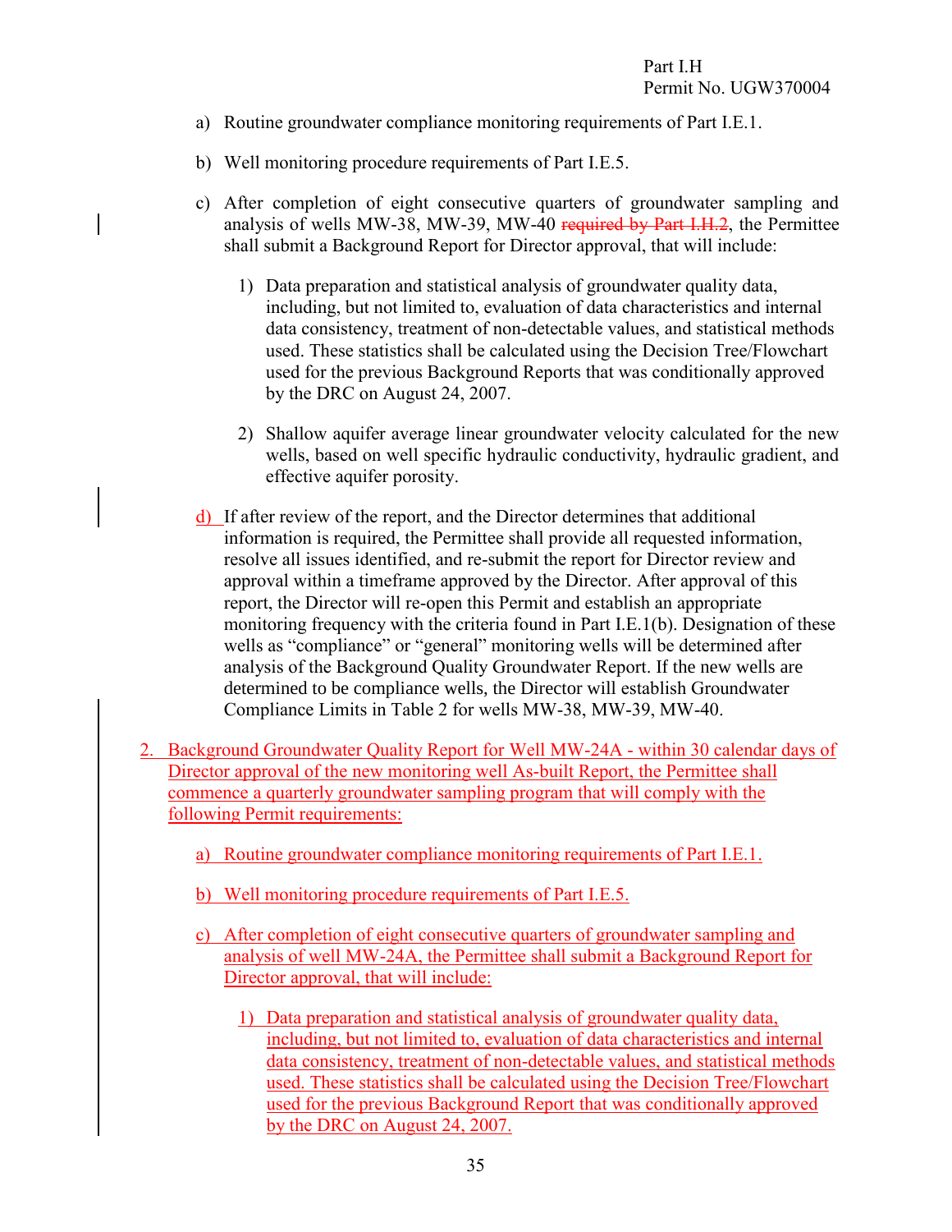a) Routine groundwater compliance monitoring requirements of Part I.E.1.

b) Well monitoring procedure requirements of Part I.E.5.

c) After completion of eight consecutive quarters of groundwater sampling and analysis of wells MW-38, MW-39, MW-40 ~~required by Part I.H.2~~, the Permittee shall submit a Background Report for Director approval, that will include:

   1) Data preparation and statistical analysis of groundwater quality data, including, but not limited to, evaluation of data characteristics and internal data consistency, treatment of non-detectable values, and statistical methods used. These statistics shall be calculated using the Decision Tree/Flowchart used for the previous Background Reports that was conditionally approved by the DRC on August 24, 2007.

   2) Shallow aquifer average linear groundwater velocity calculated for the new wells, based on well specific hydraulic conductivity, hydraulic gradient, and effective aquifer porosity.

d) If after review of the report, and the Director determines that additional information is required, the Permittee shall provide all requested information, resolve all issues identified, and re-submit the report for Director review and approval within a timeframe approved by the Director. After approval of this report, the Director will re-open this Permit and establish an appropriate monitoring frequency with the criteria found in Part I.E.1(b). Designation of these wells as "compliance" or "general" monitoring wells will be determined after analysis of the Background Quality Groundwater Report. If the new wells are determined to be compliance wells, the Director will establish Groundwater Compliance Limits in Table 2 for wells MW-38, MW-39, MW-40.

2. Background Groundwater Quality Report for Well MW-24A - within 30 calendar days of Director approval of the new monitoring well As-built Report, the Permittee shall commence a quarterly groundwater sampling program that will comply with the following Permit requirements:

   a) Routine groundwater compliance monitoring requirements of Part I.E.1.

   b) Well monitoring procedure requirements of Part I.E.5.

   c) After completion of eight consecutive quarters of groundwater sampling and analysis of well MW-24A, the Permittee shall submit a Background Report for Director approval, that will include:

      1) Data preparation and statistical analysis of groundwater quality data, including, but not limited to, evaluation of data characteristics and internal data consistency, treatment of non-detectable values, and statistical methods used. These statistics shall be calculated using the Decision Tree/Flowchart used for the previous Background Report that was conditionally approved by the DRC on August 24, 2007.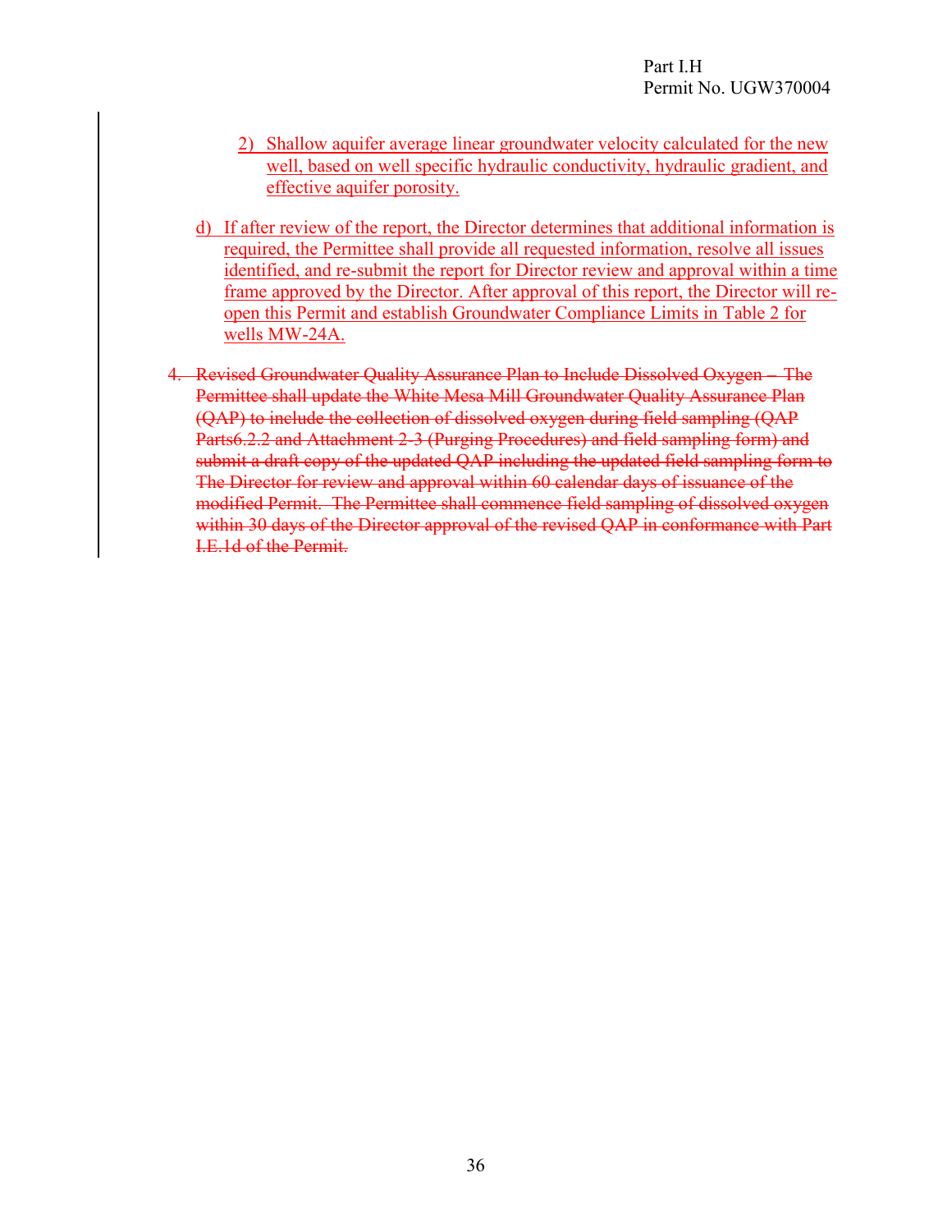2) Shallow aquifer average linear groundwater velocity calculated for the new well, based on well specific hydraulic conductivity, hydraulic gradient, and effective aquifer porosity.

d) If after review of the report, the Director determines that additional information is required, the Permittee shall provide all requested information, resolve all issues identified, and re-submit the report for Director review and approval within a time frame approved by the Director. After approval of this report, the Director will re-open this Permit and establish Groundwater Compliance Limits in Table 2 for wells MW-24A.

4. ~~Revised Groundwater Quality Assurance Plan to Include Dissolved Oxygen – The Permittee shall update the White Mesa Mill Groundwater Quality Assurance Plan (QAP) to include the collection of dissolved oxygen during field sampling (QAP Parts6.2.2 and Attachment 2-3 (Purging Procedures) and field sampling form) and submit a draft copy of the updated QAP including the updated field sampling form to The Director for review and approval within 60 calendar days of issuance of the modified Permit. The Permittee shall commence field sampling of dissolved oxygen within 30 days of the Director approval of the revised QAP in conformance with Part I.E.1d of the Permit.~~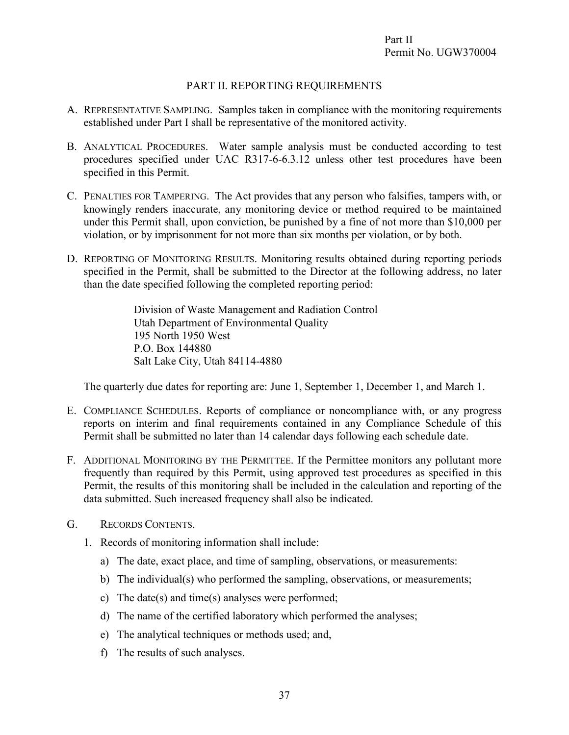## PART II. REPORTING REQUIREMENTS

A. REPRESENTATIVE SAMPLING. Samples taken in compliance with the monitoring requirements established under Part I shall be representative of the monitored activity.

B. ANALYTICAL PROCEDURES. Water sample analysis must be conducted according to test procedures specified under UAC R317-6-6.3.12 unless other test procedures have been specified in this Permit.

C. PENALTIES FOR TAMPERING. The Act provides that any person who falsifies, tampers with, or knowingly renders inaccurate, any monitoring device or method required to be maintained under this Permit shall, upon conviction, be punished by a fine of not more than $10,000 per violation, or by imprisonment for not more than six months per violation, or by both.

D. REPORTING OF MONITORING RESULTS. Monitoring results obtained during reporting periods specified in the Permit, shall be submitted to the Director at the following address, no later than the date specified following the completed reporting period:

   Division of Waste Management and Radiation Control
   Utah Department of Environmental Quality
   195 North 1950 West
   P.O. Box 144880
   Salt Lake City, Utah 84114-4880

   The quarterly due dates for reporting are: June 1, September 1, December 1, and March 1.

E. COMPLIANCE SCHEDULES. Reports of compliance or noncompliance with, or any progress reports on interim and final requirements contained in any Compliance Schedule of this Permit shall be submitted no later than 14 calendar days following each schedule date.

F. ADDITIONAL MONITORING BY THE PERMITTEE. If the Permittee monitors any pollutant more frequently than required by this Permit, using approved test procedures as specified in this Permit, the results of this monitoring shall be included in the calculation and reporting of the data submitted. Such increased frequency shall also be indicated.

G. RECORDS CONTENTS.

   1. Records of monitoring information shall include:

      a) The date, exact place, and time of sampling, observations, or measurements:

      b) The individual(s) who performed the sampling, observations, or measurements;

      c) The date(s) and time(s) analyses were performed;

      d) The name of the certified laboratory which performed the analyses;

      e) The analytical techniques or methods used; and,

      f) The results of such analyses.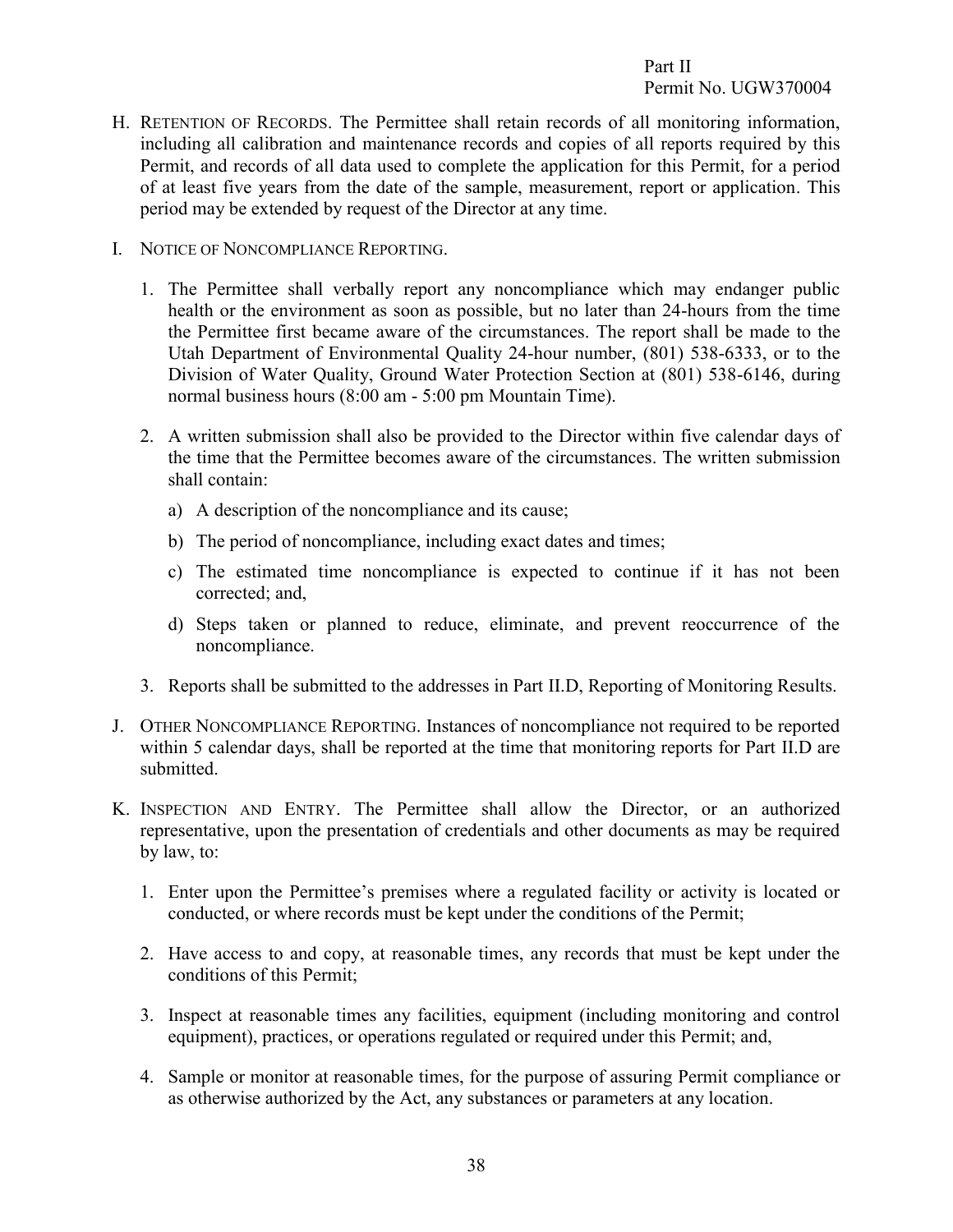H. RETENTION OF RECORDS. The Permittee shall retain records of all monitoring information, including all calibration and maintenance records and copies of all reports required by this Permit, and records of all data used to complete the application for this Permit, for a period of at least five years from the date of the sample, measurement, report or application. This period may be extended by request of the Director at any time.

I. NOTICE OF NONCOMPLIANCE REPORTING.

   1. The Permittee shall verbally report any noncompliance which may endanger public health or the environment as soon as possible, but no later than 24-hours from the time the Permittee first became aware of the circumstances. The report shall be made to the Utah Department of Environmental Quality 24-hour number, (801) 538-6333, or to the Division of Water Quality, Ground Water Protection Section at (801) 538-6146, during normal business hours (8:00 am - 5:00 pm Mountain Time).

   2. A written submission shall also be provided to the Director within five calendar days of the time that the Permittee becomes aware of the circumstances. The written submission shall contain:

      a) A description of the noncompliance and its cause;

      b) The period of noncompliance, including exact dates and times;

      c) The estimated time noncompliance is expected to continue if it has not been corrected; and,

      d) Steps taken or planned to reduce, eliminate, and prevent reoccurrence of the noncompliance.

   3. Reports shall be submitted to the addresses in Part II.D, Reporting of Monitoring Results.

J. OTHER NONCOMPLIANCE REPORTING. Instances of noncompliance not required to be reported within 5 calendar days, shall be reported at the time that monitoring reports for Part II.D are submitted.

K. INSPECTION AND ENTRY. The Permittee shall allow the Director, or an authorized representative, upon the presentation of credentials and other documents as may be required by law, to:

   1. Enter upon the Permittee's premises where a regulated facility or activity is located or conducted, or where records must be kept under the conditions of the Permit;

   2. Have access to and copy, at reasonable times, any records that must be kept under the conditions of this Permit;

   3. Inspect at reasonable times any facilities, equipment (including monitoring and control equipment), practices, or operations regulated or required under this Permit; and,

   4. Sample or monitor at reasonable times, for the purpose of assuring Permit compliance or as otherwise authorized by the Act, any substances or parameters at any location.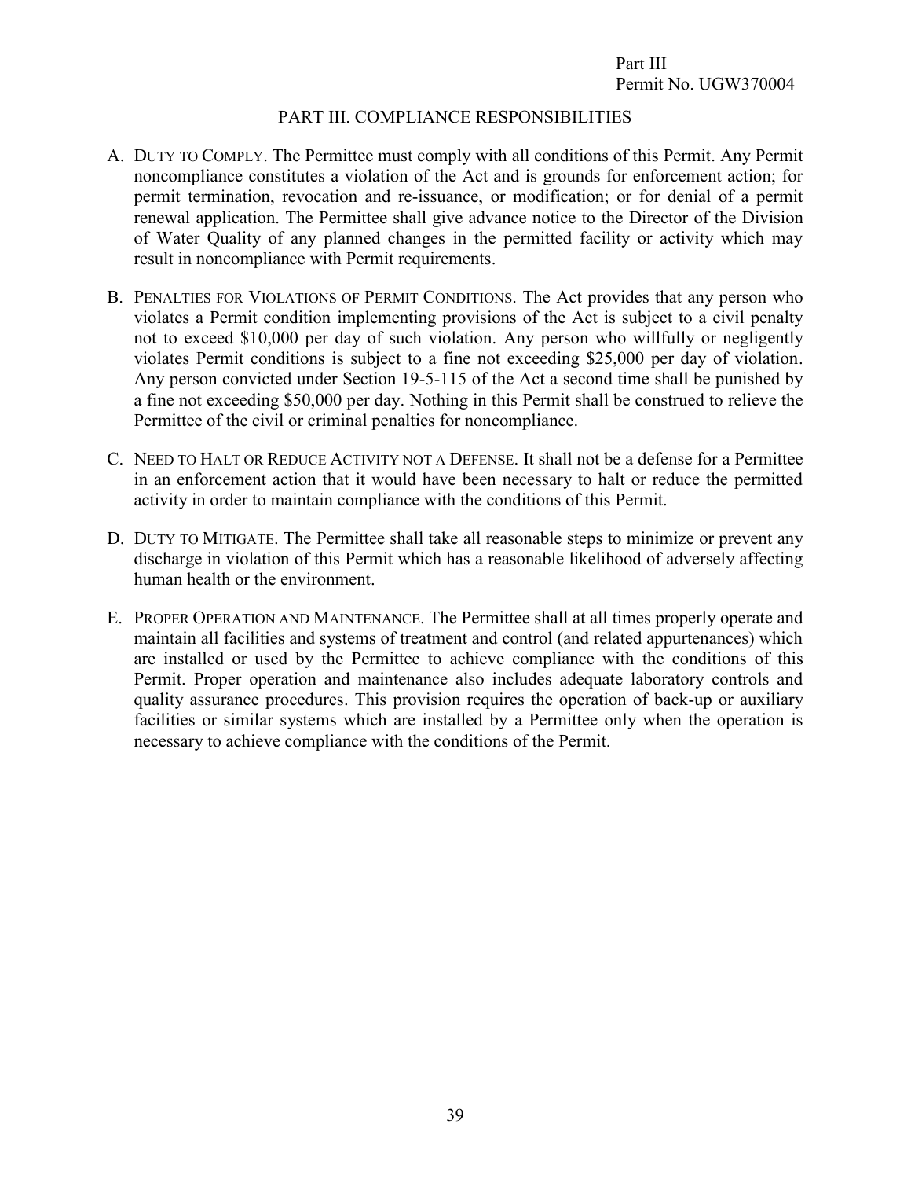## PART III. COMPLIANCE RESPONSIBILITIES

A. DUTY TO COMPLY. The Permittee must comply with all conditions of this Permit. Any Permit noncompliance constitutes a violation of the Act and is grounds for enforcement action; for permit termination, revocation and re-issuance, or modification; or for denial of a permit renewal application. The Permittee shall give advance notice to the Director of the Division of Water Quality of any planned changes in the permitted facility or activity which may result in noncompliance with Permit requirements.

B. PENALTIES FOR VIOLATIONS OF PERMIT CONDITIONS. The Act provides that any person who violates a Permit condition implementing provisions of the Act is subject to a civil penalty not to exceed $10,000 per day of such violation. Any person who willfully or negligently violates Permit conditions is subject to a fine not exceeding $25,000 per day of violation. Any person convicted under Section 19-5-115 of the Act a second time shall be punished by a fine not exceeding $50,000 per day. Nothing in this Permit shall be construed to relieve the Permittee of the civil or criminal penalties for noncompliance.

C. NEED TO HALT OR REDUCE ACTIVITY NOT A DEFENSE. It shall not be a defense for a Permittee in an enforcement action that it would have been necessary to halt or reduce the permitted activity in order to maintain compliance with the conditions of this Permit.

D. DUTY TO MITIGATE. The Permittee shall take all reasonable steps to minimize or prevent any discharge in violation of this Permit which has a reasonable likelihood of adversely affecting human health or the environment.

E. PROPER OPERATION AND MAINTENANCE. The Permittee shall at all times properly operate and maintain all facilities and systems of treatment and control (and related appurtenances) which are installed or used by the Permittee to achieve compliance with the conditions of this Permit. Proper operation and maintenance also includes adequate laboratory controls and quality assurance procedures. This provision requires the operation of back-up or auxiliary facilities or similar systems which are installed by a Permittee only when the operation is necessary to achieve compliance with the conditions of the Permit.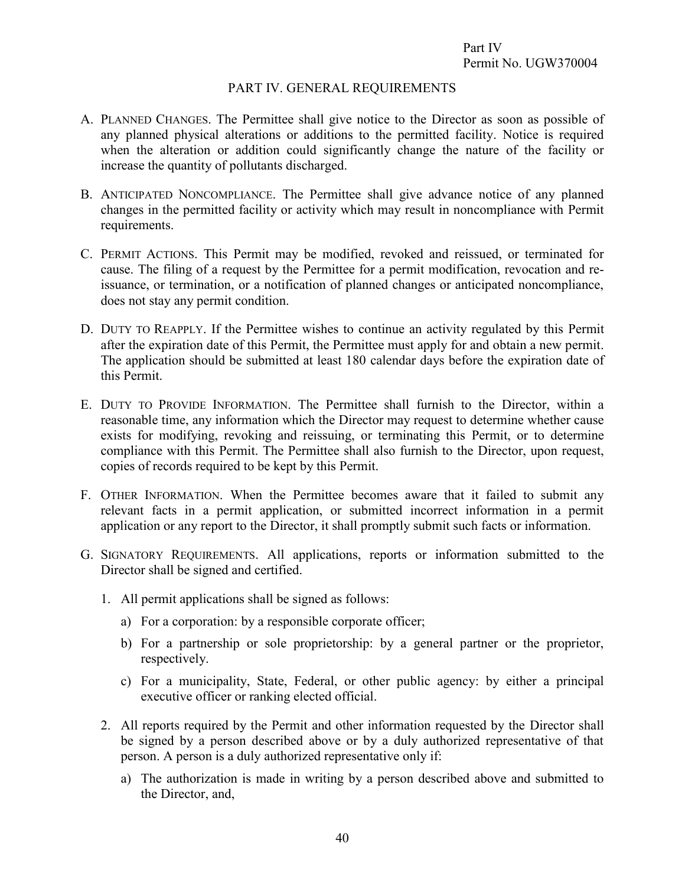## PART IV. GENERAL REQUIREMENTS

A. PLANNED CHANGES. The Permittee shall give notice to the Director as soon as possible of any planned physical alterations or additions to the permitted facility. Notice is required when the alteration or addition could significantly change the nature of the facility or increase the quantity of pollutants discharged.

B. ANTICIPATED NONCOMPLIANCE. The Permittee shall give advance notice of any planned changes in the permitted facility or activity which may result in noncompliance with Permit requirements.

C. PERMIT ACTIONS. This Permit may be modified, revoked and reissued, or terminated for cause. The filing of a request by the Permittee for a permit modification, revocation and re-issuance, or termination, or a notification of planned changes or anticipated noncompliance, does not stay any permit condition.

D. DUTY TO REAPPLY. If the Permittee wishes to continue an activity regulated by this Permit after the expiration date of this Permit, the Permittee must apply for and obtain a new permit. The application should be submitted at least 180 calendar days before the expiration date of this Permit.

E. DUTY TO PROVIDE INFORMATION. The Permittee shall furnish to the Director, within a reasonable time, any information which the Director may request to determine whether cause exists for modifying, revoking and reissuing, or terminating this Permit, or to determine compliance with this Permit. The Permittee shall also furnish to the Director, upon request, copies of records required to be kept by this Permit.

F. OTHER INFORMATION. When the Permittee becomes aware that it failed to submit any relevant facts in a permit application, or submitted incorrect information in a permit application or any report to the Director, it shall promptly submit such facts or information.

G. SIGNATORY REQUIREMENTS. All applications, reports or information submitted to the Director shall be signed and certified.

   1. All permit applications shall be signed as follows:

      a) For a corporation: by a responsible corporate officer;

      b) For a partnership or sole proprietorship: by a general partner or the proprietor, respectively.

      c) For a municipality, State, Federal, or other public agency: by either a principal executive officer or ranking elected official.

   2. All reports required by the Permit and other information requested by the Director shall be signed by a person described above or by a duly authorized representative of that person. A person is a duly authorized representative only if:

      a) The authorization is made in writing by a person described above and submitted to the Director, and,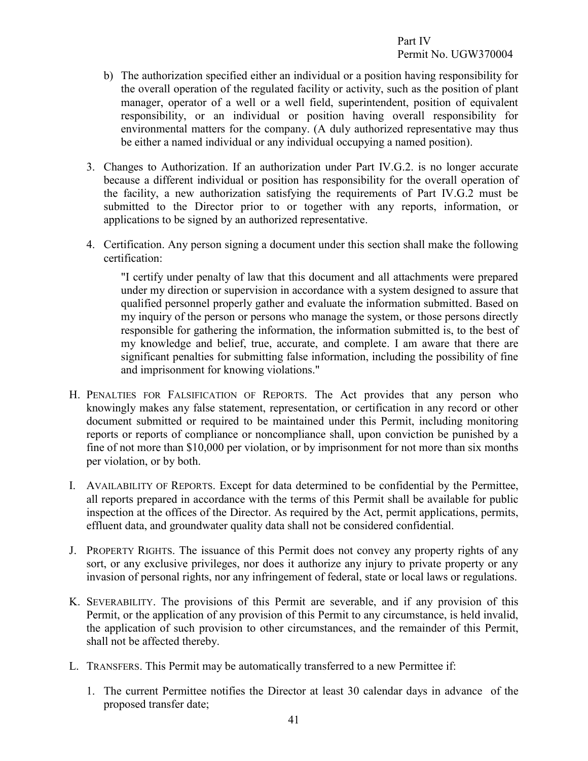b) The authorization specified either an individual or a position having responsibility for the overall operation of the regulated facility or activity, such as the position of plant manager, operator of a well or a well field, superintendent, position of equivalent responsibility, or an individual or position having overall responsibility for environmental matters for the company. (A duly authorized representative may thus be either a named individual or any individual occupying a named position).

3. Changes to Authorization. If an authorization under Part IV.G.2. is no longer accurate because a different individual or position has responsibility for the overall operation of the facility, a new authorization satisfying the requirements of Part IV.G.2 must be submitted to the Director prior to or together with any reports, information, or applications to be signed by an authorized representative.

4. Certification. Any person signing a document under this section shall make the following certification:

   "I certify under penalty of law that this document and all attachments were prepared under my direction or supervision in accordance with a system designed to assure that qualified personnel properly gather and evaluate the information submitted. Based on my inquiry of the person or persons who manage the system, or those persons directly responsible for gathering the information, the information submitted is, to the best of my knowledge and belief, true, accurate, and complete. I am aware that there are significant penalties for submitting false information, including the possibility of fine and imprisonment for knowing violations."

H. PENALTIES FOR FALSIFICATION OF REPORTS. The Act provides that any person who knowingly makes any false statement, representation, or certification in any record or other document submitted or required to be maintained under this Permit, including monitoring reports or reports of compliance or noncompliance shall, upon conviction be punished by a fine of not more than $10,000 per violation, or by imprisonment for not more than six months per violation, or by both.

I. AVAILABILITY OF REPORTS. Except for data determined to be confidential by the Permittee, all reports prepared in accordance with the terms of this Permit shall be available for public inspection at the offices of the Director. As required by the Act, permit applications, permits, effluent data, and groundwater quality data shall not be considered confidential.

J. PROPERTY RIGHTS. The issuance of this Permit does not convey any property rights of any sort, or any exclusive privileges, nor does it authorize any injury to private property or any invasion of personal rights, nor any infringement of federal, state or local laws or regulations.

K. SEVERABILITY. The provisions of this Permit are severable, and if any provision of this Permit, or the application of any provision of this Permit to any circumstance, is held invalid, the application of such provision to other circumstances, and the remainder of this Permit, shall not be affected thereby.

L. TRANSFERS. This Permit may be automatically transferred to a new Permittee if:

1. The current Permittee notifies the Director at least 30 calendar days in advance of the proposed transfer date;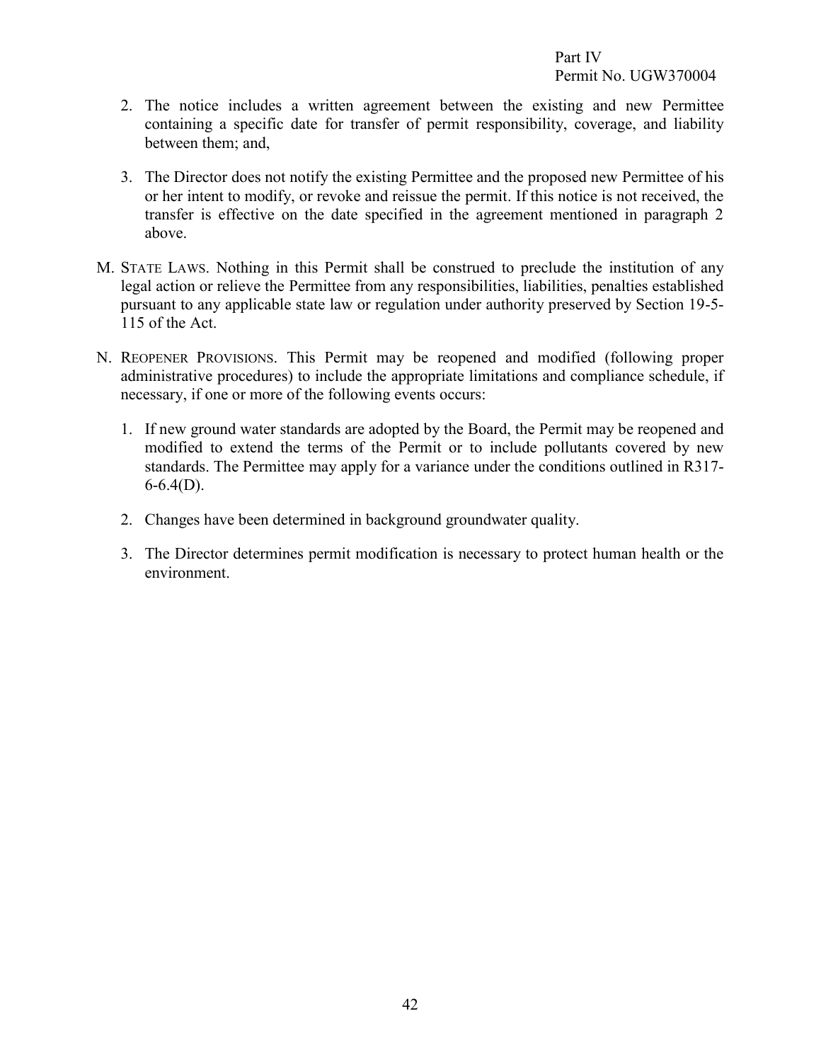2. The notice includes a written agreement between the existing and new Permittee containing a specific date for transfer of permit responsibility, coverage, and liability between them; and,

3. The Director does not notify the existing Permittee and the proposed new Permittee of his or her intent to modify, or revoke and reissue the permit. If this notice is not received, the transfer is effective on the date specified in the agreement mentioned in paragraph 2 above.

M. STATE LAWS. Nothing in this Permit shall be construed to preclude the institution of any legal action or relieve the Permittee from any responsibilities, liabilities, penalties established pursuant to any applicable state law or regulation under authority preserved by Section 19-5-115 of the Act.

N. REOPENER PROVISIONS. This Permit may be reopened and modified (following proper administrative procedures) to include the appropriate limitations and compliance schedule, if necessary, if one or more of the following events occurs:

1. If new ground water standards are adopted by the Board, the Permit may be reopened and modified to extend the terms of the Permit or to include pollutants covered by new standards. The Permittee may apply for a variance under the conditions outlined in R317-6-6.4(D).

2. Changes have been determined in background groundwater quality.

3. The Director determines permit modification is necessary to protect human health or the environment.